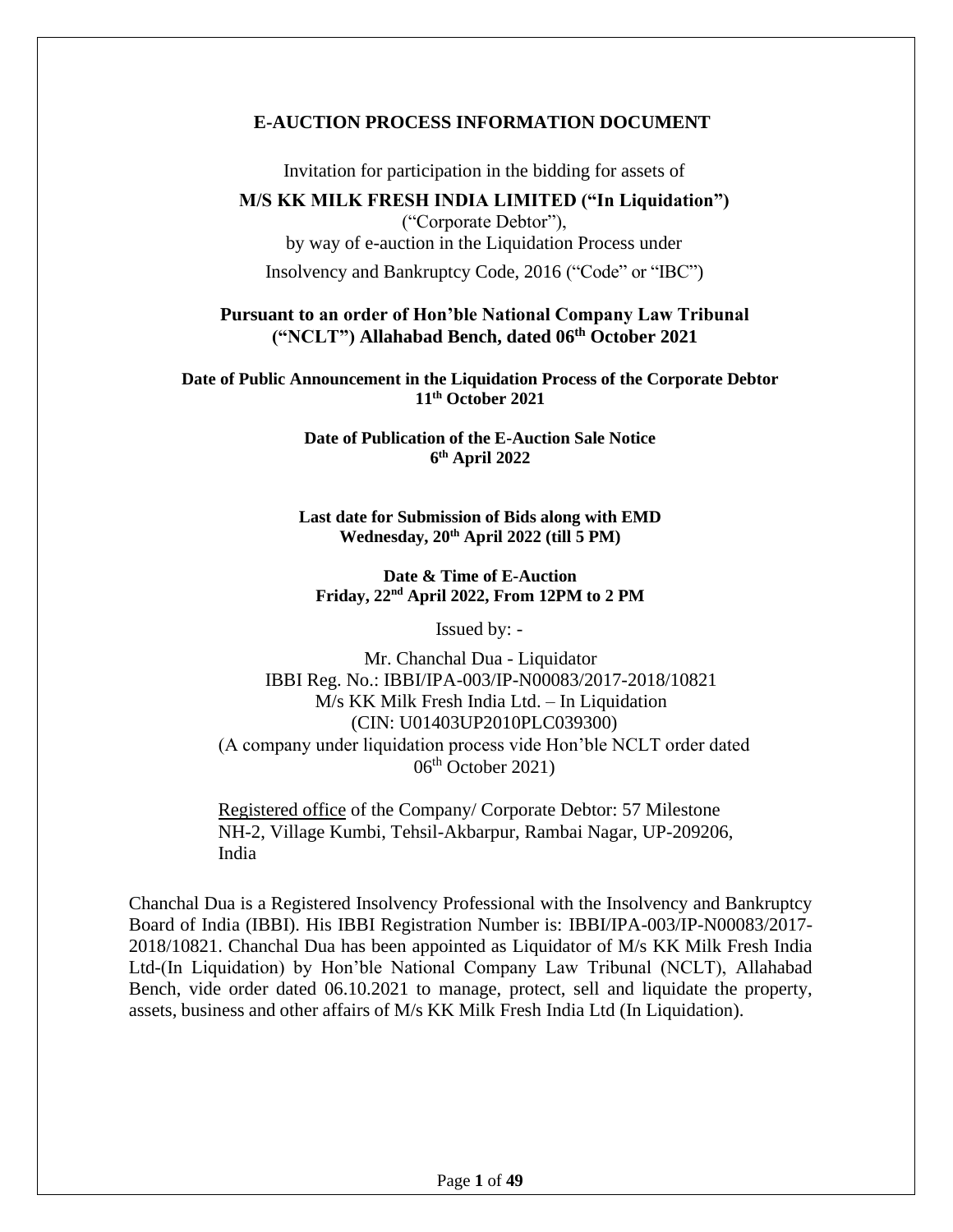# E-AUCTION PROCESS INFORMATION DOCUMENT

Invitation for participation in the bidding for assets of

**M/S KK MILK FRESH INDIA LIMITED ("In Liquidation")**

("Corporate Debtor"),

by way of e-auction in the Liquidation Process under

Insolvency and Bankruptcy Code, 2016 ("Code" or "IBC")

**Pursuant to an order of Hon'ble National Company Law Tribunal ("NCLT") Allahabad Bench, dated 06th October 2021**

**Date of Public Announcement in the Liquidation Process of the Corporate Debtor**
**11th October 2021**

**Date of Publication of the E-Auction Sale Notice**
**6th April 2022**

**Last date for Submission of Bids along with EMD**
**Wednesday, 20th April 2022 (till 5 PM)**

**Date & Time of E-Auction**
**Friday, 22nd April 2022, From 12PM to 2 PM**

Issued by: -

Mr. Chanchal Dua - Liquidator
IBBI Reg. No.: IBBI/IPA-003/IP-N00083/2017-2018/10821
M/s KK Milk Fresh India Ltd. – In Liquidation
(CIN: U01403UP2010PLC039300)
(A company under liquidation process vide Hon'ble NCLT order dated 06th October 2021)

Registered office of the Company/ Corporate Debtor: 57 Milestone NH-2, Village Kumbi, Tehsil-Akbarpur, Rambai Nagar, UP-209206, India

Chanchal Dua is a Registered Insolvency Professional with the Insolvency and Bankruptcy Board of India (IBBI). His IBBI Registration Number is: IBBI/IPA-003/IP-N00083/2017-2018/10821. Chanchal Dua has been appointed as Liquidator of M/s KK Milk Fresh India Ltd-(In Liquidation) by Hon'ble National Company Law Tribunal (NCLT), Allahabad Bench, vide order dated 06.10.2021 to manage, protect, sell and liquidate the property, assets, business and other affairs of M/s KK Milk Fresh India Ltd (In Liquidation).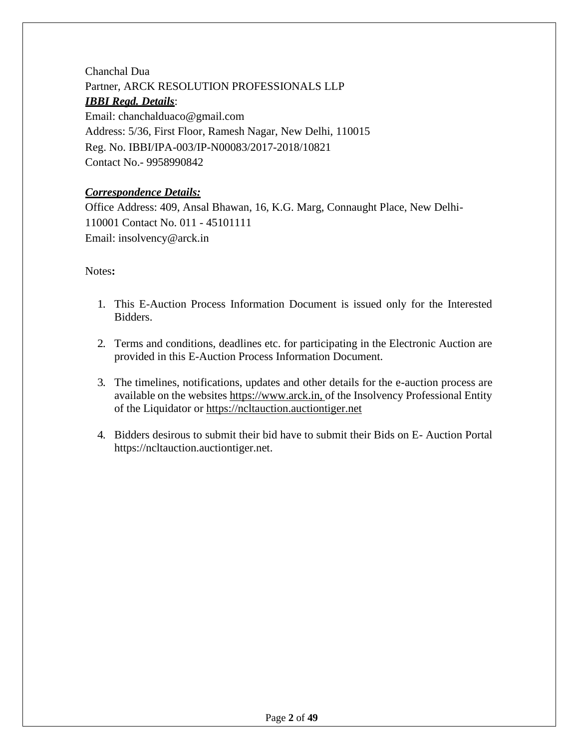Chanchal Dua
Partner, ARCK RESOLUTION PROFESSIONALS LLP
***IBBI Regd. Details***:
Email: chanchalduaco@gmail.com
Address: 5/36, First Floor, Ramesh Nagar, New Delhi, 110015
Reg. No. IBBI/IPA-003/IP-N00083/2017-2018/10821
Contact No.- 9958990842

***Correspondence Details:***
Office Address: 409, Ansal Bhawan, 16, K.G. Marg, Connaught Place, New Delhi-110001 Contact No. 011 - 45101111
Email: insolvency@arck.in

Notes**:**

1. This E-Auction Process Information Document is issued only for the Interested Bidders.

2. Terms and conditions, deadlines etc. for participating in the Electronic Auction are provided in this E-Auction Process Information Document.

3. The timelines, notifications, updates and other details for the e-auction process are available on the websites https://www.arck.in, of the Insolvency Professional Entity of the Liquidator or https://ncltauction.auctiontiger.net

4. Bidders desirous to submit their bid have to submit their Bids on E- Auction Portal https://ncltauction.auctiontiger.net.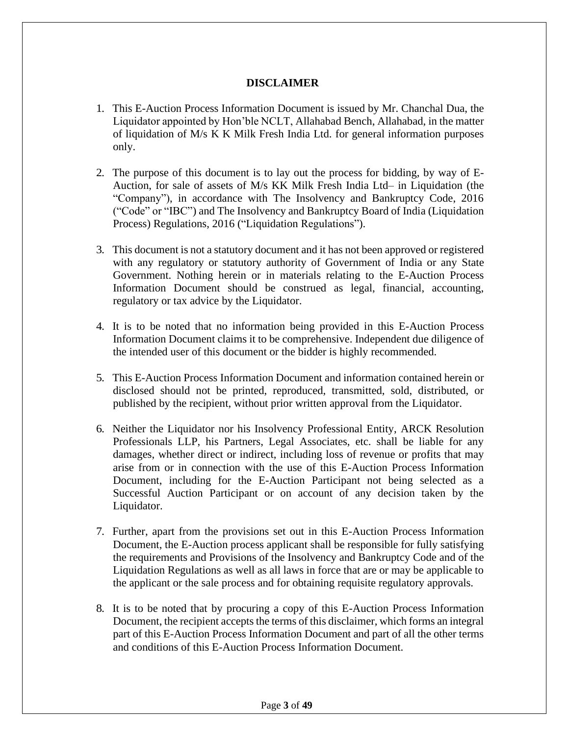# DISCLAIMER

1. This E-Auction Process Information Document is issued by Mr. Chanchal Dua, the Liquidator appointed by Hon'ble NCLT, Allahabad Bench, Allahabad, in the matter of liquidation of M/s K K Milk Fresh India Ltd. for general information purposes only.

2. The purpose of this document is to lay out the process for bidding, by way of E-Auction, for sale of assets of M/s KK Milk Fresh India Ltd– in Liquidation (the "Company"), in accordance with The Insolvency and Bankruptcy Code, 2016 ("Code" or "IBC") and The Insolvency and Bankruptcy Board of India (Liquidation Process) Regulations, 2016 ("Liquidation Regulations").

3. This document is not a statutory document and it has not been approved or registered with any regulatory or statutory authority of Government of India or any State Government. Nothing herein or in materials relating to the E-Auction Process Information Document should be construed as legal, financial, accounting, regulatory or tax advice by the Liquidator.

4. It is to be noted that no information being provided in this E-Auction Process Information Document claims it to be comprehensive. Independent due diligence of the intended user of this document or the bidder is highly recommended.

5. This E-Auction Process Information Document and information contained herein or disclosed should not be printed, reproduced, transmitted, sold, distributed, or published by the recipient, without prior written approval from the Liquidator.

6. Neither the Liquidator nor his Insolvency Professional Entity, ARCK Resolution Professionals LLP, his Partners, Legal Associates, etc. shall be liable for any damages, whether direct or indirect, including loss of revenue or profits that may arise from or in connection with the use of this E-Auction Process Information Document, including for the E-Auction Participant not being selected as a Successful Auction Participant or on account of any decision taken by the Liquidator.

7. Further, apart from the provisions set out in this E-Auction Process Information Document, the E-Auction process applicant shall be responsible for fully satisfying the requirements and Provisions of the Insolvency and Bankruptcy Code and of the Liquidation Regulations as well as all laws in force that are or may be applicable to the applicant or the sale process and for obtaining requisite regulatory approvals.

8. It is to be noted that by procuring a copy of this E-Auction Process Information Document, the recipient accepts the terms of this disclaimer, which forms an integral part of this E-Auction Process Information Document and part of all the other terms and conditions of this E-Auction Process Information Document.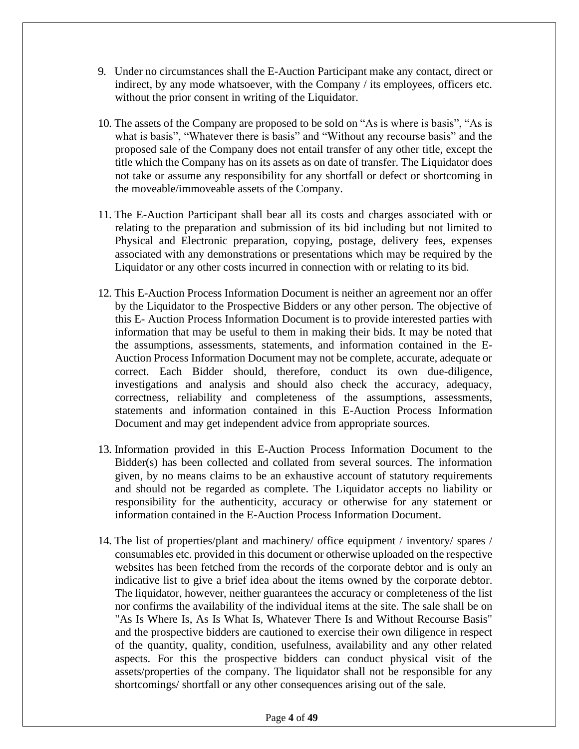9. Under no circumstances shall the E-Auction Participant make any contact, direct or indirect, by any mode whatsoever, with the Company / its employees, officers etc. without the prior consent in writing of the Liquidator.

10. The assets of the Company are proposed to be sold on "As is where is basis", "As is what is basis", "Whatever there is basis" and "Without any recourse basis" and the proposed sale of the Company does not entail transfer of any other title, except the title which the Company has on its assets as on date of transfer. The Liquidator does not take or assume any responsibility for any shortfall or defect or shortcoming in the moveable/immoveable assets of the Company.

11. The E-Auction Participant shall bear all its costs and charges associated with or relating to the preparation and submission of its bid including but not limited to Physical and Electronic preparation, copying, postage, delivery fees, expenses associated with any demonstrations or presentations which may be required by the Liquidator or any other costs incurred in connection with or relating to its bid.

12. This E-Auction Process Information Document is neither an agreement nor an offer by the Liquidator to the Prospective Bidders or any other person. The objective of this E- Auction Process Information Document is to provide interested parties with information that may be useful to them in making their bids. It may be noted that the assumptions, assessments, statements, and information contained in the E-Auction Process Information Document may not be complete, accurate, adequate or correct. Each Bidder should, therefore, conduct its own due-diligence, investigations and analysis and should also check the accuracy, adequacy, correctness, reliability and completeness of the assumptions, assessments, statements and information contained in this E-Auction Process Information Document and may get independent advice from appropriate sources.

13. Information provided in this E-Auction Process Information Document to the Bidder(s) has been collected and collated from several sources. The information given, by no means claims to be an exhaustive account of statutory requirements and should not be regarded as complete. The Liquidator accepts no liability or responsibility for the authenticity, accuracy or otherwise for any statement or information contained in the E-Auction Process Information Document.

14. The list of properties/plant and machinery/ office equipment / inventory/ spares / consumables etc. provided in this document or otherwise uploaded on the respective websites has been fetched from the records of the corporate debtor and is only an indicative list to give a brief idea about the items owned by the corporate debtor. The liquidator, however, neither guarantees the accuracy or completeness of the list nor confirms the availability of the individual items at the site. The sale shall be on "As Is Where Is, As Is What Is, Whatever There Is and Without Recourse Basis" and the prospective bidders are cautioned to exercise their own diligence in respect of the quantity, quality, condition, usefulness, availability and any other related aspects. For this the prospective bidders can conduct physical visit of the assets/properties of the company. The liquidator shall not be responsible for any shortcomings/ shortfall or any other consequences arising out of the sale.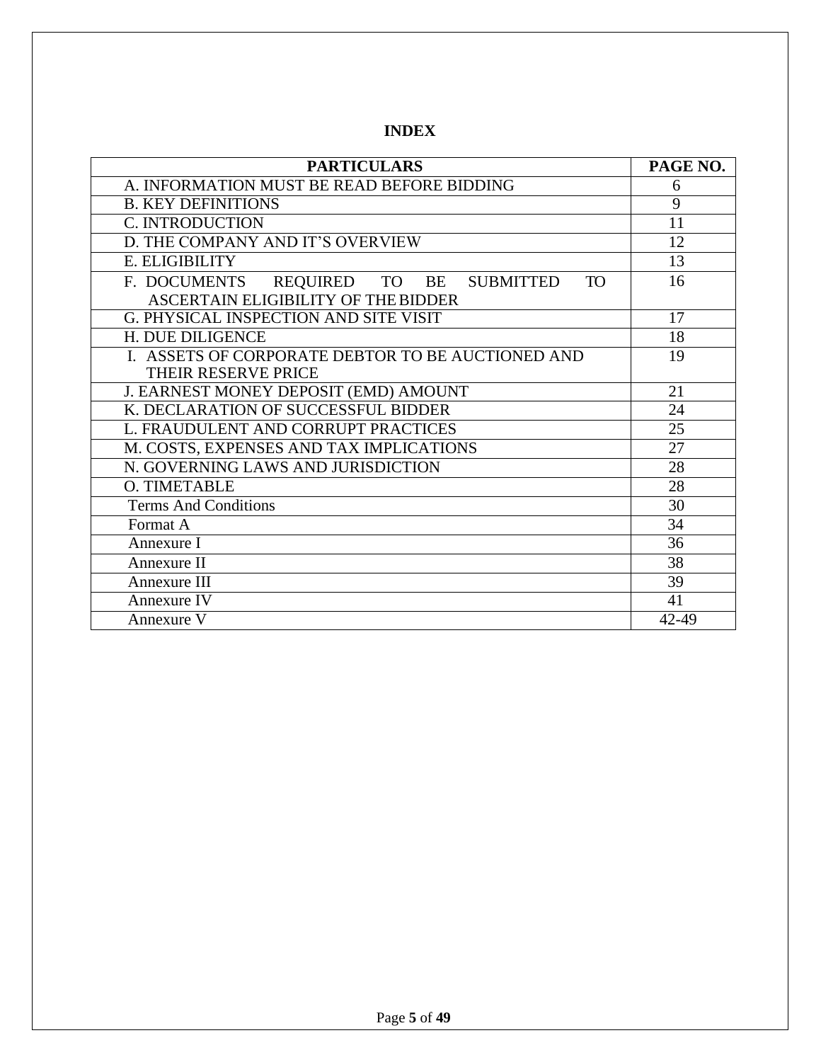# INDEX

| PARTICULARS | PAGE NO. |
|---|---|
| A. INFORMATION MUST BE READ BEFORE BIDDING | 6 |
| B. KEY DEFINITIONS | 9 |
| C. INTRODUCTION | 11 |
| D. THE COMPANY AND IT'S OVERVIEW | 12 |
| E. ELIGIBILITY | 13 |
| F. DOCUMENTS REQUIRED TO BE SUBMITTED TO ASCERTAIN ELIGIBILITY OF THE BIDDER | 16 |
| G. PHYSICAL INSPECTION AND SITE VISIT | 17 |
| H. DUE DILIGENCE | 18 |
| I. ASSETS OF CORPORATE DEBTOR TO BE AUCTIONED AND THEIR RESERVE PRICE | 19 |
| J. EARNEST MONEY DEPOSIT (EMD) AMOUNT | 21 |
| K. DECLARATION OF SUCCESSFUL BIDDER | 24 |
| L. FRAUDULENT AND CORRUPT PRACTICES | 25 |
| M. COSTS, EXPENSES AND TAX IMPLICATIONS | 27 |
| N. GOVERNING LAWS AND JURISDICTION | 28 |
| O. TIMETABLE | 28 |
| Terms And Conditions | 30 |
| Format A | 34 |
| Annexure I | 36 |
| Annexure II | 38 |
| Annexure III | 39 |
| Annexure IV | 41 |
| Annexure V | 42-49 |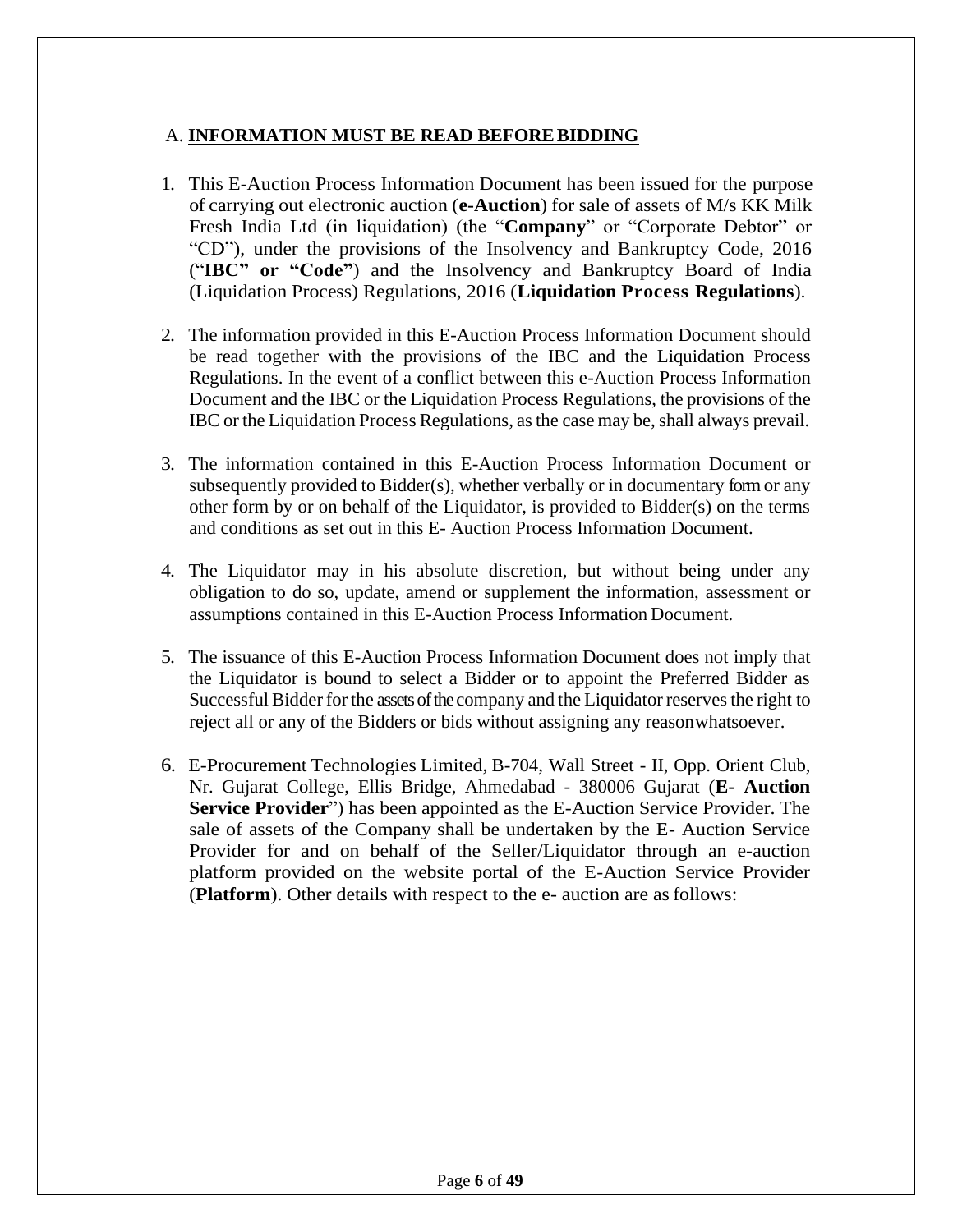## A. INFORMATION MUST BE READ BEFORE BIDDING

1. This E-Auction Process Information Document has been issued for the purpose of carrying out electronic auction (**e-Auction**) for sale of assets of M/s KK Milk Fresh India Ltd (in liquidation) (the "**Company**" or "Corporate Debtor" or "CD"), under the provisions of the Insolvency and Bankruptcy Code, 2016 ("**IBC" or "Code"**) and the Insolvency and Bankruptcy Board of India (Liquidation Process) Regulations, 2016 (**Liquidation Process Regulations**).

2. The information provided in this E-Auction Process Information Document should be read together with the provisions of the IBC and the Liquidation Process Regulations. In the event of a conflict between this e-Auction Process Information Document and the IBC or the Liquidation Process Regulations, the provisions of the IBC or the Liquidation Process Regulations, as the case may be, shall always prevail.

3. The information contained in this E-Auction Process Information Document or subsequently provided to Bidder(s), whether verbally or in documentary form or any other form by or on behalf of the Liquidator, is provided to Bidder(s) on the terms and conditions as set out in this E- Auction Process Information Document.

4. The Liquidator may in his absolute discretion, but without being under any obligation to do so, update, amend or supplement the information, assessment or assumptions contained in this E-Auction Process Information Document.

5. The issuance of this E-Auction Process Information Document does not imply that the Liquidator is bound to select a Bidder or to appoint the Preferred Bidder as Successful Bidder for the assets of the company and the Liquidator reserves the right to reject all or any of the Bidders or bids without assigning any reason whatsoever.

6. E-Procurement Technologies Limited, B-704, Wall Street - II, Opp. Orient Club, Nr. Gujarat College, Ellis Bridge, Ahmedabad - 380006 Gujarat (**E- Auction Service Provider**") has been appointed as the E-Auction Service Provider. The sale of assets of the Company shall be undertaken by the E- Auction Service Provider for and on behalf of the Seller/Liquidator through an e-auction platform provided on the website portal of the E-Auction Service Provider (**Platform**). Other details with respect to the e- auction are as follows: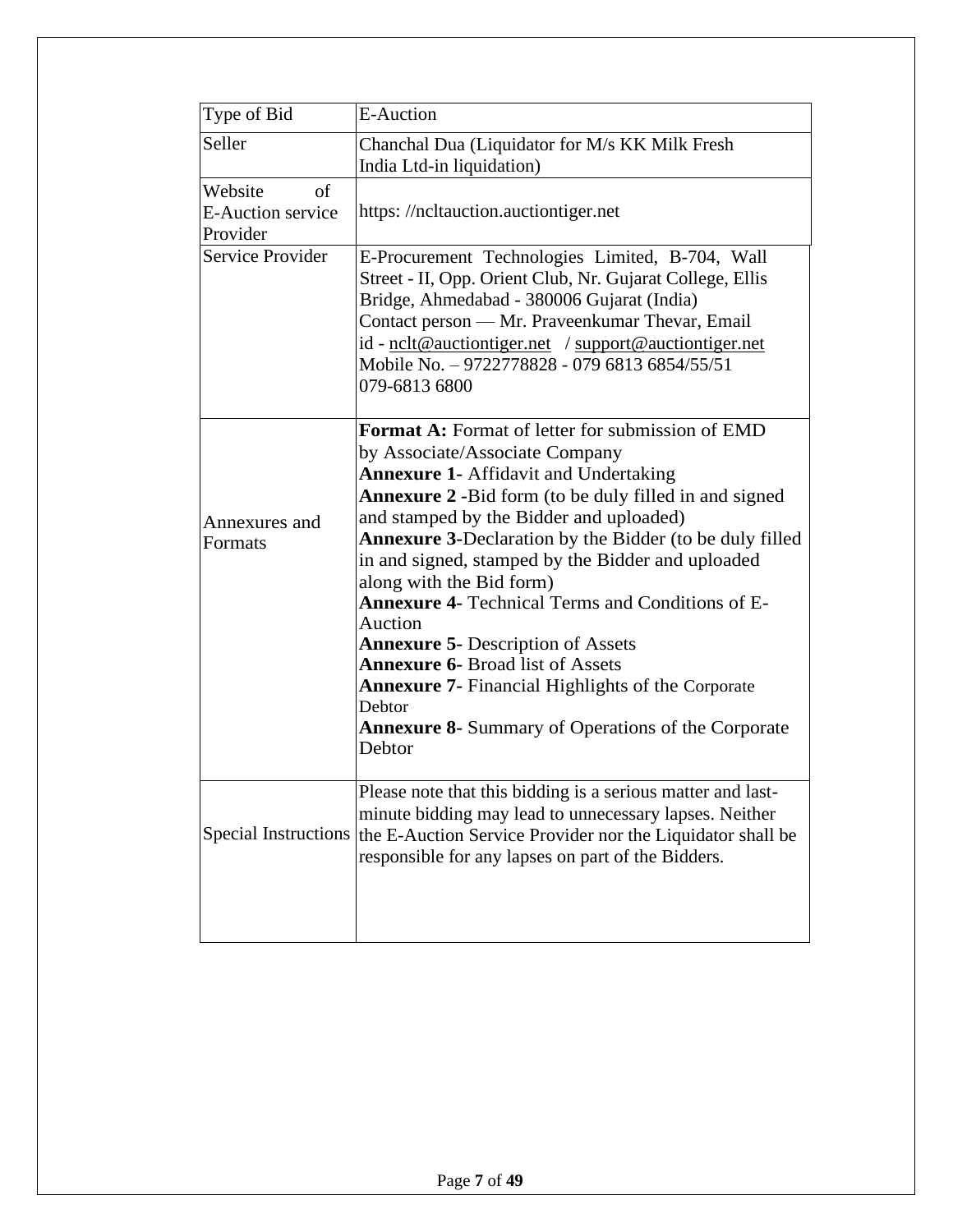| Type of Bid | E-Auction |
|---|---|
| Seller | Chanchal Dua (Liquidator for M/s KK Milk Fresh India Ltd-in liquidation) |
| Website of E-Auction service Provider | https: //ncltauction.auctiontiger.net |
| Service Provider | E-Procurement Technologies Limited, B-704, Wall Street - II, Opp. Orient Club, Nr. Gujarat College, Ellis Bridge, Ahmedabad - 380006 Gujarat (India)<br>Contact person — Mr. Praveenkumar Thevar, Email id - nclt@auctiontiger.net / support@auctiontiger.net<br>Mobile No. – 9722778828 - 079 6813 6854/55/51<br>079-6813 6800 |
| Annexures and Formats | **Format A:** Format of letter for submission of EMD by Associate/Associate Company<br>**Annexure 1-** Affidavit and Undertaking<br>**Annexure 2 -**Bid form (to be duly filled in and signed and stamped by the Bidder and uploaded)<br>**Annexure 3-**Declaration by the Bidder (to be duly filled in and signed, stamped by the Bidder and uploaded along with the Bid form)<br>**Annexure 4-** Technical Terms and Conditions of E-Auction<br>**Annexure 5-** Description of Assets<br>**Annexure 6-** Broad list of Assets<br>**Annexure 7-** Financial Highlights of the Corporate Debtor<br>**Annexure 8-** Summary of Operations of the Corporate Debtor |
| Special Instructions | Please note that this bidding is a serious matter and last-minute bidding may lead to unnecessary lapses. Neither the E-Auction Service Provider nor the Liquidator shall be responsible for any lapses on part of the Bidders. |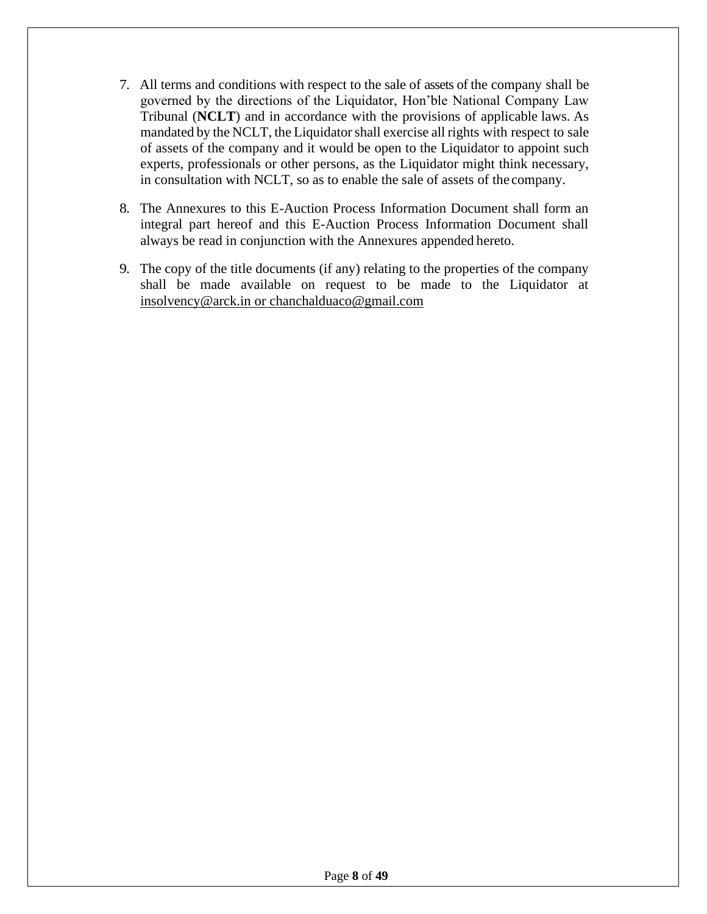7. All terms and conditions with respect to the sale of assets of the company shall be governed by the directions of the Liquidator, Hon'ble National Company Law Tribunal (**NCLT**) and in accordance with the provisions of applicable laws. As mandated by the NCLT, the Liquidator shall exercise all rights with respect to sale of assets of the company and it would be open to the Liquidator to appoint such experts, professionals or other persons, as the Liquidator might think necessary, in consultation with NCLT, so as to enable the sale of assets of the company.

8. The Annexures to this E-Auction Process Information Document shall form an integral part hereof and this E-Auction Process Information Document shall always be read in conjunction with the Annexures appended hereto.

9. The copy of the title documents (if any) relating to the properties of the company shall be made available on request to be made to the Liquidator at insolvency@arck.in or chanchalduaco@gmail.com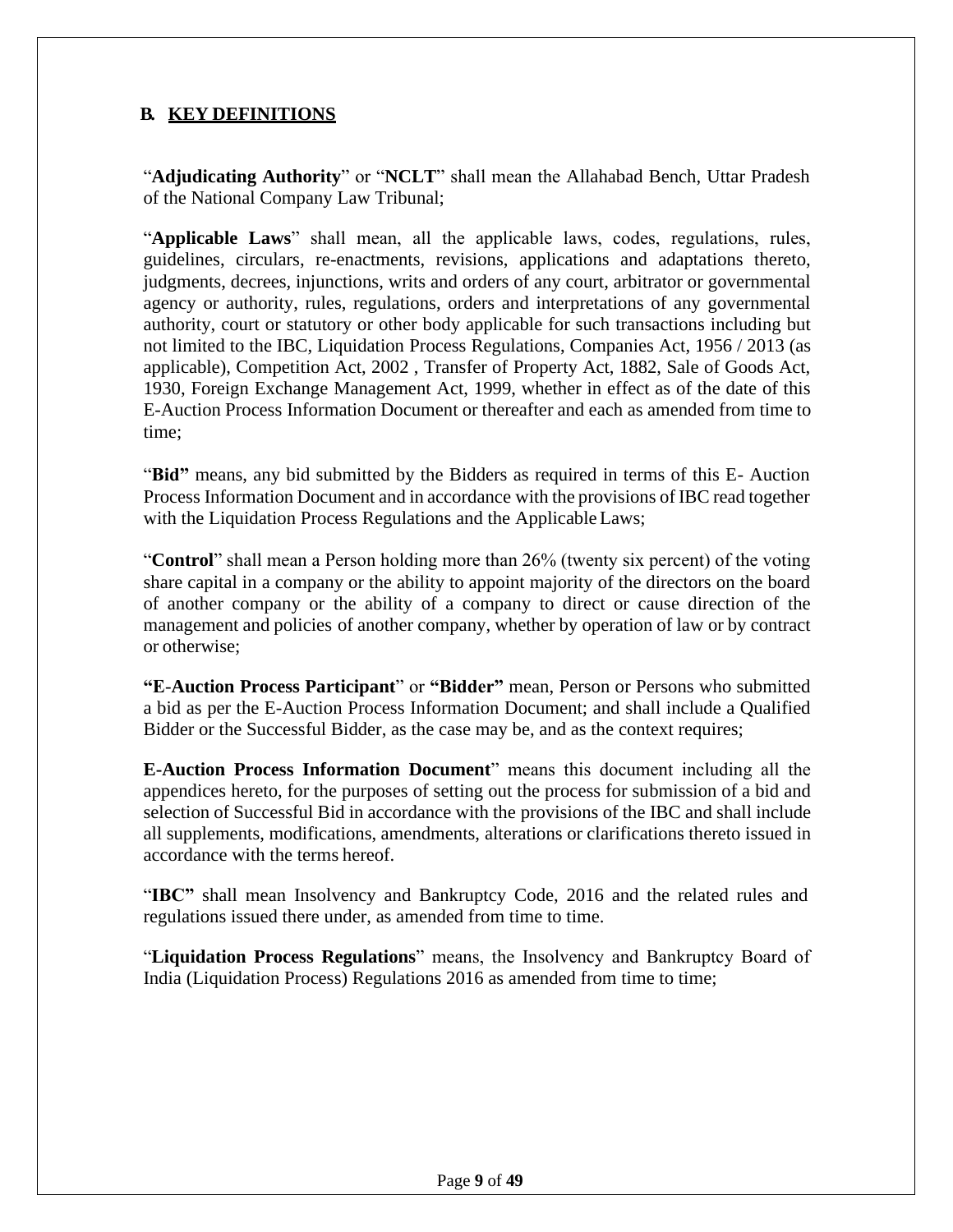## B. KEY DEFINITIONS

"**Adjudicating Authority**" or "**NCLT**" shall mean the Allahabad Bench, Uttar Pradesh of the National Company Law Tribunal;

"**Applicable Laws**" shall mean, all the applicable laws, codes, regulations, rules, guidelines, circulars, re-enactments, revisions, applications and adaptations thereto, judgments, decrees, injunctions, writs and orders of any court, arbitrator or governmental agency or authority, rules, regulations, orders and interpretations of any governmental authority, court or statutory or other body applicable for such transactions including but not limited to the IBC, Liquidation Process Regulations, Companies Act, 1956 / 2013 (as applicable), Competition Act, 2002 , Transfer of Property Act, 1882, Sale of Goods Act, 1930, Foreign Exchange Management Act, 1999, whether in effect as of the date of this E-Auction Process Information Document or thereafter and each as amended from time to time;

"**Bid"** means, any bid submitted by the Bidders as required in terms of this E- Auction Process Information Document and in accordance with the provisions of IBC read together with the Liquidation Process Regulations and the Applicable Laws;

"**Control**" shall mean a Person holding more than 26% (twenty six percent) of the voting share capital in a company or the ability to appoint majority of the directors on the board of another company or the ability of a company to direct or cause direction of the management and policies of another company, whether by operation of law or by contract or otherwise;

**"E-Auction Process Participant**" or **"Bidder"** mean, Person or Persons who submitted a bid as per the E-Auction Process Information Document; and shall include a Qualified Bidder or the Successful Bidder, as the case may be, and as the context requires;

**E-Auction Process Information Document**" means this document including all the appendices hereto, for the purposes of setting out the process for submission of a bid and selection of Successful Bid in accordance with the provisions of the IBC and shall include all supplements, modifications, amendments, alterations or clarifications thereto issued in accordance with the terms hereof.

"**IBC"** shall mean Insolvency and Bankruptcy Code, 2016 and the related rules and regulations issued there under, as amended from time to time.

"**Liquidation Process Regulations**" means, the Insolvency and Bankruptcy Board of India (Liquidation Process) Regulations 2016 as amended from time to time;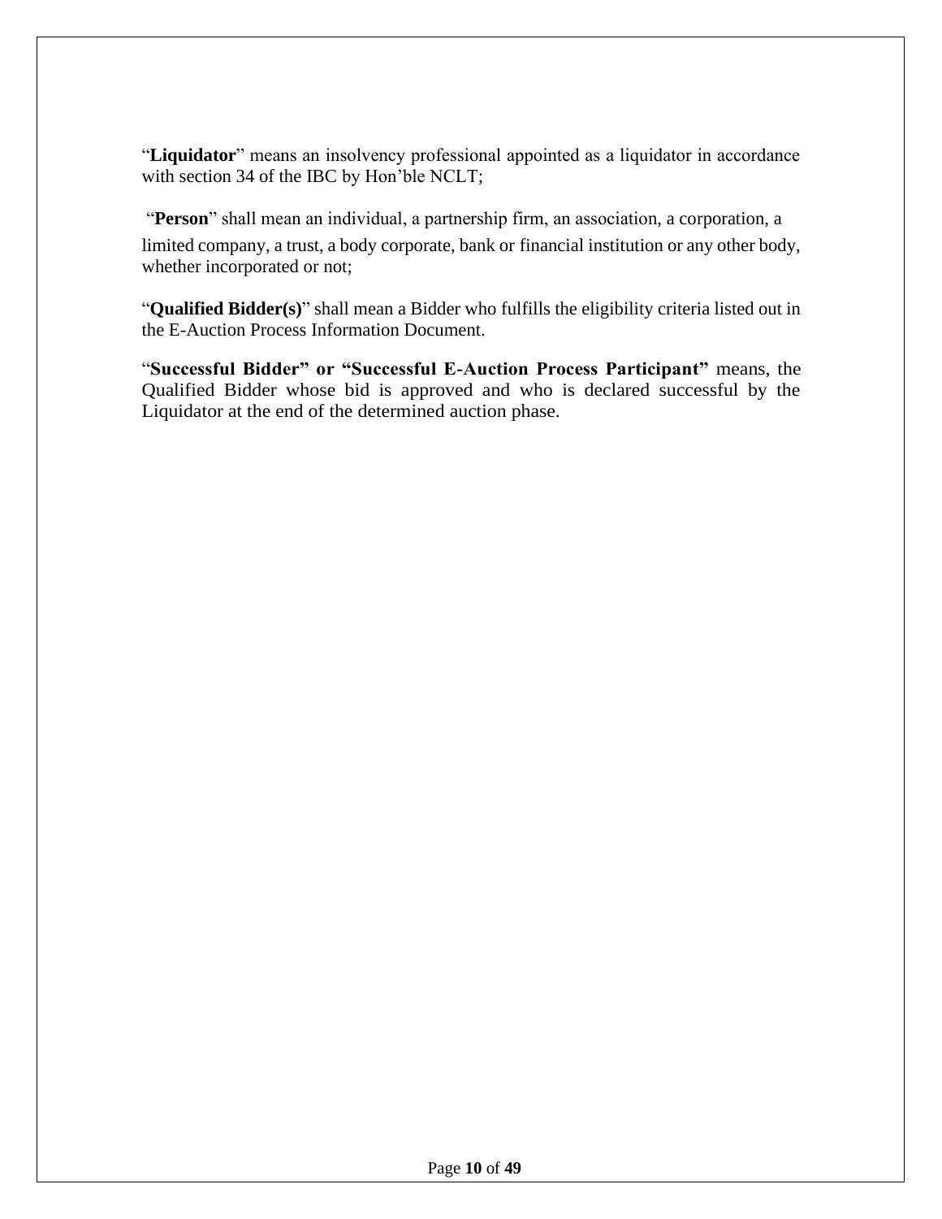"**Liquidator**" means an insolvency professional appointed as a liquidator in accordance with section 34 of the IBC by Hon'ble NCLT;

"**Person**" shall mean an individual, a partnership firm, an association, a corporation, a limited company, a trust, a body corporate, bank or financial institution or any other body, whether incorporated or not;

"**Qualified Bidder(s)**" shall mean a Bidder who fulfills the eligibility criteria listed out in the E-Auction Process Information Document.

"**Successful Bidder" or "Successful E-Auction Process Participant"** means, the Qualified Bidder whose bid is approved and who is declared successful by the Liquidator at the end of the determined auction phase.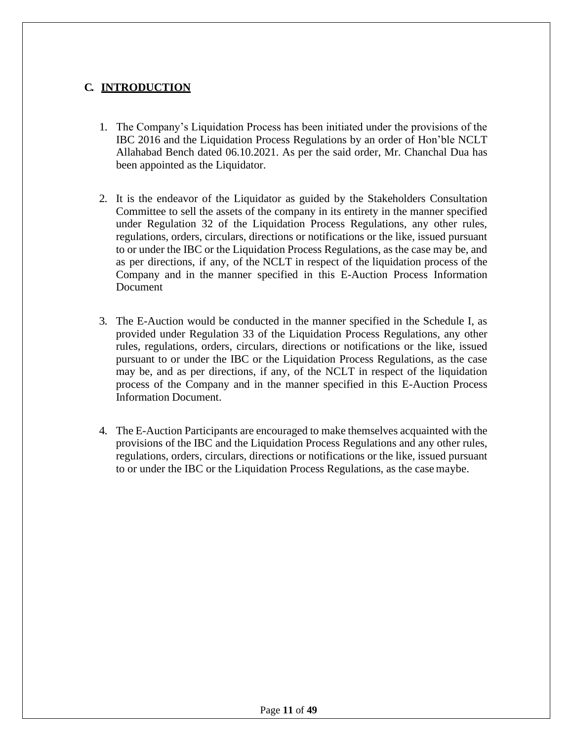## C. INTRODUCTION

1. The Company's Liquidation Process has been initiated under the provisions of the IBC 2016 and the Liquidation Process Regulations by an order of Hon'ble NCLT Allahabad Bench dated 06.10.2021. As per the said order, Mr. Chanchal Dua has been appointed as the Liquidator.

2. It is the endeavor of the Liquidator as guided by the Stakeholders Consultation Committee to sell the assets of the company in its entirety in the manner specified under Regulation 32 of the Liquidation Process Regulations, any other rules, regulations, orders, circulars, directions or notifications or the like, issued pursuant to or under the IBC or the Liquidation Process Regulations, as the case may be, and as per directions, if any, of the NCLT in respect of the liquidation process of the Company and in the manner specified in this E-Auction Process Information Document

3. The E-Auction would be conducted in the manner specified in the Schedule I, as provided under Regulation 33 of the Liquidation Process Regulations, any other rules, regulations, orders, circulars, directions or notifications or the like, issued pursuant to or under the IBC or the Liquidation Process Regulations, as the case may be, and as per directions, if any, of the NCLT in respect of the liquidation process of the Company and in the manner specified in this E-Auction Process Information Document.

4. The E-Auction Participants are encouraged to make themselves acquainted with the provisions of the IBC and the Liquidation Process Regulations and any other rules, regulations, orders, circulars, directions or notifications or the like, issued pursuant to or under the IBC or the Liquidation Process Regulations, as the case maybe.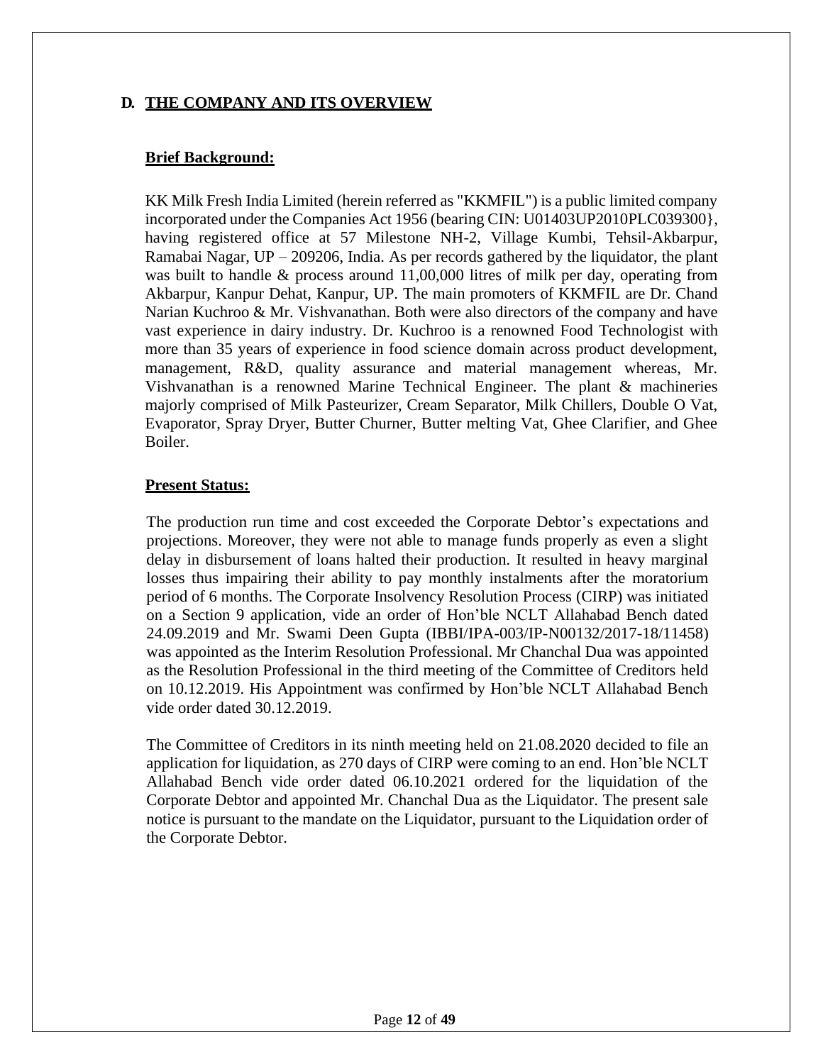## D. THE COMPANY AND ITS OVERVIEW

**Brief Background:**

KK Milk Fresh India Limited (herein referred as "KKMFIL") is a public limited company incorporated under the Companies Act 1956 (bearing CIN: U01403UP2010PLC039300}, having registered office at 57 Milestone NH-2, Village Kumbi, Tehsil-Akbarpur, Ramabai Nagar, UP – 209206, India. As per records gathered by the liquidator, the plant was built to handle & process around 11,00,000 litres of milk per day, operating from Akbarpur, Kanpur Dehat, Kanpur, UP. The main promoters of KKMFIL are Dr. Chand Narian Kuchroo & Mr. Vishvanathan. Both were also directors of the company and have vast experience in dairy industry. Dr. Kuchroo is a renowned Food Technologist with more than 35 years of experience in food science domain across product development, management, R&D, quality assurance and material management whereas, Mr. Vishvanathan is a renowned Marine Technical Engineer. The plant & machineries majorly comprised of Milk Pasteurizer, Cream Separator, Milk Chillers, Double O Vat, Evaporator, Spray Dryer, Butter Churner, Butter melting Vat, Ghee Clarifier, and Ghee Boiler.

**Present Status:**

The production run time and cost exceeded the Corporate Debtor's expectations and projections. Moreover, they were not able to manage funds properly as even a slight delay in disbursement of loans halted their production. It resulted in heavy marginal losses thus impairing their ability to pay monthly instalments after the moratorium period of 6 months. The Corporate Insolvency Resolution Process (CIRP) was initiated on a Section 9 application, vide an order of Hon'ble NCLT Allahabad Bench dated 24.09.2019 and Mr. Swami Deen Gupta (IBBI/IPA-003/IP-N00132/2017-18/11458) was appointed as the Interim Resolution Professional. Mr Chanchal Dua was appointed as the Resolution Professional in the third meeting of the Committee of Creditors held on 10.12.2019. His Appointment was confirmed by Hon'ble NCLT Allahabad Bench vide order dated 30.12.2019.

The Committee of Creditors in its ninth meeting held on 21.08.2020 decided to file an application for liquidation, as 270 days of CIRP were coming to an end. Hon'ble NCLT Allahabad Bench vide order dated 06.10.2021 ordered for the liquidation of the Corporate Debtor and appointed Mr. Chanchal Dua as the Liquidator. The present sale notice is pursuant to the mandate on the Liquidator, pursuant to the Liquidation order of the Corporate Debtor.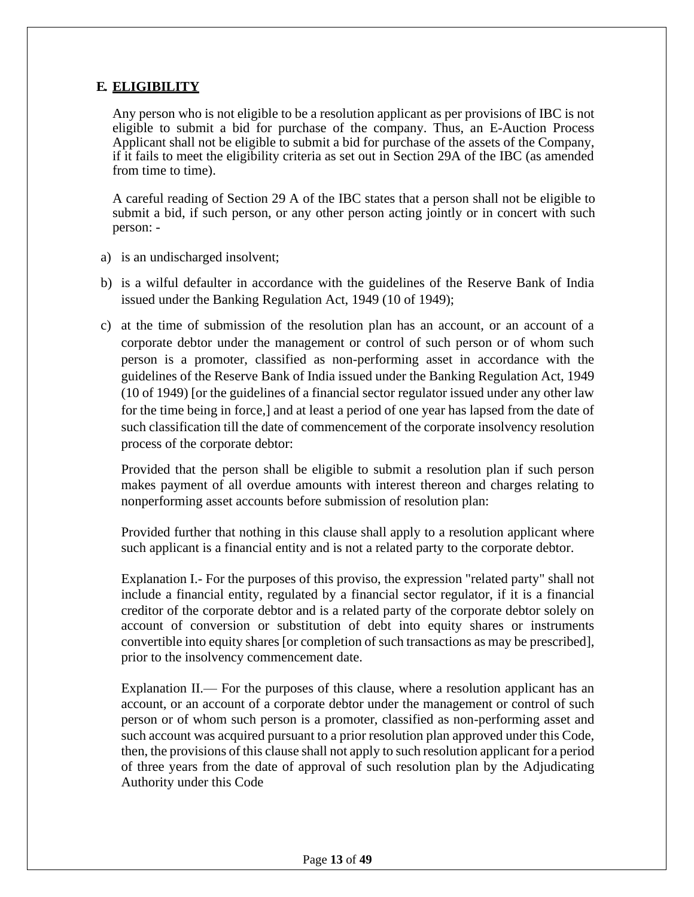## E. ELIGIBILITY

Any person who is not eligible to be a resolution applicant as per provisions of IBC is not eligible to submit a bid for purchase of the company. Thus, an E-Auction Process Applicant shall not be eligible to submit a bid for purchase of the assets of the Company, if it fails to meet the eligibility criteria as set out in Section 29A of the IBC (as amended from time to time).

A careful reading of Section 29 A of the IBC states that a person shall not be eligible to submit a bid, if such person, or any other person acting jointly or in concert with such person: -

a) is an undischarged insolvent;

b) is a wilful defaulter in accordance with the guidelines of the Reserve Bank of India issued under the Banking Regulation Act, 1949 (10 of 1949);

c) at the time of submission of the resolution plan has an account, or an account of a corporate debtor under the management or control of such person or of whom such person is a promoter, classified as non-performing asset in accordance with the guidelines of the Reserve Bank of India issued under the Banking Regulation Act, 1949 (10 of 1949) [or the guidelines of a financial sector regulator issued under any other law for the time being in force,] and at least a period of one year has lapsed from the date of such classification till the date of commencement of the corporate insolvency resolution process of the corporate debtor:

   Provided that the person shall be eligible to submit a resolution plan if such person makes payment of all overdue amounts with interest thereon and charges relating to nonperforming asset accounts before submission of resolution plan:

   Provided further that nothing in this clause shall apply to a resolution applicant where such applicant is a financial entity and is not a related party to the corporate debtor.

   Explanation I.- For the purposes of this proviso, the expression "related party" shall not include a financial entity, regulated by a financial sector regulator, if it is a financial creditor of the corporate debtor and is a related party of the corporate debtor solely on account of conversion or substitution of debt into equity shares or instruments convertible into equity shares [or completion of such transactions as may be prescribed], prior to the insolvency commencement date.

   Explanation II.— For the purposes of this clause, where a resolution applicant has an account, or an account of a corporate debtor under the management or control of such person or of whom such person is a promoter, classified as non-performing asset and such account was acquired pursuant to a prior resolution plan approved under this Code, then, the provisions of this clause shall not apply to such resolution applicant for a period of three years from the date of approval of such resolution plan by the Adjudicating Authority under this Code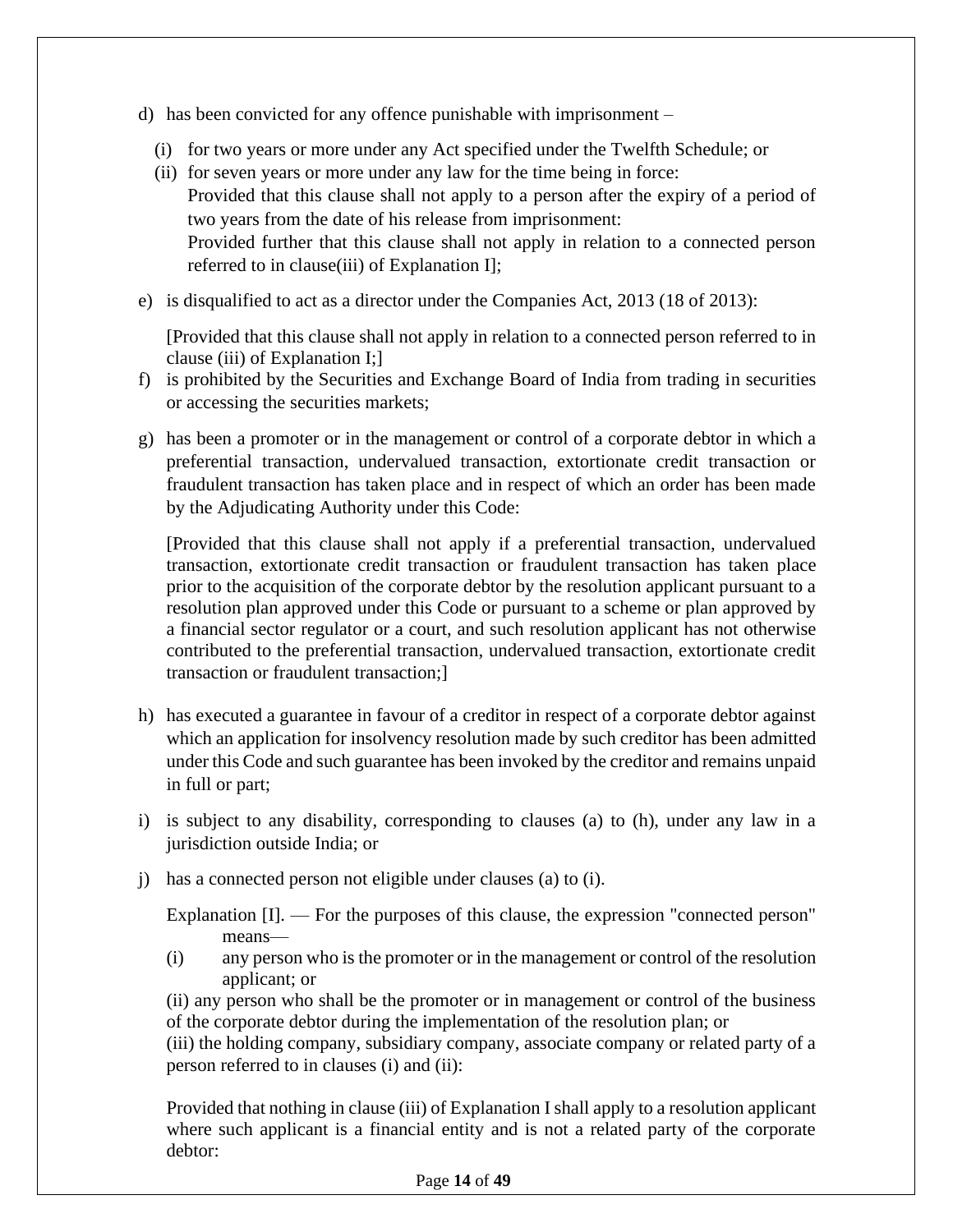d) has been convicted for any offence punishable with imprisonment –

   (i) for two years or more under any Act specified under the Twelfth Schedule; or

   (ii) for seven years or more under any law for the time being in force:

   Provided that this clause shall not apply to a person after the expiry of a period of two years from the date of his release from imprisonment:

   Provided further that this clause shall not apply in relation to a connected person referred to in clause(iii) of Explanation I];

e) is disqualified to act as a director under the Companies Act, 2013 (18 of 2013):

   [Provided that this clause shall not apply in relation to a connected person referred to in clause (iii) of Explanation I;]

f) is prohibited by the Securities and Exchange Board of India from trading in securities or accessing the securities markets;

g) has been a promoter or in the management or control of a corporate debtor in which a preferential transaction, undervalued transaction, extortionate credit transaction or fraudulent transaction has taken place and in respect of which an order has been made by the Adjudicating Authority under this Code:

   [Provided that this clause shall not apply if a preferential transaction, undervalued transaction, extortionate credit transaction or fraudulent transaction has taken place prior to the acquisition of the corporate debtor by the resolution applicant pursuant to a resolution plan approved under this Code or pursuant to a scheme or plan approved by a financial sector regulator or a court, and such resolution applicant has not otherwise contributed to the preferential transaction, undervalued transaction, extortionate credit transaction or fraudulent transaction;]

h) has executed a guarantee in favour of a creditor in respect of a corporate debtor against which an application for insolvency resolution made by such creditor has been admitted under this Code and such guarantee has been invoked by the creditor and remains unpaid in full or part;

i) is subject to any disability, corresponding to clauses (a) to (h), under any law in a jurisdiction outside India; or

j) has a connected person not eligible under clauses (a) to (i).

   Explanation [I]. — For the purposes of this clause, the expression "connected person" means—

   (i) any person who is the promoter or in the management or control of the resolution applicant; or

   (ii) any person who shall be the promoter or in management or control of the business of the corporate debtor during the implementation of the resolution plan; or

   (iii) the holding company, subsidiary company, associate company or related party of a person referred to in clauses (i) and (ii):

   Provided that nothing in clause (iii) of Explanation I shall apply to a resolution applicant where such applicant is a financial entity and is not a related party of the corporate debtor: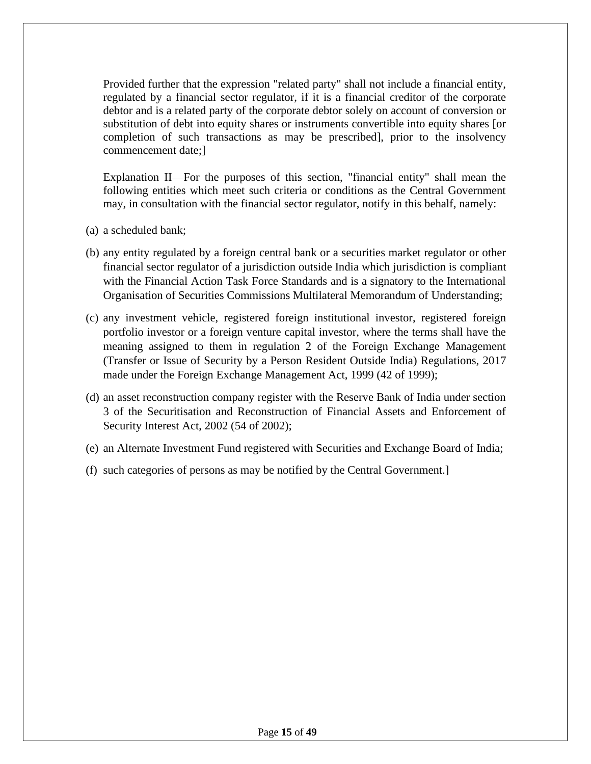Provided further that the expression "related party" shall not include a financial entity, regulated by a financial sector regulator, if it is a financial creditor of the corporate debtor and is a related party of the corporate debtor solely on account of conversion or substitution of debt into equity shares or instruments convertible into equity shares [or completion of such transactions as may be prescribed], prior to the insolvency commencement date;]

Explanation II—For the purposes of this section, "financial entity" shall mean the following entities which meet such criteria or conditions as the Central Government may, in consultation with the financial sector regulator, notify in this behalf, namely:

(a) a scheduled bank;

(b) any entity regulated by a foreign central bank or a securities market regulator or other financial sector regulator of a jurisdiction outside India which jurisdiction is compliant with the Financial Action Task Force Standards and is a signatory to the International Organisation of Securities Commissions Multilateral Memorandum of Understanding;

(c) any investment vehicle, registered foreign institutional investor, registered foreign portfolio investor or a foreign venture capital investor, where the terms shall have the meaning assigned to them in regulation 2 of the Foreign Exchange Management (Transfer or Issue of Security by a Person Resident Outside India) Regulations, 2017 made under the Foreign Exchange Management Act, 1999 (42 of 1999);

(d) an asset reconstruction company register with the Reserve Bank of India under section 3 of the Securitisation and Reconstruction of Financial Assets and Enforcement of Security Interest Act, 2002 (54 of 2002);

(e) an Alternate Investment Fund registered with Securities and Exchange Board of India;

(f) such categories of persons as may be notified by the Central Government.]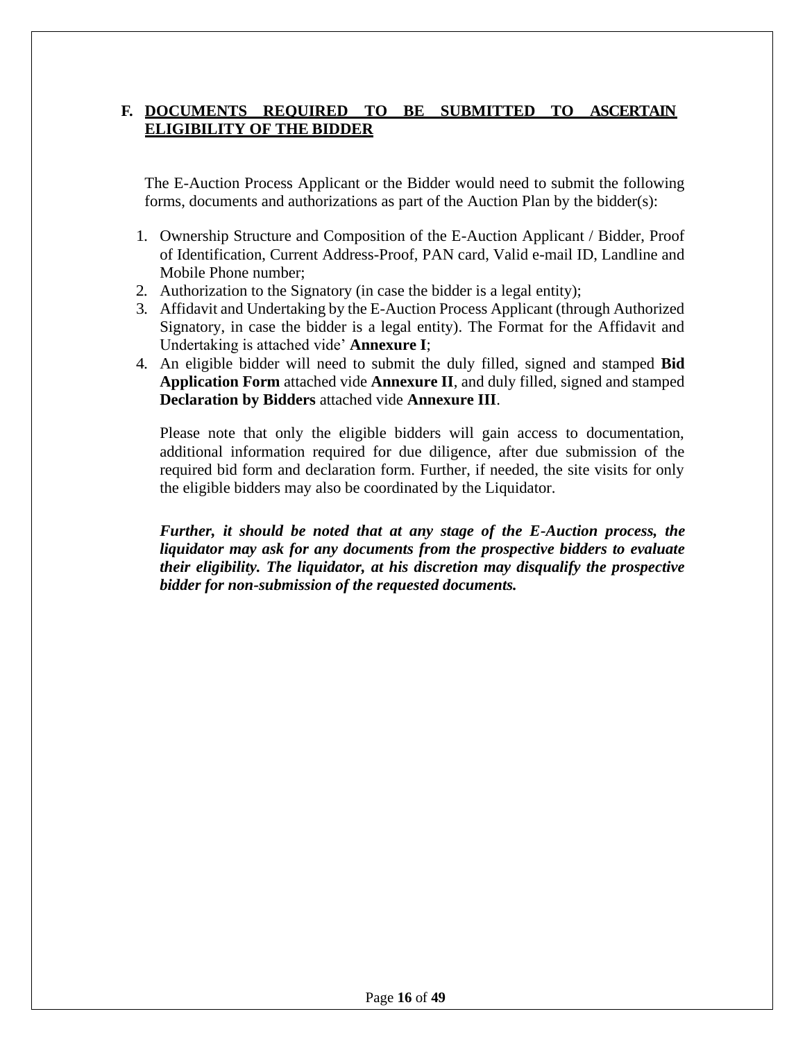## F. DOCUMENTS REQUIRED TO BE SUBMITTED TO ASCERTAIN ELIGIBILITY OF THE BIDDER

The E-Auction Process Applicant or the Bidder would need to submit the following forms, documents and authorizations as part of the Auction Plan by the bidder(s):

1. Ownership Structure and Composition of the E-Auction Applicant / Bidder, Proof of Identification, Current Address-Proof, PAN card, Valid e-mail ID, Landline and Mobile Phone number;
2. Authorization to the Signatory (in case the bidder is a legal entity);
3. Affidavit and Undertaking by the E-Auction Process Applicant (through Authorized Signatory, in case the bidder is a legal entity). The Format for the Affidavit and Undertaking is attached vide' **Annexure I**;
4. An eligible bidder will need to submit the duly filled, signed and stamped **Bid Application Form** attached vide **Annexure II**, and duly filled, signed and stamped **Declaration by Bidders** attached vide **Annexure III**.

   Please note that only the eligible bidders will gain access to documentation, additional information required for due diligence, after due submission of the required bid form and declaration form. Further, if needed, the site visits for only the eligible bidders may also be coordinated by the Liquidator.

   ***Further, it should be noted that at any stage of the E-Auction process, the liquidator may ask for any documents from the prospective bidders to evaluate their eligibility. The liquidator, at his discretion may disqualify the prospective bidder for non-submission of the requested documents.***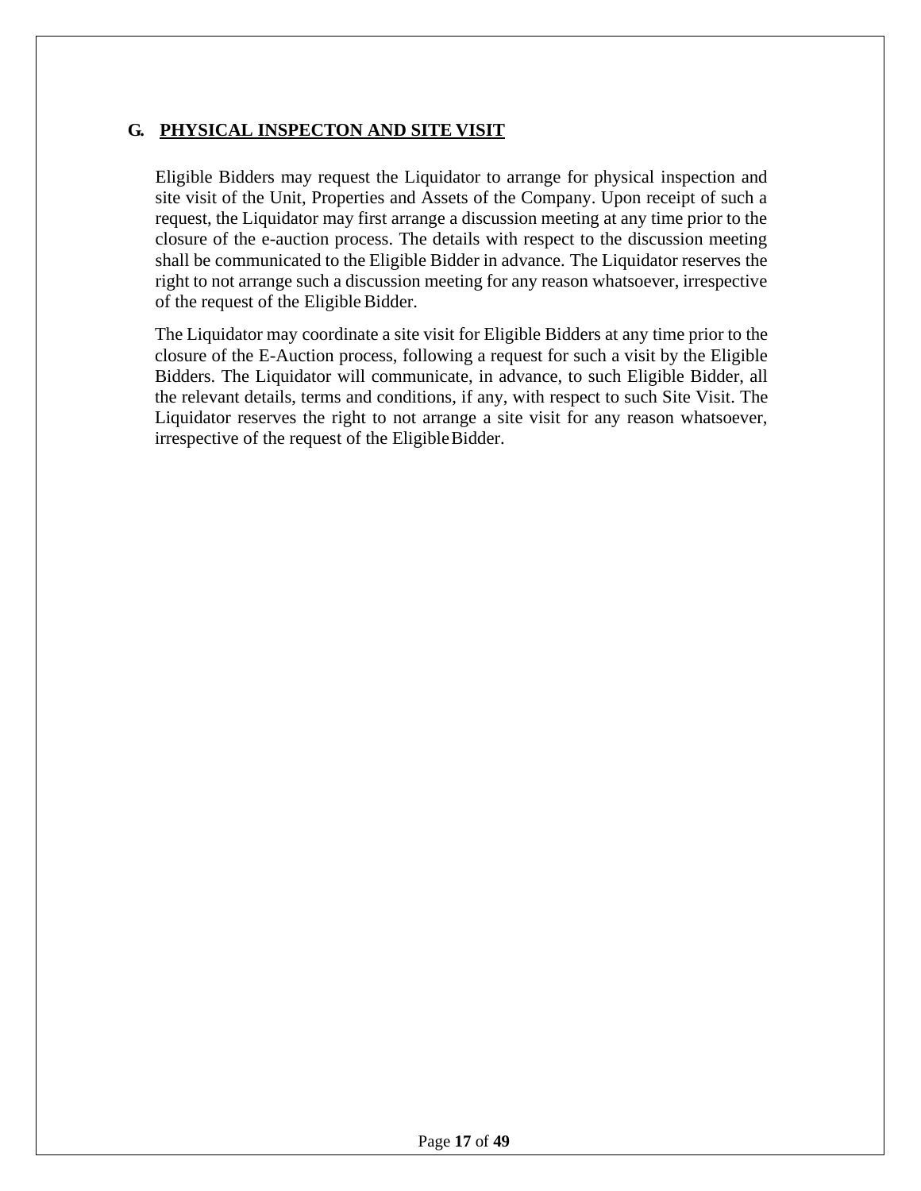## G. PHYSICAL INSPECTON AND SITE VISIT

Eligible Bidders may request the Liquidator to arrange for physical inspection and site visit of the Unit, Properties and Assets of the Company. Upon receipt of such a request, the Liquidator may first arrange a discussion meeting at any time prior to the closure of the e-auction process. The details with respect to the discussion meeting shall be communicated to the Eligible Bidder in advance. The Liquidator reserves the right to not arrange such a discussion meeting for any reason whatsoever, irrespective of the request of the Eligible Bidder.

The Liquidator may coordinate a site visit for Eligible Bidders at any time prior to the closure of the E-Auction process, following a request for such a visit by the Eligible Bidders. The Liquidator will communicate, in advance, to such Eligible Bidder, all the relevant details, terms and conditions, if any, with respect to such Site Visit. The Liquidator reserves the right to not arrange a site visit for any reason whatsoever, irrespective of the request of the Eligible Bidder.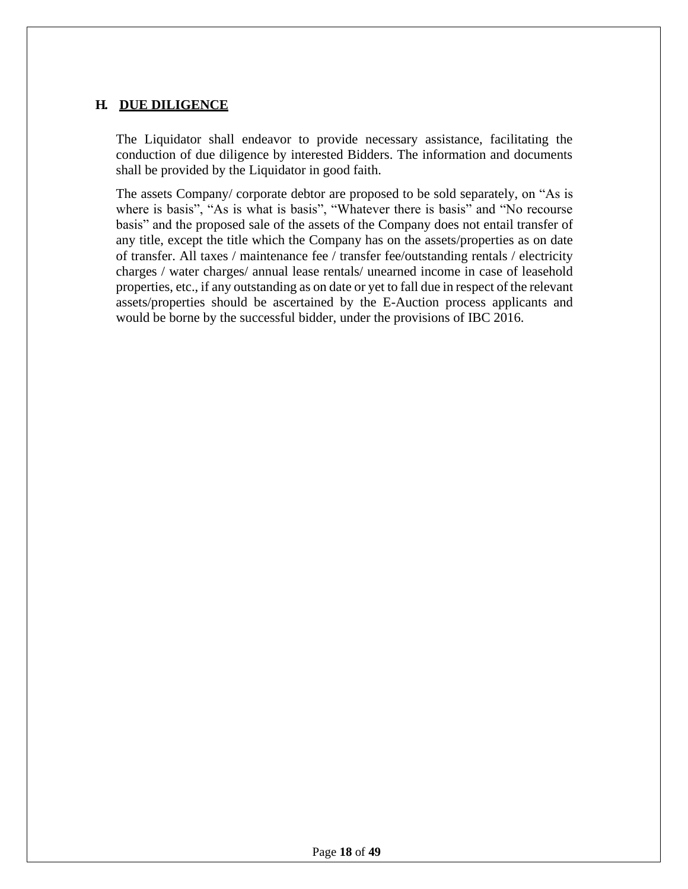## H. DUE DILIGENCE

The Liquidator shall endeavor to provide necessary assistance, facilitating the conduction of due diligence by interested Bidders. The information and documents shall be provided by the Liquidator in good faith.

The assets Company/ corporate debtor are proposed to be sold separately, on "As is where is basis", "As is what is basis", "Whatever there is basis" and "No recourse basis" and the proposed sale of the assets of the Company does not entail transfer of any title, except the title which the Company has on the assets/properties as on date of transfer. All taxes / maintenance fee / transfer fee/outstanding rentals / electricity charges / water charges/ annual lease rentals/ unearned income in case of leasehold properties, etc., if any outstanding as on date or yet to fall due in respect of the relevant assets/properties should be ascertained by the E-Auction process applicants and would be borne by the successful bidder, under the provisions of IBC 2016.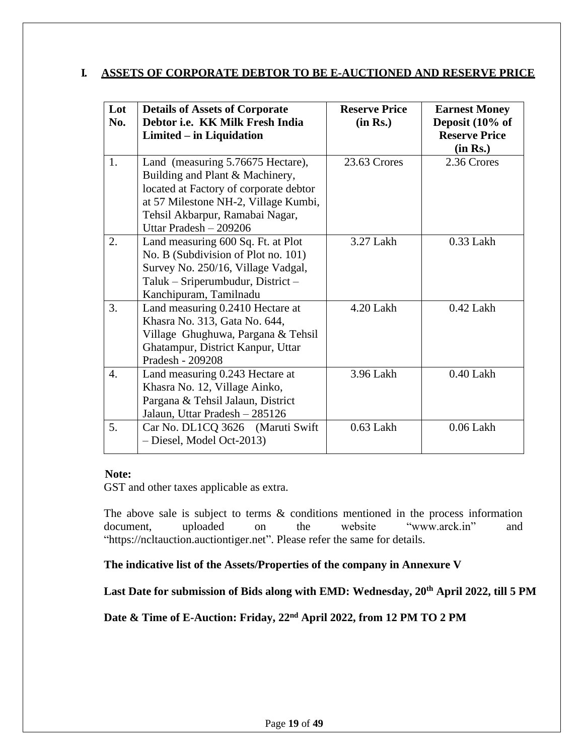## I. ASSETS OF CORPORATE DEBTOR TO BE E-AUCTIONED AND RESERVE PRICE

| Lot No. | Details of Assets of Corporate Debtor i.e. KK Milk Fresh India Limited – in Liquidation | Reserve Price (in Rs.) | Earnest Money Deposit (10% of Reserve Price (in Rs.) |
|---|---|---|---|
| 1. | Land (measuring 5.76675 Hectare), Building and Plant & Machinery, located at Factory of corporate debtor at 57 Milestone NH-2, Village Kumbi, Tehsil Akbarpur, Ramabai Nagar, Uttar Pradesh – 209206 | 23.63 Crores | 2.36 Crores |
| 2. | Land measuring 600 Sq. Ft. at Plot No. B (Subdivision of Plot no. 101) Survey No. 250/16, Village Vadgal, Taluk – Sriperumbudur, District – Kanchipuram, Tamilnadu | 3.27 Lakh | 0.33 Lakh |
| 3. | Land measuring 0.2410 Hectare at Khasra No. 313, Gata No. 644, Village Ghughuwa, Pargana & Tehsil Ghatampur, District Kanpur, Uttar Pradesh - 209208 | 4.20 Lakh | 0.42 Lakh |
| 4. | Land measuring 0.243 Hectare at Khasra No. 12, Village Ainko, Pargana & Tehsil Jalaun, District Jalaun, Uttar Pradesh – 285126 | 3.96 Lakh | 0.40 Lakh |
| 5. | Car No. DL1CQ 3626 (Maruti Swift – Diesel, Model Oct-2013) | 0.63 Lakh | 0.06 Lakh |

**Note:**

GST and other taxes applicable as extra.

The above sale is subject to terms & conditions mentioned in the process information document, uploaded on the website "www.arck.in" and "https://ncltauction.auctiontiger.net". Please refer the same for details.

**The indicative list of the Assets/Properties of the company in Annexure V**

**Last Date for submission of Bids along with EMD: Wednesday, 20th April 2022, till 5 PM**

**Date & Time of E-Auction: Friday, 22nd April 2022, from 12 PM TO 2 PM**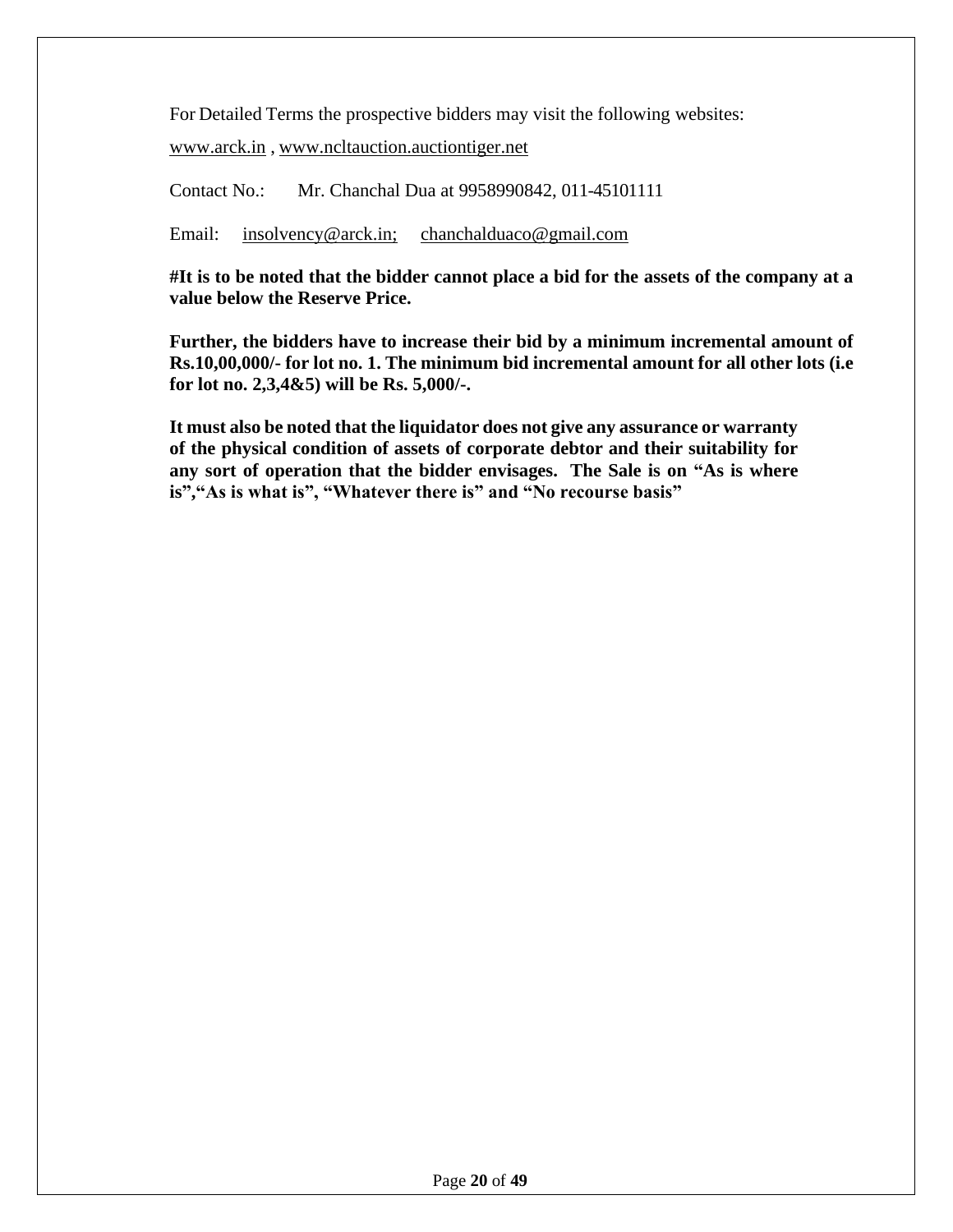For Detailed Terms the prospective bidders may visit the following websites:

www.arck.in , www.ncltauction.auctiontiger.net

Contact No.: Mr. Chanchal Dua at 9958990842, 011-45101111

Email: insolvency@arck.in; chanchalduaco@gmail.com

**#It is to be noted that the bidder cannot place a bid for the assets of the company at a value below the Reserve Price.**

**Further, the bidders have to increase their bid by a minimum incremental amount of Rs.10,00,000/- for lot no. 1. The minimum bid incremental amount for all other lots (i.e for lot no. 2,3,4&5) will be Rs. 5,000/-.**

**It must also be noted that the liquidator does not give any assurance or warranty of the physical condition of assets of corporate debtor and their suitability for any sort of operation that the bidder envisages. The Sale is on "As is where is","As is what is", "Whatever there is" and "No recourse basis"**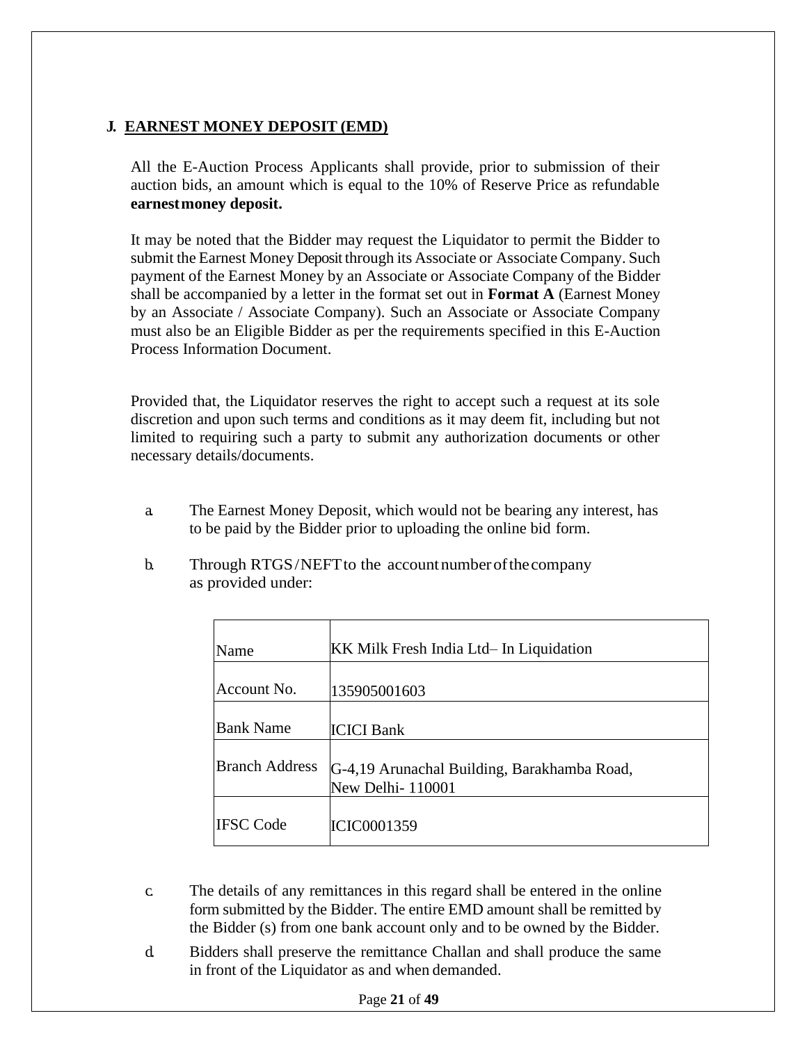## J. EARNEST MONEY DEPOSIT (EMD)

All the E-Auction Process Applicants shall provide, prior to submission of their auction bids, an amount which is equal to the 10% of Reserve Price as refundable **earnest money deposit.**

It may be noted that the Bidder may request the Liquidator to permit the Bidder to submit the Earnest Money Deposit through its Associate or Associate Company. Such payment of the Earnest Money by an Associate or Associate Company of the Bidder shall be accompanied by a letter in the format set out in **Format A** (Earnest Money by an Associate / Associate Company). Such an Associate or Associate Company must also be an Eligible Bidder as per the requirements specified in this E-Auction Process Information Document.

Provided that, the Liquidator reserves the right to accept such a request at its sole discretion and upon such terms and conditions as it may deem fit, including but not limited to requiring such a party to submit any authorization documents or other necessary details/documents.

a. The Earnest Money Deposit, which would not be bearing any interest, has to be paid by the Bidder prior to uploading the online bid form.

b. Through RTGS/NEFT to the account number of the company as provided under:

| Name | KK Milk Fresh India Ltd– In Liquidation |
|---|---|
| Account No. | 135905001603 |
| Bank Name | ICICI Bank |
| Branch Address | G-4,19 Arunachal Building, Barakhamba Road, New Delhi- 110001 |
| IFSC Code | ICIC0001359 |

c. The details of any remittances in this regard shall be entered in the online form submitted by the Bidder. The entire EMD amount shall be remitted by the Bidder (s) from one bank account only and to be owned by the Bidder.

d. Bidders shall preserve the remittance Challan and shall produce the same in front of the Liquidator as and when demanded.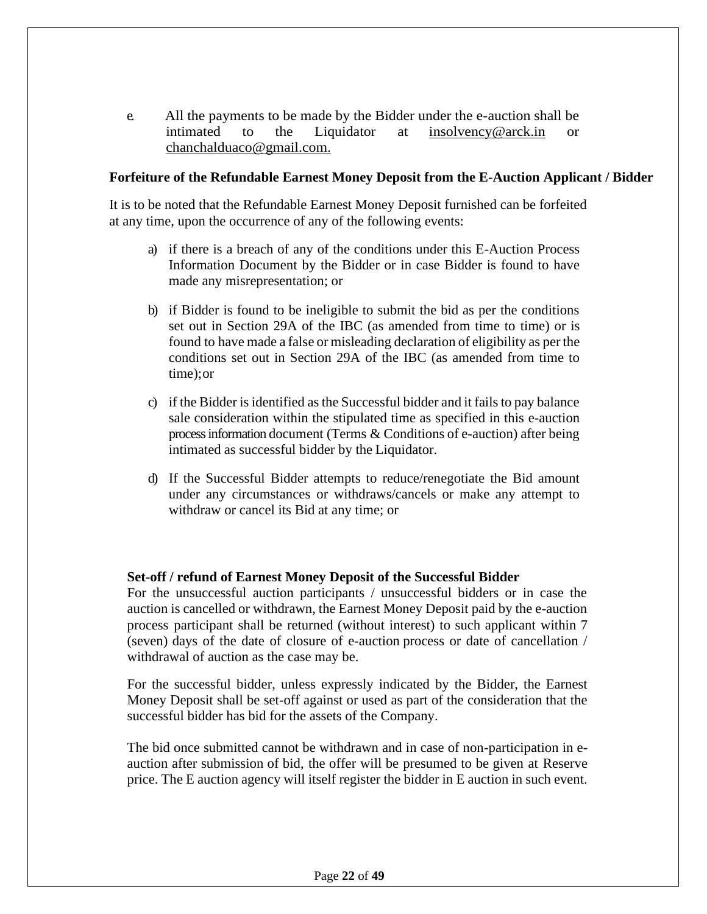e. All the payments to be made by the Bidder under the e-auction shall be intimated to the Liquidator at insolvency@arck.in or chanchalduaco@gmail.com.

**Forfeiture of the Refundable Earnest Money Deposit from the E-Auction Applicant / Bidder**

It is to be noted that the Refundable Earnest Money Deposit furnished can be forfeited at any time, upon the occurrence of any of the following events:

a) if there is a breach of any of the conditions under this E-Auction Process Information Document by the Bidder or in case Bidder is found to have made any misrepresentation; or

b) if Bidder is found to be ineligible to submit the bid as per the conditions set out in Section 29A of the IBC (as amended from time to time) or is found to have made a false or misleading declaration of eligibility as per the conditions set out in Section 29A of the IBC (as amended from time to time); or

c) if the Bidder is identified as the Successful bidder and it fails to pay balance sale consideration within the stipulated time as specified in this e-auction process information document (Terms & Conditions of e-auction) after being intimated as successful bidder by the Liquidator.

d) If the Successful Bidder attempts to reduce/renegotiate the Bid amount under any circumstances or withdraws/cancels or make any attempt to withdraw or cancel its Bid at any time; or

**Set-off / refund of Earnest Money Deposit of the Successful Bidder**

For the unsuccessful auction participants / unsuccessful bidders or in case the auction is cancelled or withdrawn, the Earnest Money Deposit paid by the e-auction process participant shall be returned (without interest) to such applicant within 7 (seven) days of the date of closure of e-auction process or date of cancellation / withdrawal of auction as the case may be.

For the successful bidder, unless expressly indicated by the Bidder, the Earnest Money Deposit shall be set-off against or used as part of the consideration that the successful bidder has bid for the assets of the Company.

The bid once submitted cannot be withdrawn and in case of non-participation in e-auction after submission of bid, the offer will be presumed to be given at Reserve price. The E auction agency will itself register the bidder in E auction in such event.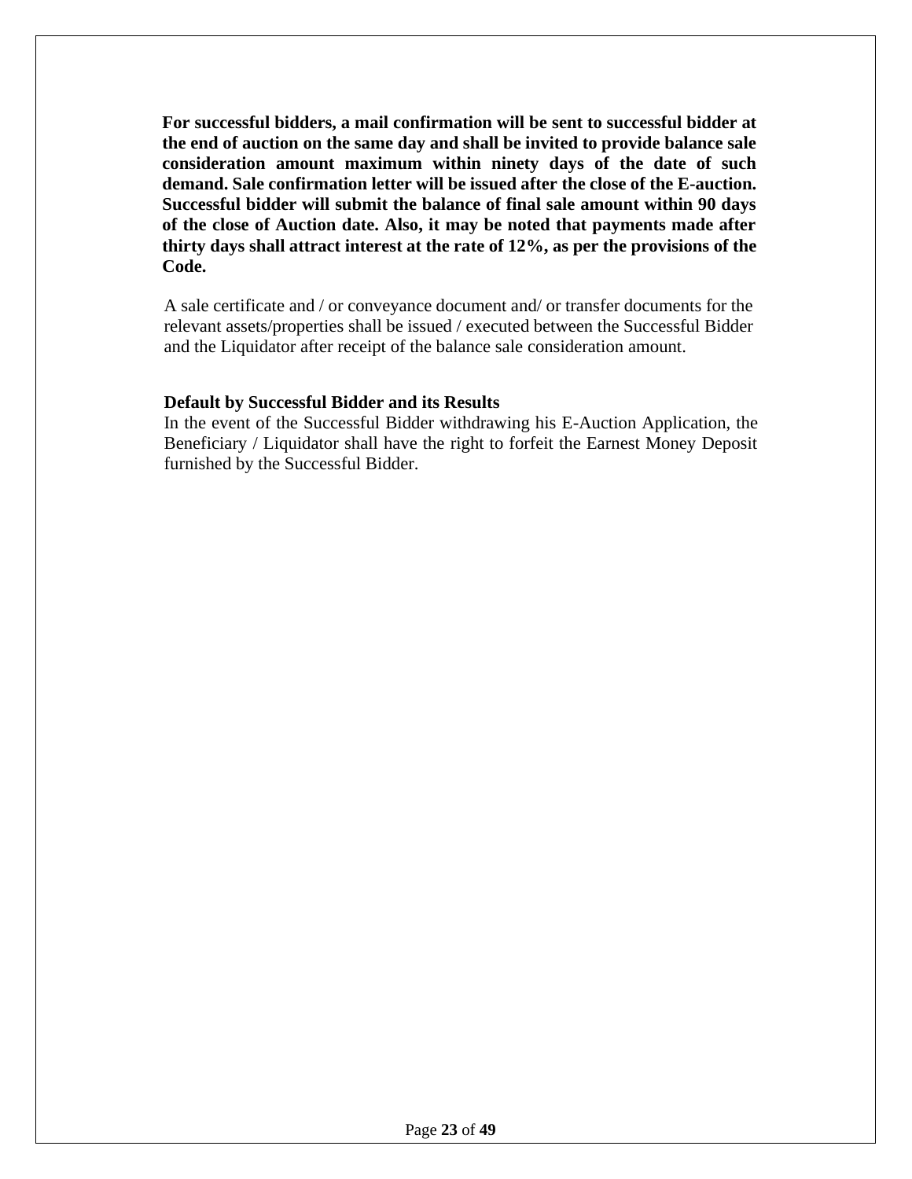**For successful bidders, a mail confirmation will be sent to successful bidder at the end of auction on the same day and shall be invited to provide balance sale consideration amount maximum within ninety days of the date of such demand. Sale confirmation letter will be issued after the close of the E-auction. Successful bidder will submit the balance of final sale amount within 90 days of the close of Auction date. Also, it may be noted that payments made after thirty days shall attract interest at the rate of 12%, as per the provisions of the Code.**

A sale certificate and / or conveyance document and/ or transfer documents for the relevant assets/properties shall be issued / executed between the Successful Bidder and the Liquidator after receipt of the balance sale consideration amount.

**Default by Successful Bidder and its Results**

In the event of the Successful Bidder withdrawing his E-Auction Application, the Beneficiary / Liquidator shall have the right to forfeit the Earnest Money Deposit furnished by the Successful Bidder.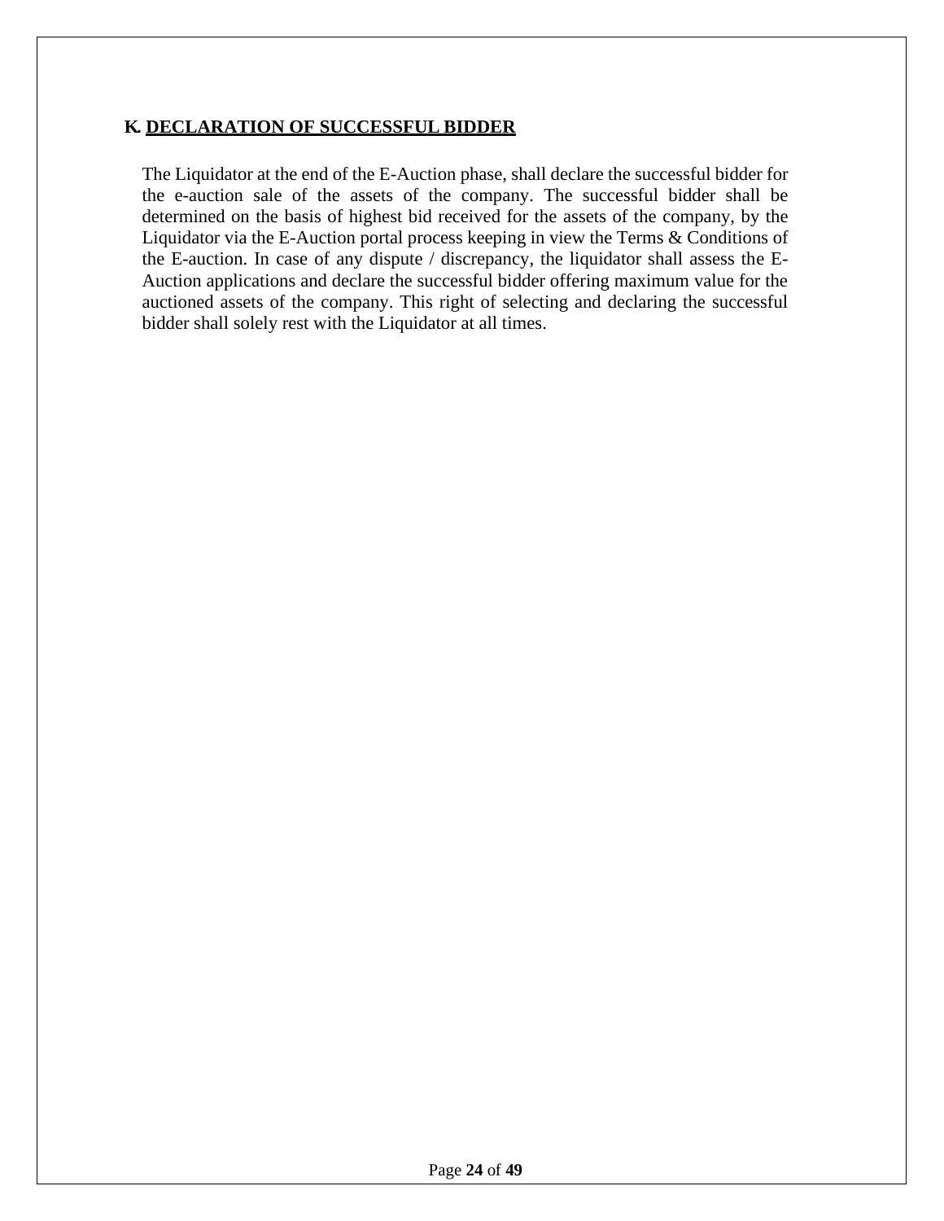## K. DECLARATION OF SUCCESSFUL BIDDER

The Liquidator at the end of the E-Auction phase, shall declare the successful bidder for the e-auction sale of the assets of the company. The successful bidder shall be determined on the basis of highest bid received for the assets of the company, by the Liquidator via the E-Auction portal process keeping in view the Terms & Conditions of the E-auction. In case of any dispute / discrepancy, the liquidator shall assess the E-Auction applications and declare the successful bidder offering maximum value for the auctioned assets of the company. This right of selecting and declaring the successful bidder shall solely rest with the Liquidator at all times.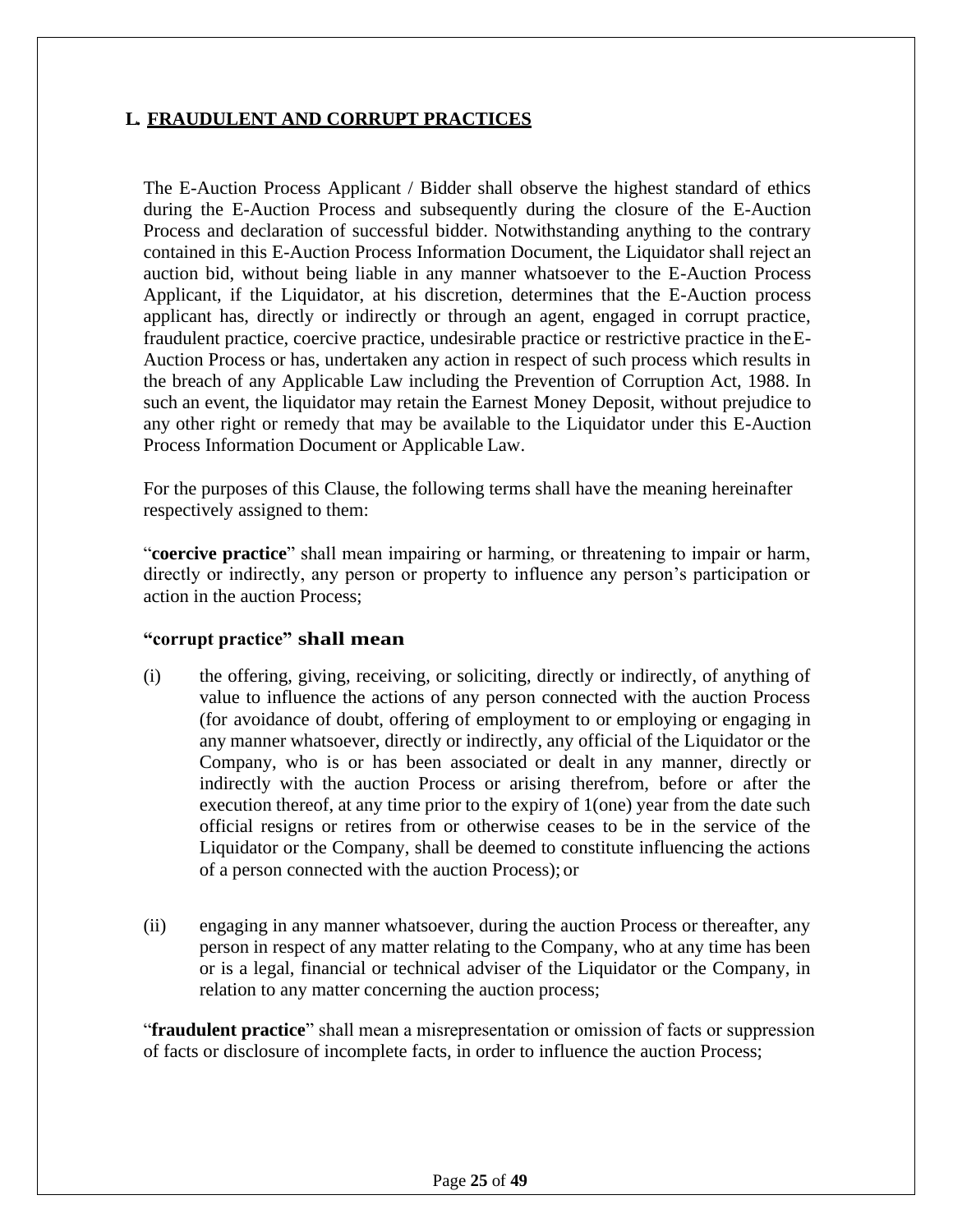## L. FRAUDULENT AND CORRUPT PRACTICES

The E-Auction Process Applicant / Bidder shall observe the highest standard of ethics during the E-Auction Process and subsequently during the closure of the E-Auction Process and declaration of successful bidder. Notwithstanding anything to the contrary contained in this E-Auction Process Information Document, the Liquidator shall reject an auction bid, without being liable in any manner whatsoever to the E-Auction Process Applicant, if the Liquidator, at his discretion, determines that the E-Auction process applicant has, directly or indirectly or through an agent, engaged in corrupt practice, fraudulent practice, coercive practice, undesirable practice or restrictive practice in the E-Auction Process or has, undertaken any action in respect of such process which results in the breach of any Applicable Law including the Prevention of Corruption Act, 1988. In such an event, the liquidator may retain the Earnest Money Deposit, without prejudice to any other right or remedy that may be available to the Liquidator under this E-Auction Process Information Document or Applicable Law.

For the purposes of this Clause, the following terms shall have the meaning hereinafter respectively assigned to them:

"**coercive practice**" shall mean impairing or harming, or threatening to impair or harm, directly or indirectly, any person or property to influence any person's participation or action in the auction Process;

**"corrupt practice" shall mean**

(i) the offering, giving, receiving, or soliciting, directly or indirectly, of anything of value to influence the actions of any person connected with the auction Process (for avoidance of doubt, offering of employment to or employing or engaging in any manner whatsoever, directly or indirectly, any official of the Liquidator or the Company, who is or has been associated or dealt in any manner, directly or indirectly with the auction Process or arising therefrom, before or after the execution thereof, at any time prior to the expiry of 1(one) year from the date such official resigns or retires from or otherwise ceases to be in the service of the Liquidator or the Company, shall be deemed to constitute influencing the actions of a person connected with the auction Process); or

(ii) engaging in any manner whatsoever, during the auction Process or thereafter, any person in respect of any matter relating to the Company, who at any time has been or is a legal, financial or technical adviser of the Liquidator or the Company, in relation to any matter concerning the auction process;

"**fraudulent practice**" shall mean a misrepresentation or omission of facts or suppression of facts or disclosure of incomplete facts, in order to influence the auction Process;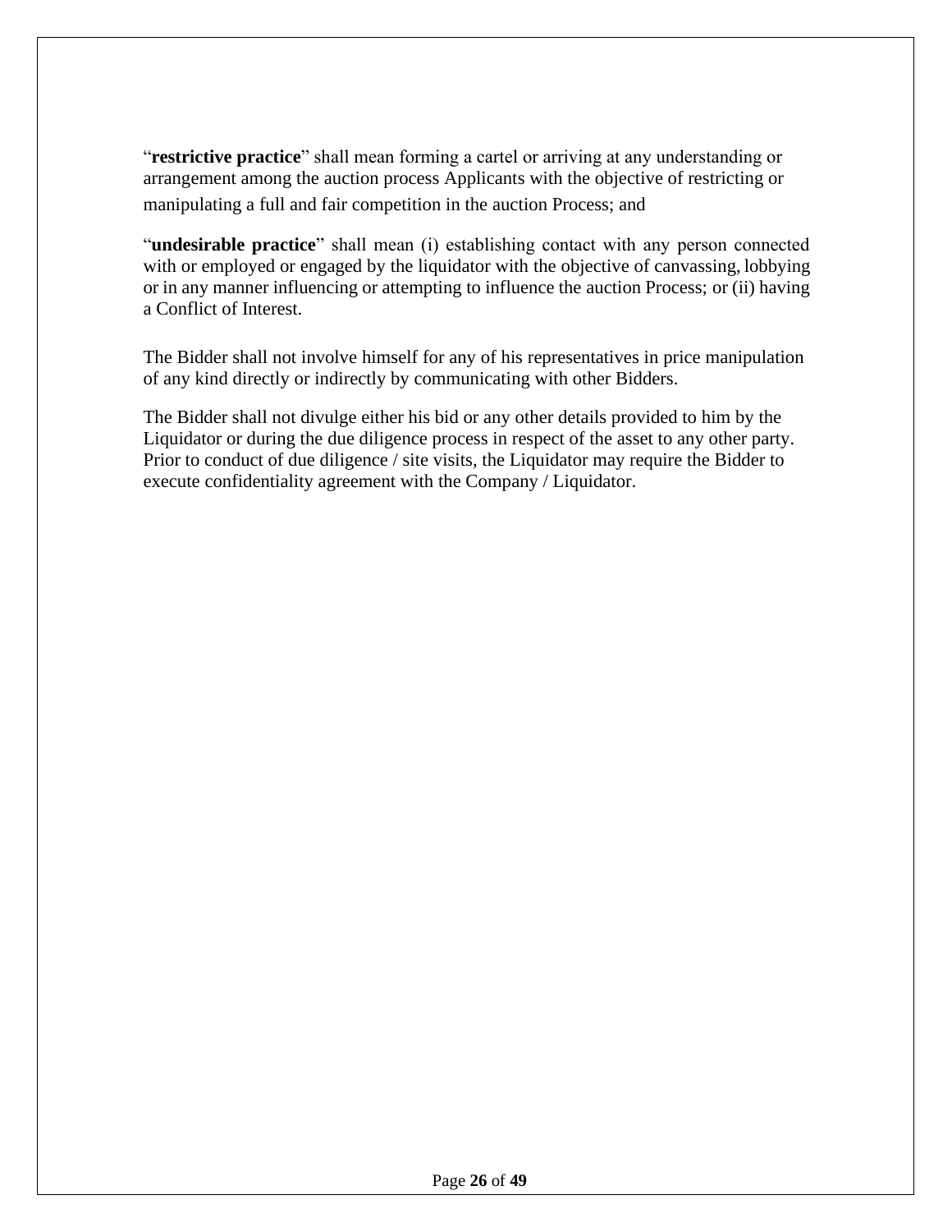"**restrictive practice**" shall mean forming a cartel or arriving at any understanding or arrangement among the auction process Applicants with the objective of restricting or manipulating a full and fair competition in the auction Process; and

"**undesirable practice**" shall mean (i) establishing contact with any person connected with or employed or engaged by the liquidator with the objective of canvassing, lobbying or in any manner influencing or attempting to influence the auction Process; or (ii) having a Conflict of Interest.

The Bidder shall not involve himself for any of his representatives in price manipulation of any kind directly or indirectly by communicating with other Bidders.

The Bidder shall not divulge either his bid or any other details provided to him by the Liquidator or during the due diligence process in respect of the asset to any other party. Prior to conduct of due diligence / site visits, the Liquidator may require the Bidder to execute confidentiality agreement with the Company / Liquidator.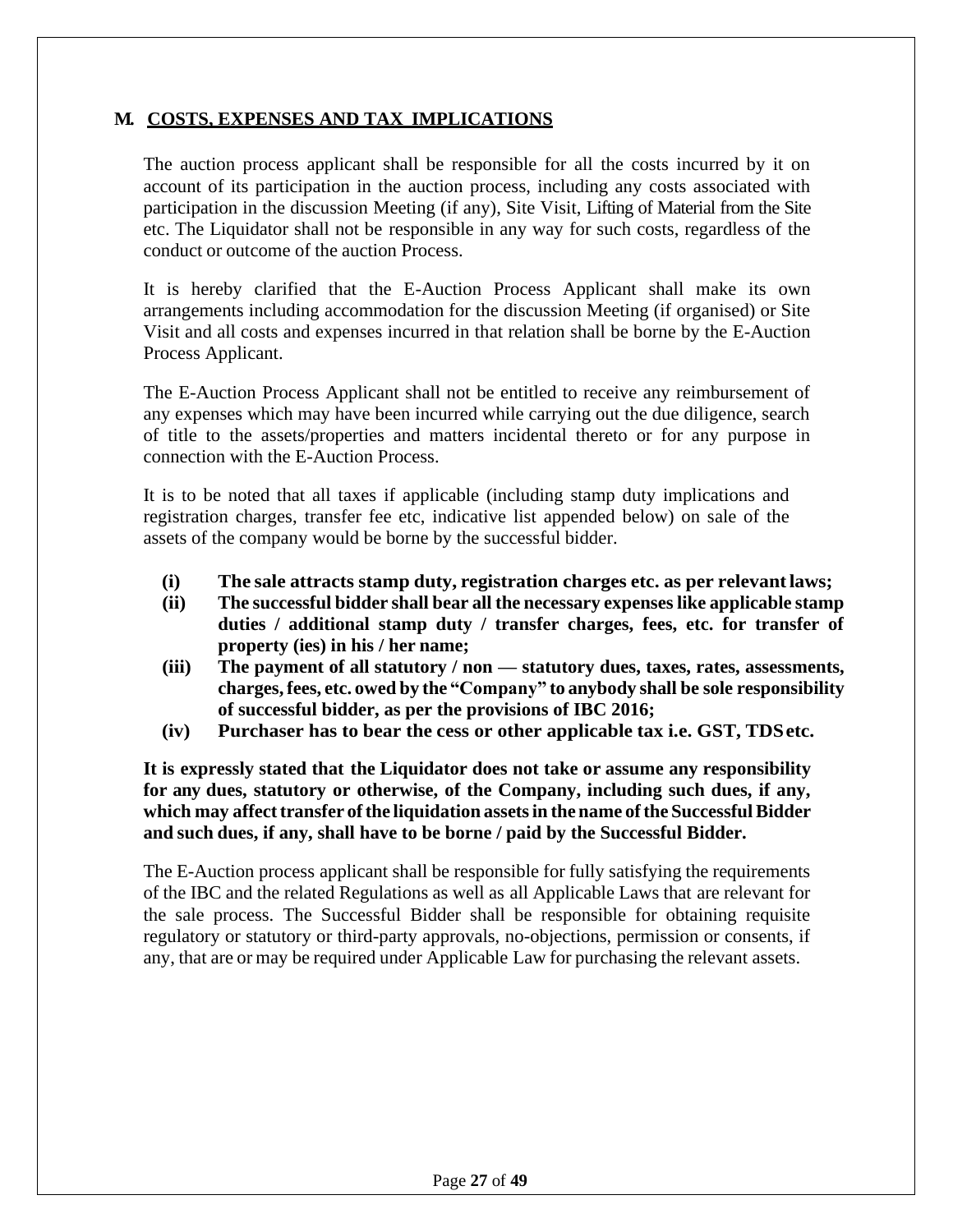## M. COSTS, EXPENSES AND TAX IMPLICATIONS

The auction process applicant shall be responsible for all the costs incurred by it on account of its participation in the auction process, including any costs associated with participation in the discussion Meeting (if any), Site Visit, Lifting of Material from the Site etc. The Liquidator shall not be responsible in any way for such costs, regardless of the conduct or outcome of the auction Process.

It is hereby clarified that the E-Auction Process Applicant shall make its own arrangements including accommodation for the discussion Meeting (if organised) or Site Visit and all costs and expenses incurred in that relation shall be borne by the E-Auction Process Applicant.

The E-Auction Process Applicant shall not be entitled to receive any reimbursement of any expenses which may have been incurred while carrying out the due diligence, search of title to the assets/properties and matters incidental thereto or for any purpose in connection with the E-Auction Process.

It is to be noted that all taxes if applicable (including stamp duty implications and registration charges, transfer fee etc, indicative list appended below) on sale of the assets of the company would be borne by the successful bidder.

- **(i) The sale attracts stamp duty, registration charges etc. as per relevant laws;**
- **(ii) The successful bidder shall bear all the necessary expenses like applicable stamp duties / additional stamp duty / transfer charges, fees, etc. for transfer of property (ies) in his / her name;**
- **(iii) The payment of all statutory / non — statutory dues, taxes, rates, assessments, charges, fees, etc. owed by the "Company" to anybody shall be sole responsibility of successful bidder, as per the provisions of IBC 2016;**
- **(iv) Purchaser has to bear the cess or other applicable tax i.e. GST, TDS etc.**

**It is expressly stated that the Liquidator does not take or assume any responsibility for any dues, statutory or otherwise, of the Company, including such dues, if any, which may affect transfer of the liquidation assets in the name of the Successful Bidder and such dues, if any, shall have to be borne / paid by the Successful Bidder.**

The E-Auction process applicant shall be responsible for fully satisfying the requirements of the IBC and the related Regulations as well as all Applicable Laws that are relevant for the sale process. The Successful Bidder shall be responsible for obtaining requisite regulatory or statutory or third-party approvals, no-objections, permission or consents, if any, that are or may be required under Applicable Law for purchasing the relevant assets.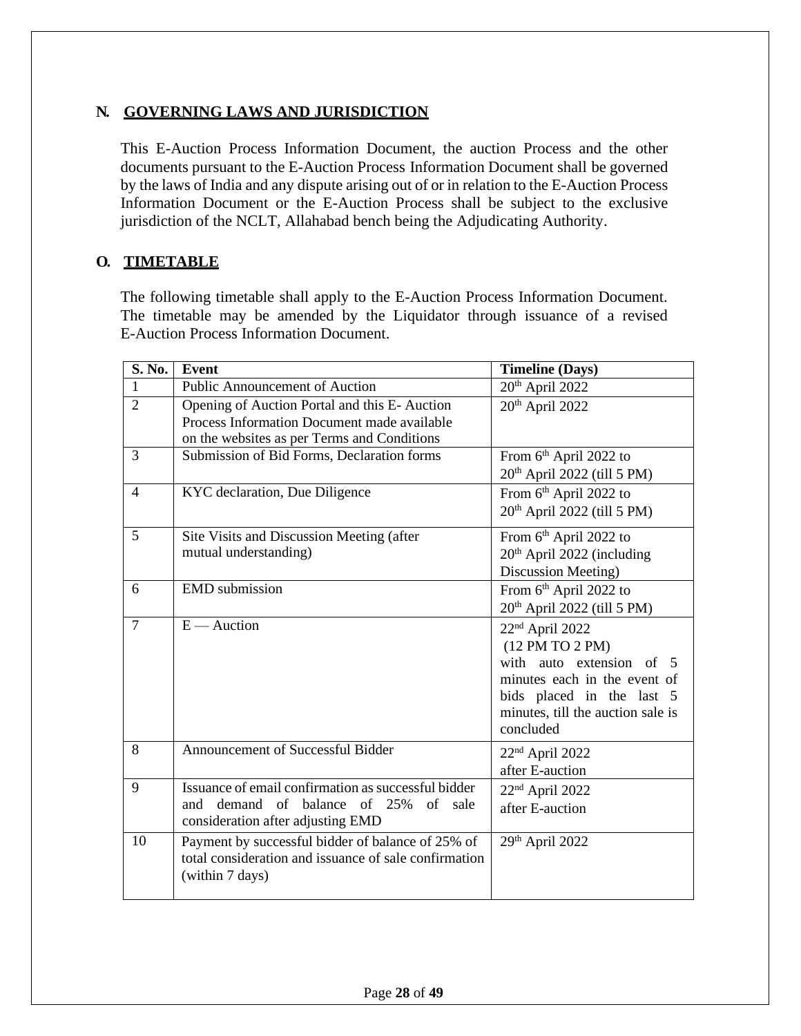## N. GOVERNING LAWS AND JURISDICTION

This E-Auction Process Information Document, the auction Process and the other documents pursuant to the E-Auction Process Information Document shall be governed by the laws of India and any dispute arising out of or in relation to the E-Auction Process Information Document or the E-Auction Process shall be subject to the exclusive jurisdiction of the NCLT, Allahabad bench being the Adjudicating Authority.

## O. TIMETABLE

The following timetable shall apply to the E-Auction Process Information Document. The timetable may be amended by the Liquidator through issuance of a revised E-Auction Process Information Document.

| S. No. | Event | Timeline (Days) |
|---|---|---|
| 1 | Public Announcement of Auction | 20th April 2022 |
| 2 | Opening of Auction Portal and this E- Auction Process Information Document made available on the websites as per Terms and Conditions | 20th April 2022 |
| 3 | Submission of Bid Forms, Declaration forms | From 6th April 2022 to 20th April 2022 (till 5 PM) |
| 4 | KYC declaration, Due Diligence | From 6th April 2022 to 20th April 2022 (till 5 PM) |
| 5 | Site Visits and Discussion Meeting (after mutual understanding) | From 6th April 2022 to 20th April 2022 (including Discussion Meeting) |
| 6 | EMD submission | From 6th April 2022 to 20th April 2022 (till 5 PM) |
| 7 | E — Auction | 22nd April 2022 (12 PM TO 2 PM) with auto extension of 5 minutes each in the event of bids placed in the last 5 minutes, till the auction sale is concluded |
| 8 | Announcement of Successful Bidder | 22nd April 2022 after E-auction |
| 9 | Issuance of email confirmation as successful bidder and demand of balance of 25% of sale consideration after adjusting EMD | 22nd April 2022 after E-auction |
| 10 | Payment by successful bidder of balance of 25% of total consideration and issuance of sale confirmation (within 7 days) | 29th April 2022 |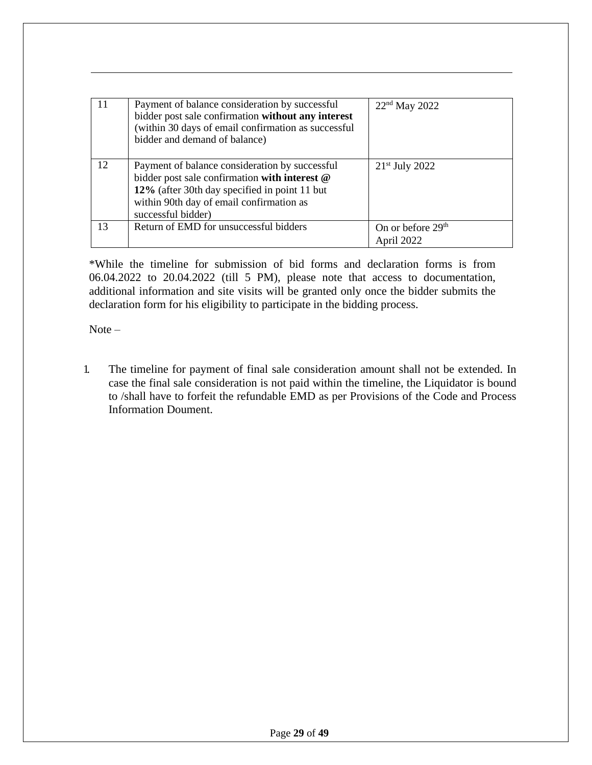| 11 | Payment of balance consideration by successful bidder post sale confirmation **without any interest** (within 30 days of email confirmation as successful bidder and demand of balance) | 22nd May 2022 |
|---|---|---|
| 12 | Payment of balance consideration by successful bidder post sale confirmation **with interest @ 12%** (after 30th day specified in point 11 but within 90th day of email confirmation as successful bidder) | 21st July 2022 |
| 13 | Return of EMD for unsuccessful bidders | On or before 29th April 2022 |

*While the timeline for submission of bid forms and declaration forms is from 06.04.2022 to 20.04.2022 (till 5 PM), please note that access to documentation, additional information and site visits will be granted only once the bidder submits the declaration form for his eligibility to participate in the bidding process.

Note –

1. The timeline for payment of final sale consideration amount shall not be extended. In case the final sale consideration is not paid within the timeline, the Liquidator is bound to /shall have to forfeit the refundable EMD as per Provisions of the Code and Process Information Doument.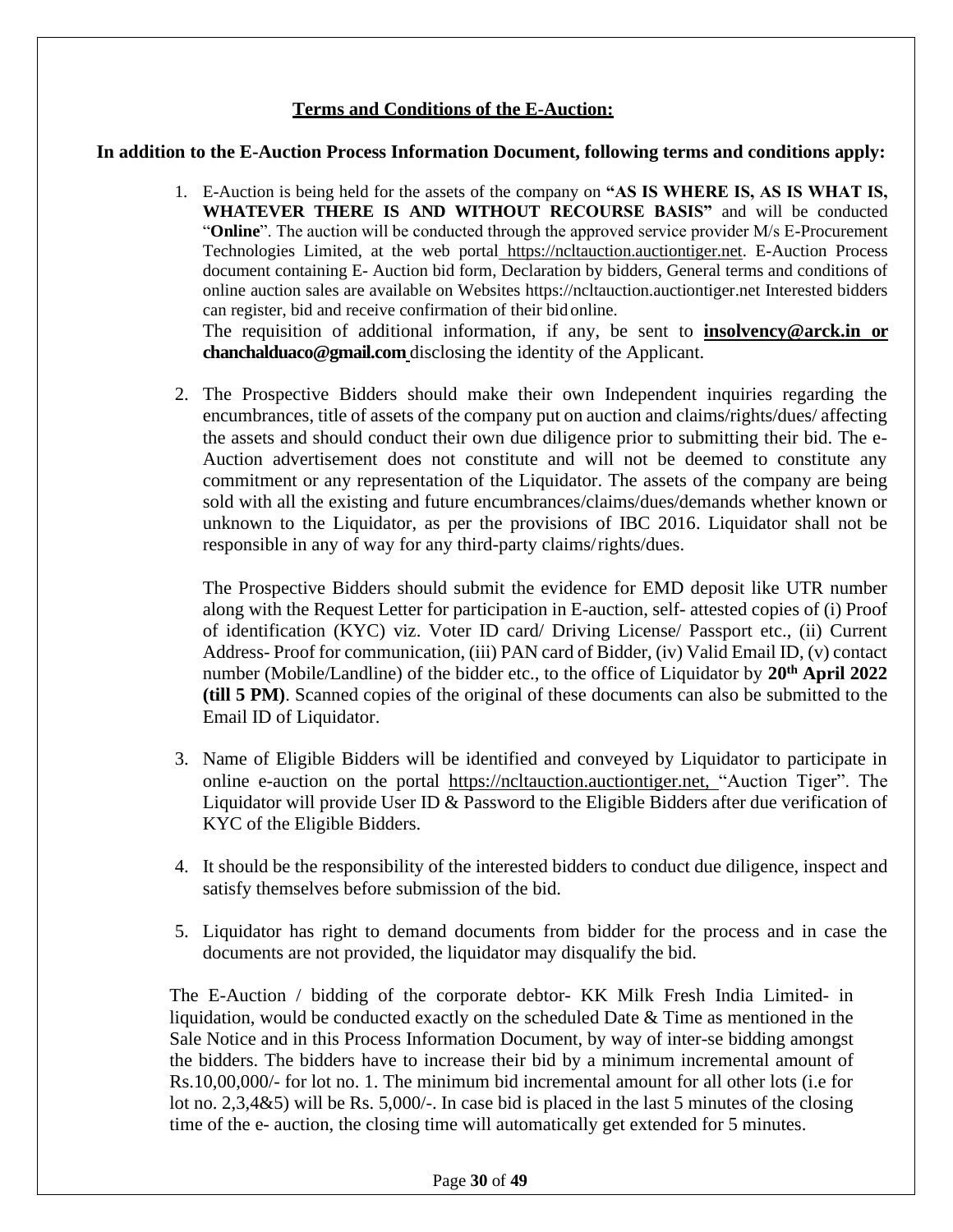## Terms and Conditions of the E-Auction:

**In addition to the E-Auction Process Information Document, following terms and conditions apply:**

1. E-Auction is being held for the assets of the company on **"AS IS WHERE IS, AS IS WHAT IS, WHATEVER THERE IS AND WITHOUT RECOURSE BASIS"** and will be conducted "**Online**". The auction will be conducted through the approved service provider M/s E-Procurement Technologies Limited, at the web portal https://ncltauction.auctiontiger.net. E-Auction Process document containing E- Auction bid form, Declaration by bidders, General terms and conditions of online auction sales are available on Websites https://ncltauction.auctiontiger.net Interested bidders can register, bid and receive confirmation of their bid online.

   The requisition of additional information, if any, be sent to **insolvency@arck.in or chanchalduaco@gmail.com** disclosing the identity of the Applicant.

2. The Prospective Bidders should make their own Independent inquiries regarding the encumbrances, title of assets of the company put on auction and claims/rights/dues/ affecting the assets and should conduct their own due diligence prior to submitting their bid. The e-Auction advertisement does not constitute and will not be deemed to constitute any commitment or any representation of the Liquidator. The assets of the company are being sold with all the existing and future encumbrances/claims/dues/demands whether known or unknown to the Liquidator, as per the provisions of IBC 2016. Liquidator shall not be responsible in any of way for any third-party claims/rights/dues.

   The Prospective Bidders should submit the evidence for EMD deposit like UTR number along with the Request Letter for participation in E-auction, self- attested copies of (i) Proof of identification (KYC) viz. Voter ID card/ Driving License/ Passport etc., (ii) Current Address- Proof for communication, (iii) PAN card of Bidder, (iv) Valid Email ID, (v) contact number (Mobile/Landline) of the bidder etc., to the office of Liquidator by **20th April 2022 (till 5 PM)**. Scanned copies of the original of these documents can also be submitted to the Email ID of Liquidator.

3. Name of Eligible Bidders will be identified and conveyed by Liquidator to participate in online e-auction on the portal https://ncltauction.auctiontiger.net, "Auction Tiger". The Liquidator will provide User ID & Password to the Eligible Bidders after due verification of KYC of the Eligible Bidders.

4. It should be the responsibility of the interested bidders to conduct due diligence, inspect and satisfy themselves before submission of the bid.

5. Liquidator has right to demand documents from bidder for the process and in case the documents are not provided, the liquidator may disqualify the bid.

The E-Auction / bidding of the corporate debtor- KK Milk Fresh India Limited- in liquidation, would be conducted exactly on the scheduled Date & Time as mentioned in the Sale Notice and in this Process Information Document, by way of inter-se bidding amongst the bidders. The bidders have to increase their bid by a minimum incremental amount of Rs.10,00,000/- for lot no. 1. The minimum bid incremental amount for all other lots (i.e for lot no. 2,3,4&5) will be Rs. 5,000/-. In case bid is placed in the last 5 minutes of the closing time of the e- auction, the closing time will automatically get extended for 5 minutes.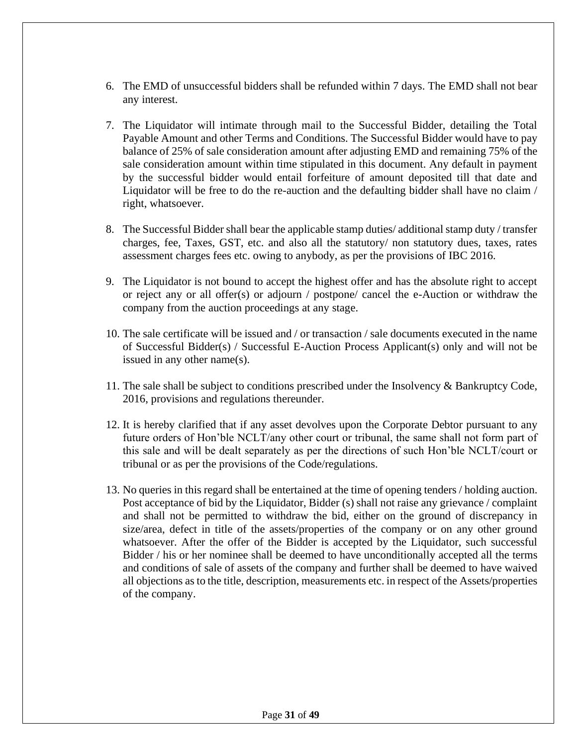6. The EMD of unsuccessful bidders shall be refunded within 7 days. The EMD shall not bear any interest.

7. The Liquidator will intimate through mail to the Successful Bidder, detailing the Total Payable Amount and other Terms and Conditions. The Successful Bidder would have to pay balance of 25% of sale consideration amount after adjusting EMD and remaining 75% of the sale consideration amount within time stipulated in this document. Any default in payment by the successful bidder would entail forfeiture of amount deposited till that date and Liquidator will be free to do the re-auction and the defaulting bidder shall have no claim / right, whatsoever.

8. The Successful Bidder shall bear the applicable stamp duties/ additional stamp duty / transfer charges, fee, Taxes, GST, etc. and also all the statutory/ non statutory dues, taxes, rates assessment charges fees etc. owing to anybody, as per the provisions of IBC 2016.

9. The Liquidator is not bound to accept the highest offer and has the absolute right to accept or reject any or all offer(s) or adjourn / postpone/ cancel the e-Auction or withdraw the company from the auction proceedings at any stage.

10. The sale certificate will be issued and / or transaction / sale documents executed in the name of Successful Bidder(s) / Successful E-Auction Process Applicant(s) only and will not be issued in any other name(s).

11. The sale shall be subject to conditions prescribed under the Insolvency & Bankruptcy Code, 2016, provisions and regulations thereunder.

12. It is hereby clarified that if any asset devolves upon the Corporate Debtor pursuant to any future orders of Hon'ble NCLT/any other court or tribunal, the same shall not form part of this sale and will be dealt separately as per the directions of such Hon'ble NCLT/court or tribunal or as per the provisions of the Code/regulations.

13. No queries in this regard shall be entertained at the time of opening tenders / holding auction. Post acceptance of bid by the Liquidator, Bidder (s) shall not raise any grievance / complaint and shall not be permitted to withdraw the bid, either on the ground of discrepancy in size/area, defect in title of the assets/properties of the company or on any other ground whatsoever. After the offer of the Bidder is accepted by the Liquidator, such successful Bidder / his or her nominee shall be deemed to have unconditionally accepted all the terms and conditions of sale of assets of the company and further shall be deemed to have waived all objections as to the title, description, measurements etc. in respect of the Assets/properties of the company.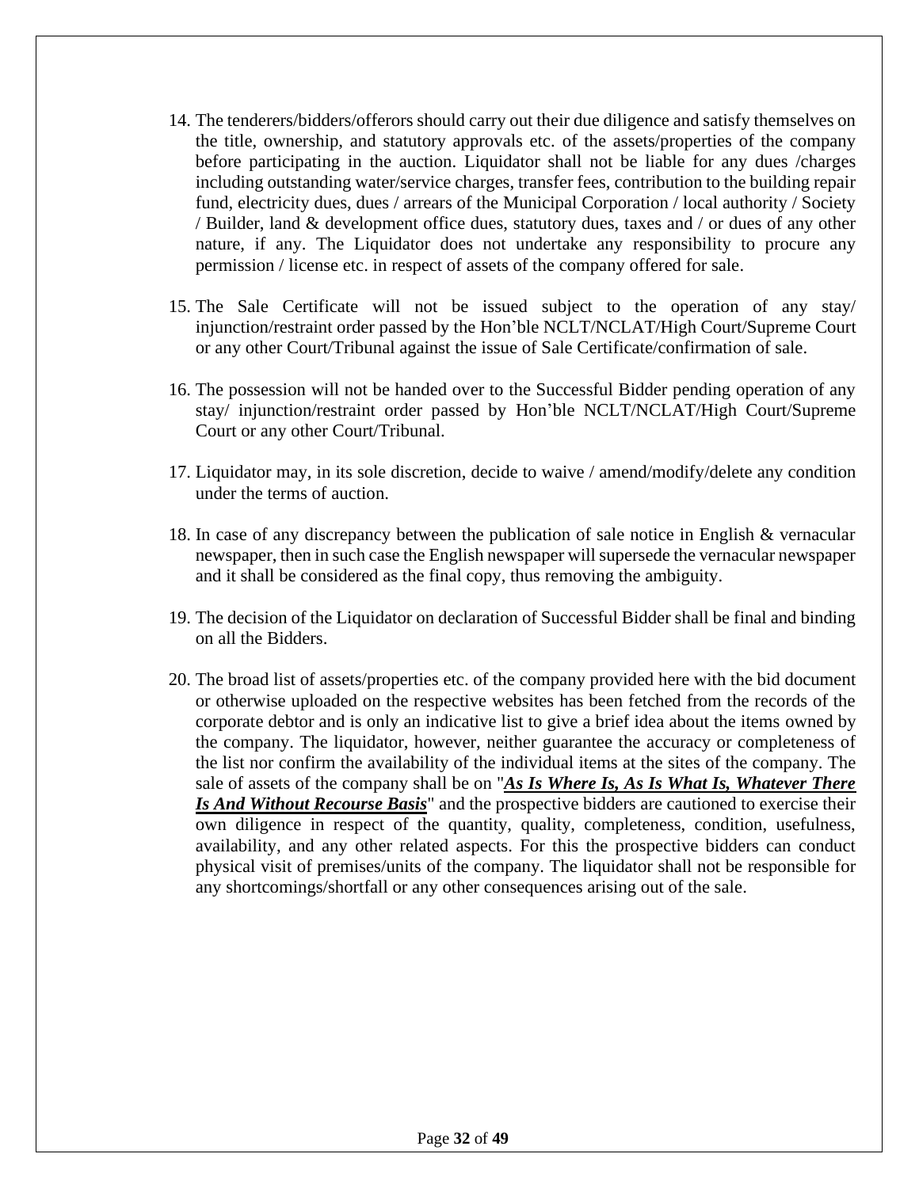14. The tenderers/bidders/offerors should carry out their due diligence and satisfy themselves on the title, ownership, and statutory approvals etc. of the assets/properties of the company before participating in the auction. Liquidator shall not be liable for any dues /charges including outstanding water/service charges, transfer fees, contribution to the building repair fund, electricity dues, dues / arrears of the Municipal Corporation / local authority / Society / Builder, land & development office dues, statutory dues, taxes and / or dues of any other nature, if any. The Liquidator does not undertake any responsibility to procure any permission / license etc. in respect of assets of the company offered for sale.

15. The Sale Certificate will not be issued subject to the operation of any stay/ injunction/restraint order passed by the Hon'ble NCLT/NCLAT/High Court/Supreme Court or any other Court/Tribunal against the issue of Sale Certificate/confirmation of sale.

16. The possession will not be handed over to the Successful Bidder pending operation of any stay/ injunction/restraint order passed by Hon'ble NCLT/NCLAT/High Court/Supreme Court or any other Court/Tribunal.

17. Liquidator may, in its sole discretion, decide to waive / amend/modify/delete any condition under the terms of auction.

18. In case of any discrepancy between the publication of sale notice in English & vernacular newspaper, then in such case the English newspaper will supersede the vernacular newspaper and it shall be considered as the final copy, thus removing the ambiguity.

19. The decision of the Liquidator on declaration of Successful Bidder shall be final and binding on all the Bidders.

20. The broad list of assets/properties etc. of the company provided here with the bid document or otherwise uploaded on the respective websites has been fetched from the records of the corporate debtor and is only an indicative list to give a brief idea about the items owned by the company. The liquidator, however, neither guarantee the accuracy or completeness of the list nor confirm the availability of the individual items at the sites of the company. The sale of assets of the company shall be on "***<u>As Is Where Is, As Is What Is, Whatever There Is And Without Recourse Basis</u>***" and the prospective bidders are cautioned to exercise their own diligence in respect of the quantity, quality, completeness, condition, usefulness, availability, and any other related aspects. For this the prospective bidders can conduct physical visit of premises/units of the company. The liquidator shall not be responsible for any shortcomings/shortfall or any other consequences arising out of the sale.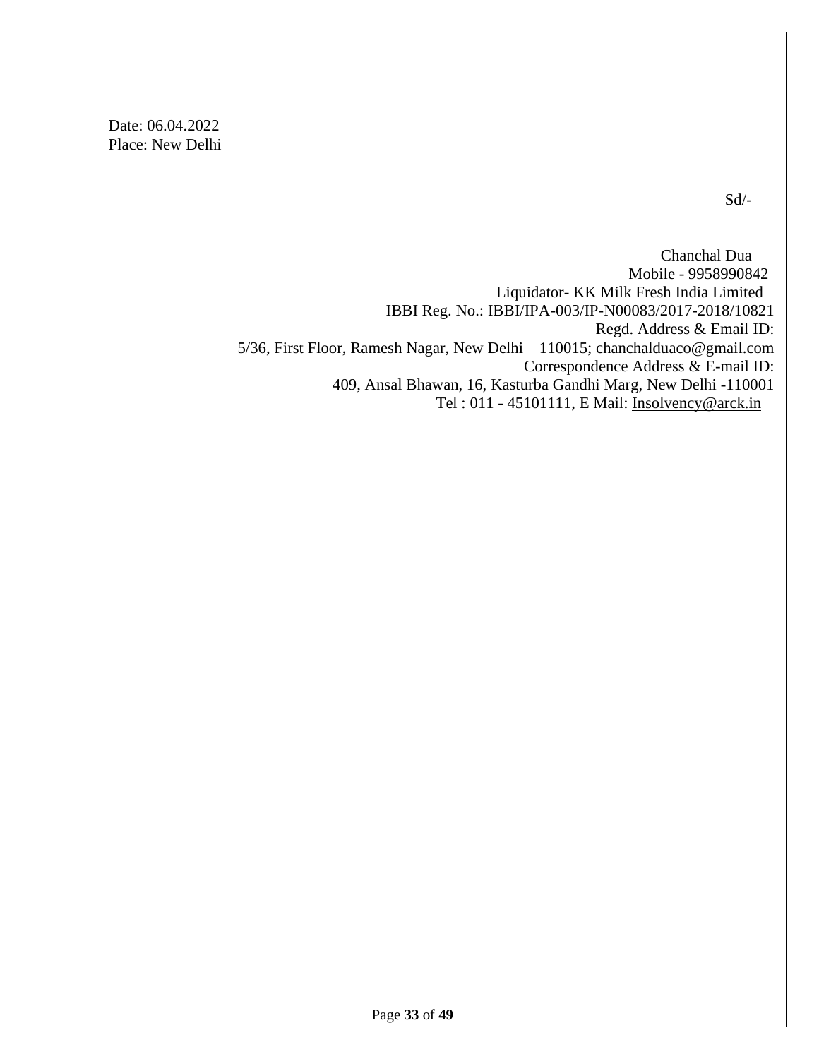Date: 06.04.2022
Place: New Delhi

Sd/-

Chanchal Dua
Mobile - 9958990842
Liquidator- KK Milk Fresh India Limited
IBBI Reg. No.: IBBI/IPA-003/IP-N00083/2017-2018/10821
Regd. Address & Email ID:
5/36, First Floor, Ramesh Nagar, New Delhi – 110015; chanchalduaco@gmail.com
Correspondence Address & E-mail ID:
409, Ansal Bhawan, 16, Kasturba Gandhi Marg, New Delhi -110001
Tel : 011 - 45101111, E Mail: Insolvency@arck.in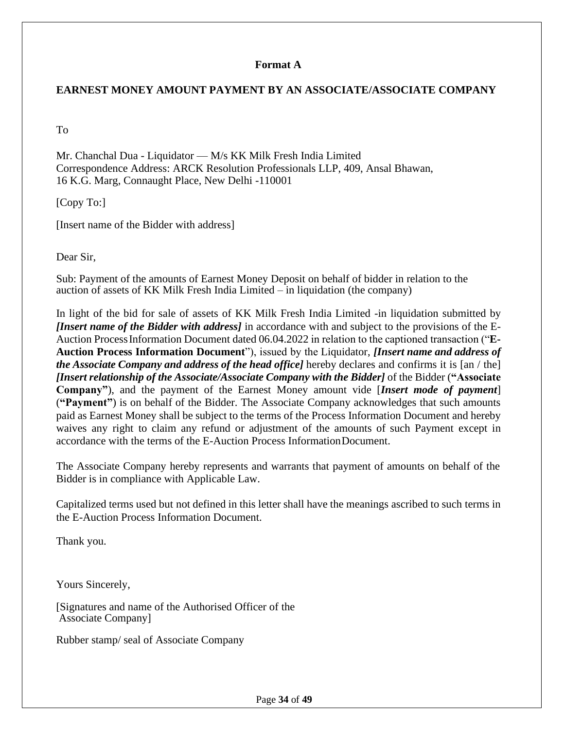**Format A**

**EARNEST MONEY AMOUNT PAYMENT BY AN ASSOCIATE/ASSOCIATE COMPANY**

To

Mr. Chanchal Dua - Liquidator — M/s KK Milk Fresh India Limited
Correspondence Address: ARCK Resolution Professionals LLP, 409, Ansal Bhawan,
16 K.G. Marg, Connaught Place, New Delhi -110001

[Copy To:]

[Insert name of the Bidder with address]

Dear Sir,

Sub: Payment of the amounts of Earnest Money Deposit on behalf of bidder in relation to the auction of assets of KK Milk Fresh India Limited – in liquidation (the company)

In light of the bid for sale of assets of KK Milk Fresh India Limited -in liquidation submitted by ***[Insert name of the Bidder with address]*** in accordance with and subject to the provisions of the E-Auction Process Information Document dated 06.04.2022 in relation to the captioned transaction ("**E-Auction Process Information Document**"), issued by the Liquidator, ***[Insert name and address of the Associate Company and address of the head office]*** hereby declares and confirms it is [an / the] ***[Insert relationship of the Associate/Associate Company with the Bidder]*** of the Bidder (**"Associate Company"**), and the payment of the Earnest Money amount vide [***Insert mode of payment***] (**"Payment"**) is on behalf of the Bidder. The Associate Company acknowledges that such amounts paid as Earnest Money shall be subject to the terms of the Process Information Document and hereby waives any right to claim any refund or adjustment of the amounts of such Payment except in accordance with the terms of the E-Auction Process Information Document.

The Associate Company hereby represents and warrants that payment of amounts on behalf of the Bidder is in compliance with Applicable Law.

Capitalized terms used but not defined in this letter shall have the meanings ascribed to such terms in the E-Auction Process Information Document.

Thank you.

Yours Sincerely,

[Signatures and name of the Authorised Officer of the Associate Company]

Rubber stamp/ seal of Associate Company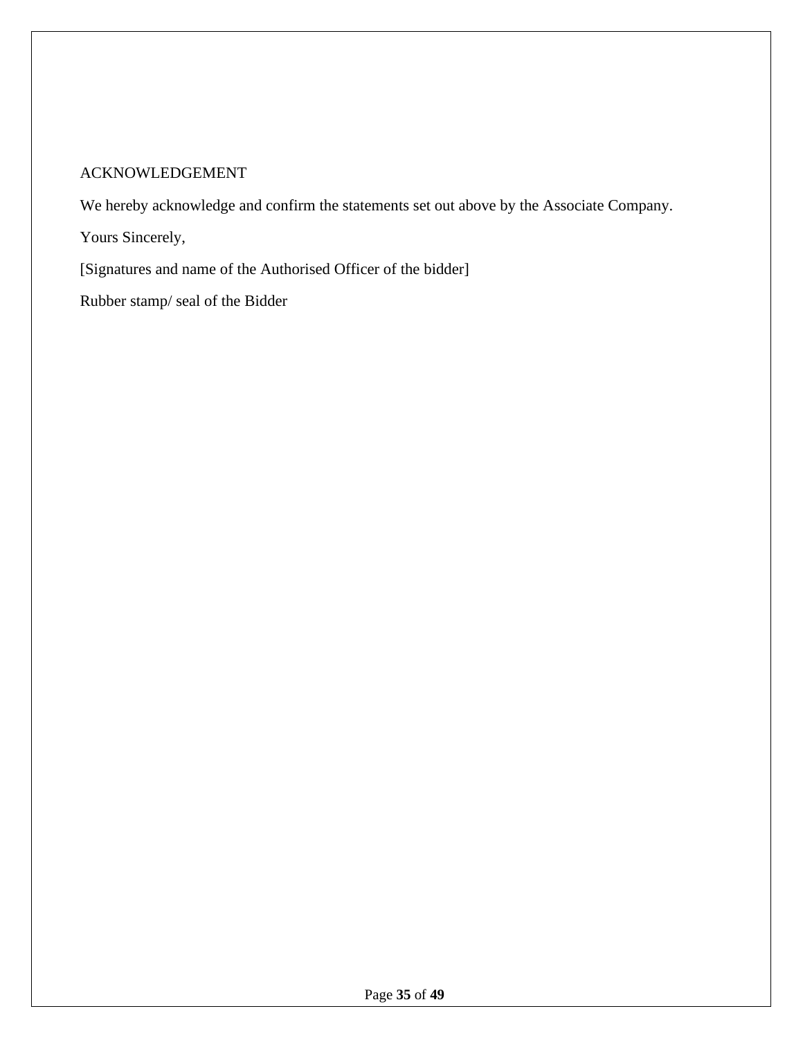ACKNOWLEDGEMENT

We hereby acknowledge and confirm the statements set out above by the Associate Company.

Yours Sincerely,

[Signatures and name of the Authorised Officer of the bidder]

Rubber stamp/ seal of the Bidder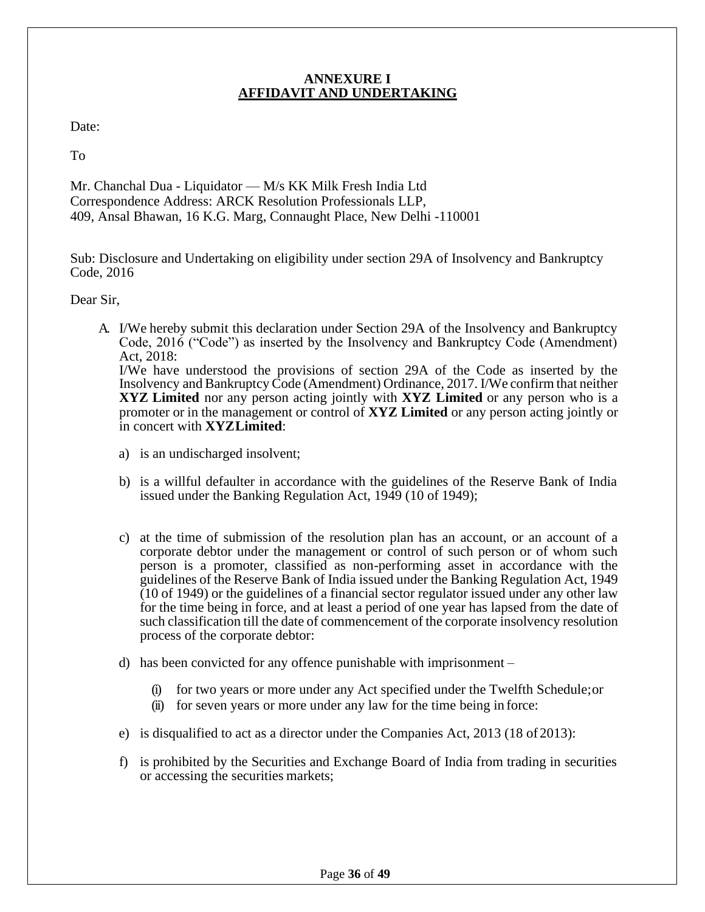## ANNEXURE I
## AFFIDAVIT AND UNDERTAKING

Date:

To

Mr. Chanchal Dua - Liquidator — M/s KK Milk Fresh India Ltd
Correspondence Address: ARCK Resolution Professionals LLP,
409, Ansal Bhawan, 16 K.G. Marg, Connaught Place, New Delhi -110001

Sub: Disclosure and Undertaking on eligibility under section 29A of Insolvency and Bankruptcy Code, 2016

Dear Sir,

A. I/We hereby submit this declaration under Section 29A of the Insolvency and Bankruptcy Code, 2016 ("Code") as inserted by the Insolvency and Bankruptcy Code (Amendment) Act, 2018:
I/We have understood the provisions of section 29A of the Code as inserted by the Insolvency and Bankruptcy Code (Amendment) Ordinance, 2017. I/We confirm that neither **XYZ Limited** nor any person acting jointly with **XYZ Limited** or any person who is a promoter or in the management or control of **XYZ Limited** or any person acting jointly or in concert with **XYZLimited**:

   a) is an undischarged insolvent;

   b) is a willful defaulter in accordance with the guidelines of the Reserve Bank of India issued under the Banking Regulation Act, 1949 (10 of 1949);

   c) at the time of submission of the resolution plan has an account, or an account of a corporate debtor under the management or control of such person or of whom such person is a promoter, classified as non-performing asset in accordance with the guidelines of the Reserve Bank of India issued under the Banking Regulation Act, 1949 (10 of 1949) or the guidelines of a financial sector regulator issued under any other law for the time being in force, and at least a period of one year has lapsed from the date of such classification till the date of commencement of the corporate insolvency resolution process of the corporate debtor:

   d) has been convicted for any offence punishable with imprisonment –

      (i) for two years or more under any Act specified under the Twelfth Schedule; or
      (ii) for seven years or more under any law for the time being in force:

   e) is disqualified to act as a director under the Companies Act, 2013 (18 of 2013):

   f) is prohibited by the Securities and Exchange Board of India from trading in securities or accessing the securities markets;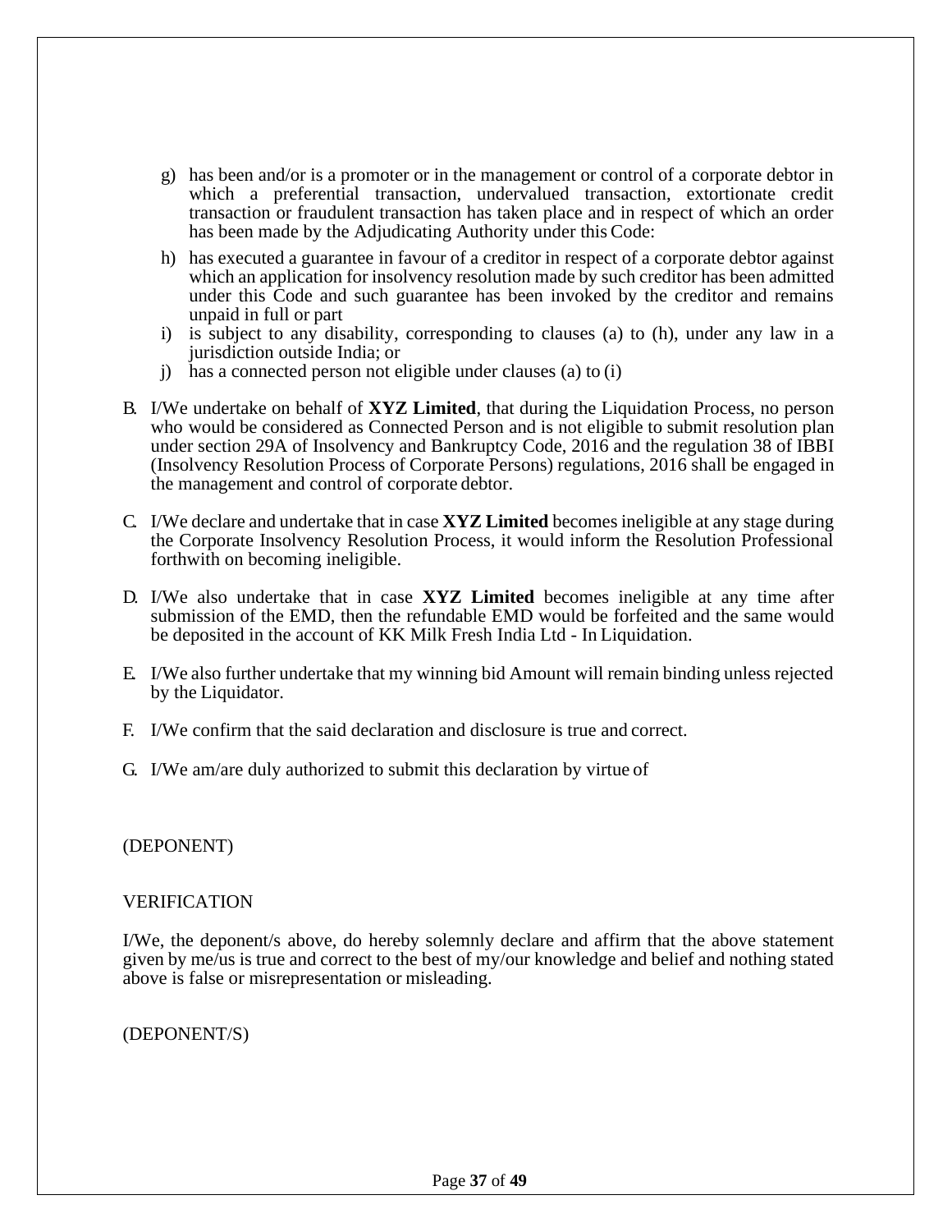g) has been and/or is a promoter or in the management or control of a corporate debtor in which a preferential transaction, undervalued transaction, extortionate credit transaction or fraudulent transaction has taken place and in respect of which an order has been made by the Adjudicating Authority under this Code:
h) has executed a guarantee in favour of a creditor in respect of a corporate debtor against which an application for insolvency resolution made by such creditor has been admitted under this Code and such guarantee has been invoked by the creditor and remains unpaid in full or part
i) is subject to any disability, corresponding to clauses (a) to (h), under any law in a jurisdiction outside India; or
j) has a connected person not eligible under clauses (a) to (i)

B. I/We undertake on behalf of **XYZ Limited**, that during the Liquidation Process, no person who would be considered as Connected Person and is not eligible to submit resolution plan under section 29A of Insolvency and Bankruptcy Code, 2016 and the regulation 38 of IBBI (Insolvency Resolution Process of Corporate Persons) regulations, 2016 shall be engaged in the management and control of corporate debtor.

C. I/We declare and undertake that in case **XYZ Limited** becomes ineligible at any stage during the Corporate Insolvency Resolution Process, it would inform the Resolution Professional forthwith on becoming ineligible.

D. I/We also undertake that in case **XYZ Limited** becomes ineligible at any time after submission of the EMD, then the refundable EMD would be forfeited and the same would be deposited in the account of KK Milk Fresh India Ltd - In Liquidation.

E. I/We also further undertake that my winning bid Amount will remain binding unless rejected by the Liquidator.

F. I/We confirm that the said declaration and disclosure is true and correct.

G. I/We am/are duly authorized to submit this declaration by virtue of

(DEPONENT)

VERIFICATION

I/We, the deponent/s above, do hereby solemnly declare and affirm that the above statement given by me/us is true and correct to the best of my/our knowledge and belief and nothing stated above is false or misrepresentation or misleading.

(DEPONENT/S)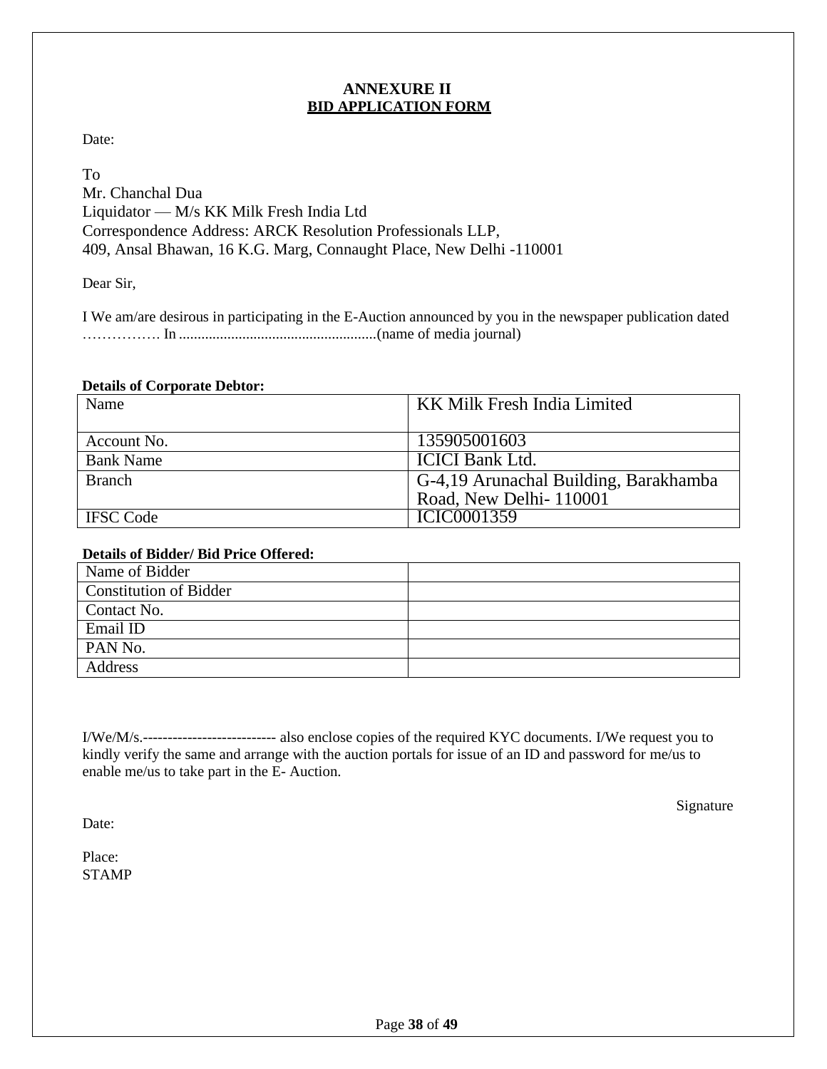## ANNEXURE II
## BID APPLICATION FORM

Date:

To
Mr. Chanchal Dua
Liquidator — M/s KK Milk Fresh India Ltd
Correspondence Address: ARCK Resolution Professionals LLP,
409, Ansal Bhawan, 16 K.G. Marg, Connaught Place, New Delhi -110001

Dear Sir,

I We am/are desirous in participating in the E-Auction announced by you in the newspaper publication dated ……………. In .....................................................(name of media journal)

**Details of Corporate Debtor:**

| Name | KK Milk Fresh India Limited |
|---|---|
| Account No. | 135905001603 |
| Bank Name | ICICI Bank Ltd. |
| Branch | G-4,19 Arunachal Building, Barakhamba Road, New Delhi- 110001 |
| IFSC Code | ICIC0001359 |

**Details of Bidder/ Bid Price Offered:**

| Name of Bidder | |
|---|---|
| Constitution of Bidder | |
| Contact No. | |
| Email ID | |
| PAN No. | |
| Address | |

I/We/M/s.--------------------------- also enclose copies of the required KYC documents. I/We request you to kindly verify the same and arrange with the auction portals for issue of an ID and password for me/us to enable me/us to take part in the E- Auction.

Signature

Date:

Place:
STAMP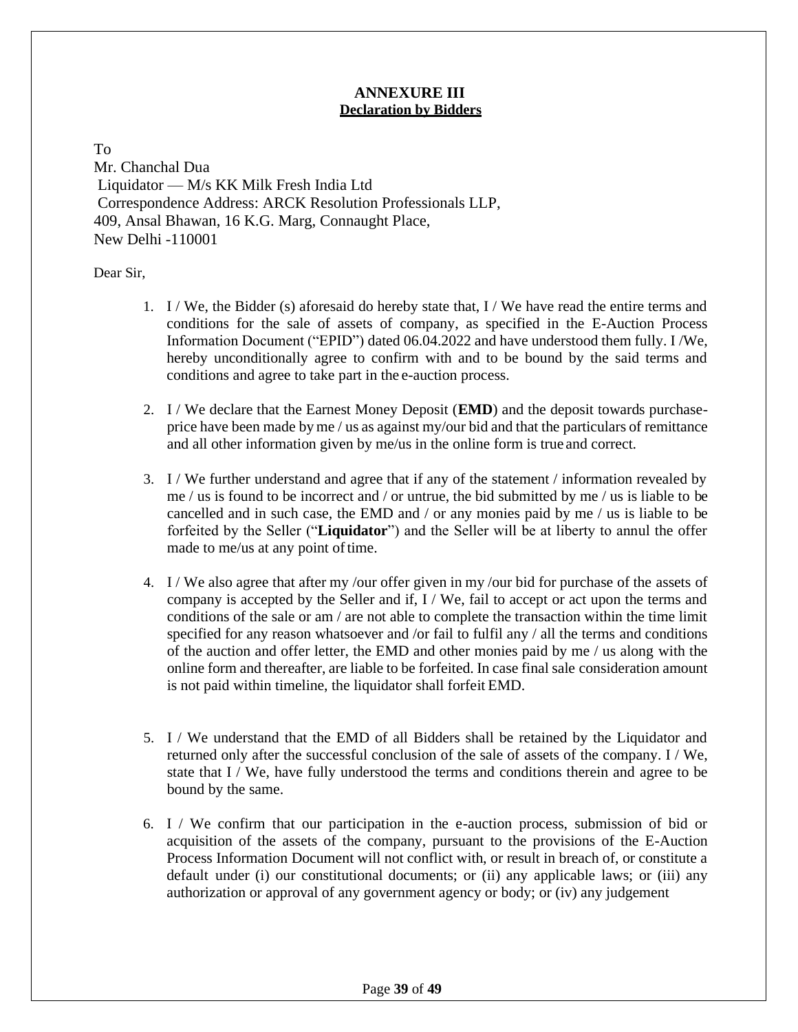## ANNEXURE III

**Declaration by Bidders**

To
Mr. Chanchal Dua
Liquidator — M/s KK Milk Fresh India Ltd
Correspondence Address: ARCK Resolution Professionals LLP,
409, Ansal Bhawan, 16 K.G. Marg, Connaught Place,
New Delhi -110001

Dear Sir,

1. I / We, the Bidder (s) aforesaid do hereby state that, I / We have read the entire terms and conditions for the sale of assets of company, as specified in the E-Auction Process Information Document ("EPID") dated 06.04.2022 and have understood them fully. I /We, hereby unconditionally agree to confirm with and to be bound by the said terms and conditions and agree to take part in the e-auction process.

2. I / We declare that the Earnest Money Deposit (**EMD**) and the deposit towards purchase-price have been made by me / us as against my/our bid and that the particulars of remittance and all other information given by me/us in the online form is true and correct.

3. I / We further understand and agree that if any of the statement / information revealed by me / us is found to be incorrect and / or untrue, the bid submitted by me / us is liable to be cancelled and in such case, the EMD and / or any monies paid by me / us is liable to be forfeited by the Seller ("**Liquidator**") and the Seller will be at liberty to annul the offer made to me/us at any point of time.

4. I / We also agree that after my /our offer given in my /our bid for purchase of the assets of company is accepted by the Seller and if, I / We, fail to accept or act upon the terms and conditions of the sale or am / are not able to complete the transaction within the time limit specified for any reason whatsoever and /or fail to fulfil any / all the terms and conditions of the auction and offer letter, the EMD and other monies paid by me / us along with the online form and thereafter, are liable to be forfeited. In case final sale consideration amount is not paid within timeline, the liquidator shall forfeit EMD.

5. I / We understand that the EMD of all Bidders shall be retained by the Liquidator and returned only after the successful conclusion of the sale of assets of the company. I / We, state that I / We, have fully understood the terms and conditions therein and agree to be bound by the same.

6. I / We confirm that our participation in the e-auction process, submission of bid or acquisition of the assets of the company, pursuant to the provisions of the E-Auction Process Information Document will not conflict with, or result in breach of, or constitute a default under (i) our constitutional documents; or (ii) any applicable laws; or (iii) any authorization or approval of any government agency or body; or (iv) any judgement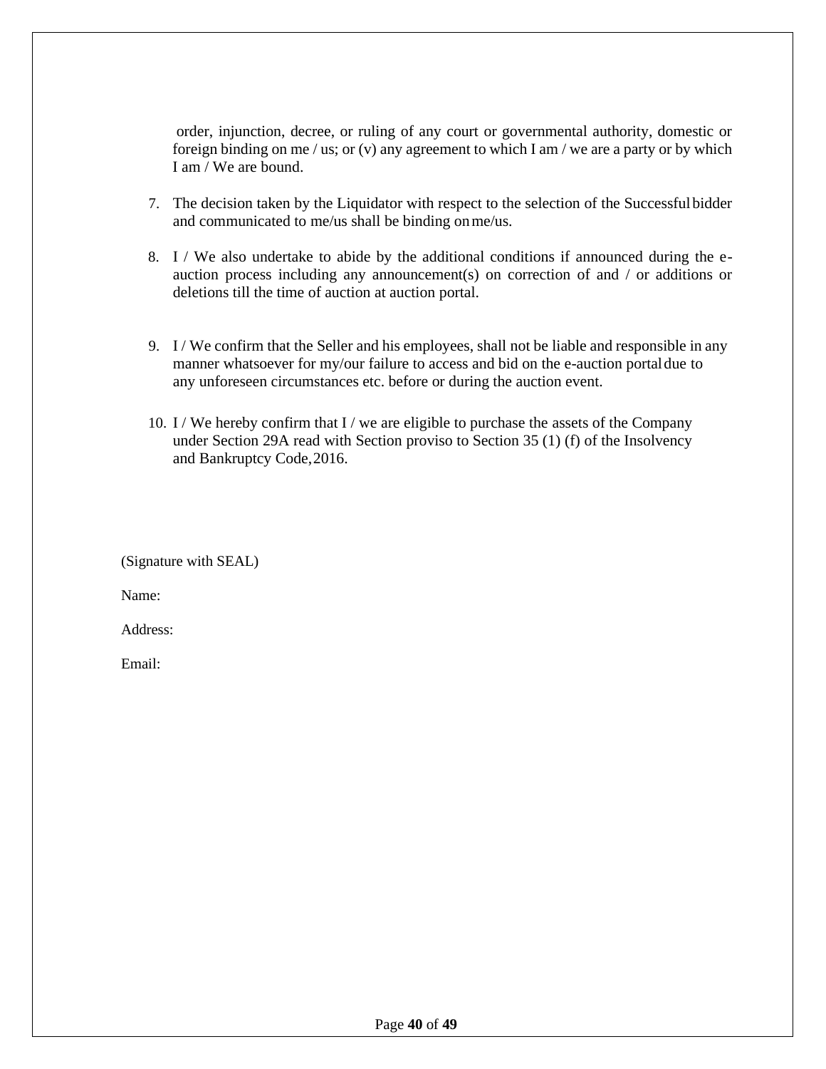order, injunction, decree, or ruling of any court or governmental authority, domestic or foreign binding on me / us; or (v) any agreement to which I am / we are a party or by which I am / We are bound.

7. The decision taken by the Liquidator with respect to the selection of the Successful bidder and communicated to me/us shall be binding on me/us.

8. I / We also undertake to abide by the additional conditions if announced during the e-auction process including any announcement(s) on correction of and / or additions or deletions till the time of auction at auction portal.

9. I / We confirm that the Seller and his employees, shall not be liable and responsible in any manner whatsoever for my/our failure to access and bid on the e-auction portal due to any unforeseen circumstances etc. before or during the auction event.

10. I / We hereby confirm that I / we are eligible to purchase the assets of the Company under Section 29A read with Section proviso to Section 35 (1) (f) of the Insolvency and Bankruptcy Code, 2016.

(Signature with SEAL)

Name:

Address:

Email: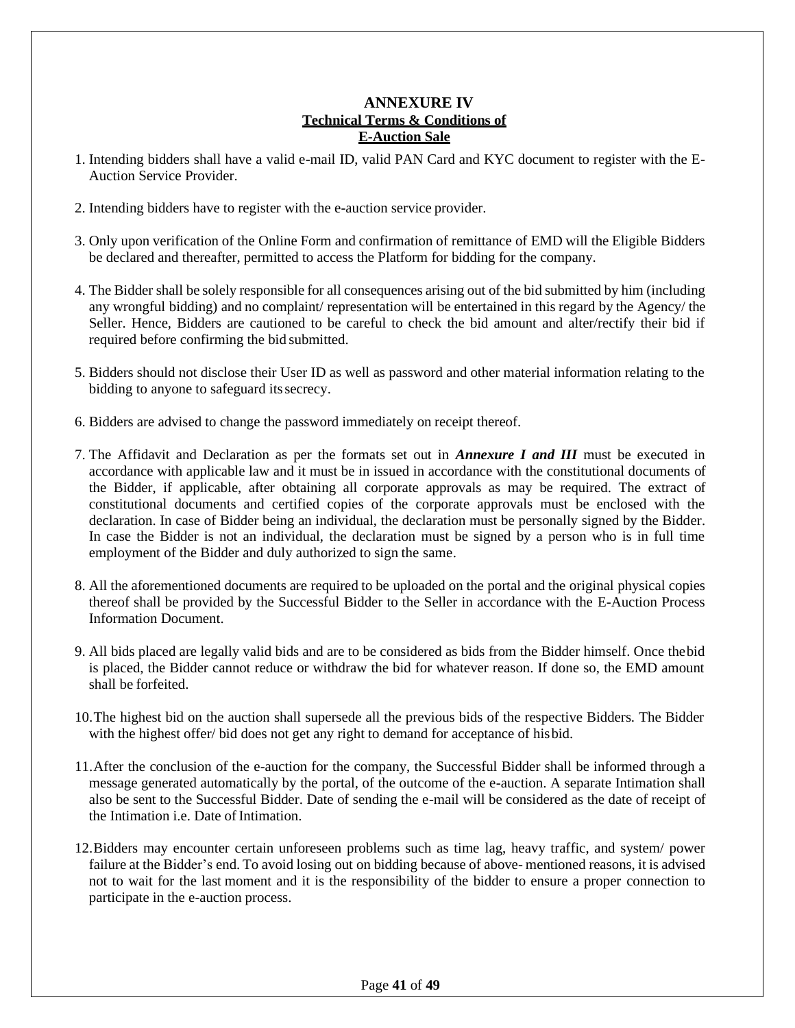# ANNEXURE IV

## Technical Terms & Conditions of E-Auction Sale

1. Intending bidders shall have a valid e-mail ID, valid PAN Card and KYC document to register with the E-Auction Service Provider.

2. Intending bidders have to register with the e-auction service provider.

3. Only upon verification of the Online Form and confirmation of remittance of EMD will the Eligible Bidders be declared and thereafter, permitted to access the Platform for bidding for the company.

4. The Bidder shall be solely responsible for all consequences arising out of the bid submitted by him (including any wrongful bidding) and no complaint/ representation will be entertained in this regard by the Agency/ the Seller. Hence, Bidders are cautioned to be careful to check the bid amount and alter/rectify their bid if required before confirming the bid submitted.

5. Bidders should not disclose their User ID as well as password and other material information relating to the bidding to anyone to safeguard its secrecy.

6. Bidders are advised to change the password immediately on receipt thereof.

7. The Affidavit and Declaration as per the formats set out in ***Annexure I and III*** must be executed in accordance with applicable law and it must be in issued in accordance with the constitutional documents of the Bidder, if applicable, after obtaining all corporate approvals as may be required. The extract of constitutional documents and certified copies of the corporate approvals must be enclosed with the declaration. In case of Bidder being an individual, the declaration must be personally signed by the Bidder. In case the Bidder is not an individual, the declaration must be signed by a person who is in full time employment of the Bidder and duly authorized to sign the same.

8. All the aforementioned documents are required to be uploaded on the portal and the original physical copies thereof shall be provided by the Successful Bidder to the Seller in accordance with the E-Auction Process Information Document.

9. All bids placed are legally valid bids and are to be considered as bids from the Bidder himself. Once the bid is placed, the Bidder cannot reduce or withdraw the bid for whatever reason. If done so, the EMD amount shall be forfeited.

10. The highest bid on the auction shall supersede all the previous bids of the respective Bidders. The Bidder with the highest offer/ bid does not get any right to demand for acceptance of his bid.

11. After the conclusion of the e-auction for the company, the Successful Bidder shall be informed through a message generated automatically by the portal, of the outcome of the e-auction. A separate Intimation shall also be sent to the Successful Bidder. Date of sending the e-mail will be considered as the date of receipt of the Intimation i.e. Date of Intimation.

12. Bidders may encounter certain unforeseen problems such as time lag, heavy traffic, and system/ power failure at the Bidder's end. To avoid losing out on bidding because of above- mentioned reasons, it is advised not to wait for the last moment and it is the responsibility of the bidder to ensure a proper connection to participate in the e-auction process.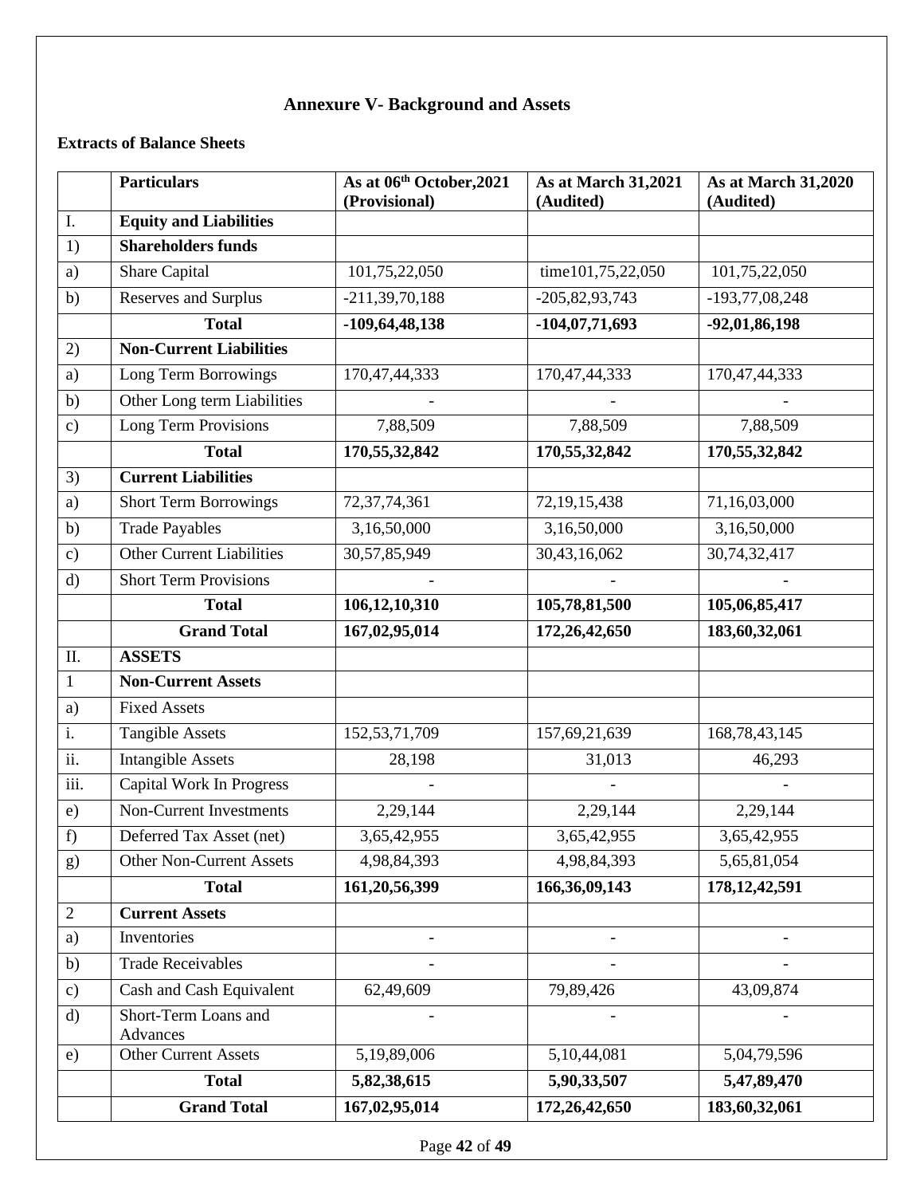## Annexure V- Background and Assets

**Extracts of Balance Sheets**

| | Particulars | As at 06th October,2021 (Provisional) | As at March 31,2021 (Audited) | As at March 31,2020 (Audited) |
|---|---|---|---|---|
| I. | **Equity and Liabilities** | | | |
| 1) | **Shareholders funds** | | | |
| a) | Share Capital | 101,75,22,050 | time101,75,22,050 | 101,75,22,050 |
| b) | Reserves and Surplus | -211,39,70,188 | -205,82,93,743 | -193,77,08,248 |
| | **Total** | **-109,64,48,138** | **-104,07,71,693** | **-92,01,86,198** |
| 2) | **Non-Current Liabilities** | | | |
| a) | Long Term Borrowings | 170,47,44,333 | 170,47,44,333 | 170,47,44,333 |
| b) | Other Long term Liabilities | - | - | - |
| c) | Long Term Provisions | 7,88,509 | 7,88,509 | 7,88,509 |
| | **Total** | **170,55,32,842** | **170,55,32,842** | **170,55,32,842** |
| 3) | **Current Liabilities** | | | |
| a) | Short Term Borrowings | 72,37,74,361 | 72,19,15,438 | 71,16,03,000 |
| b) | Trade Payables | 3,16,50,000 | 3,16,50,000 | 3,16,50,000 |
| c) | Other Current Liabilities | 30,57,85,949 | 30,43,16,062 | 30,74,32,417 |
| d) | Short Term Provisions | - | - | - |
| | **Total** | **106,12,10,310** | **105,78,81,500** | **105,06,85,417** |
| | **Grand Total** | **167,02,95,014** | **172,26,42,650** | **183,60,32,061** |
| II. | **ASSETS** | | | |
| 1 | **Non-Current Assets** | | | |
| a) | Fixed Assets | | | |
| i. | Tangible Assets | 152,53,71,709 | 157,69,21,639 | 168,78,43,145 |
| ii. | Intangible Assets | 28,198 | 31,013 | 46,293 |
| iii. | Capital Work In Progress | - | - | - |
| e) | Non-Current Investments | 2,29,144 | 2,29,144 | 2,29,144 |
| f) | Deferred Tax Asset (net) | 3,65,42,955 | 3,65,42,955 | 3,65,42,955 |
| g) | Other Non-Current Assets | 4,98,84,393 | 4,98,84,393 | 5,65,81,054 |
| | **Total** | **161,20,56,399** | **166,36,09,143** | **178,12,42,591** |
| 2 | **Current Assets** | | | |
| a) | Inventories | - | - | - |
| b) | Trade Receivables | - | - | - |
| c) | Cash and Cash Equivalent | 62,49,609 | 79,89,426 | 43,09,874 |
| d) | Short-Term Loans and Advances | - | - | - |
| e) | Other Current Assets | 5,19,89,006 | 5,10,44,081 | 5,04,79,596 |
| | **Total** | **5,82,38,615** | **5,90,33,507** | **5,47,89,470** |
| | **Grand Total** | **167,02,95,014** | **172,26,42,650** | **183,60,32,061** |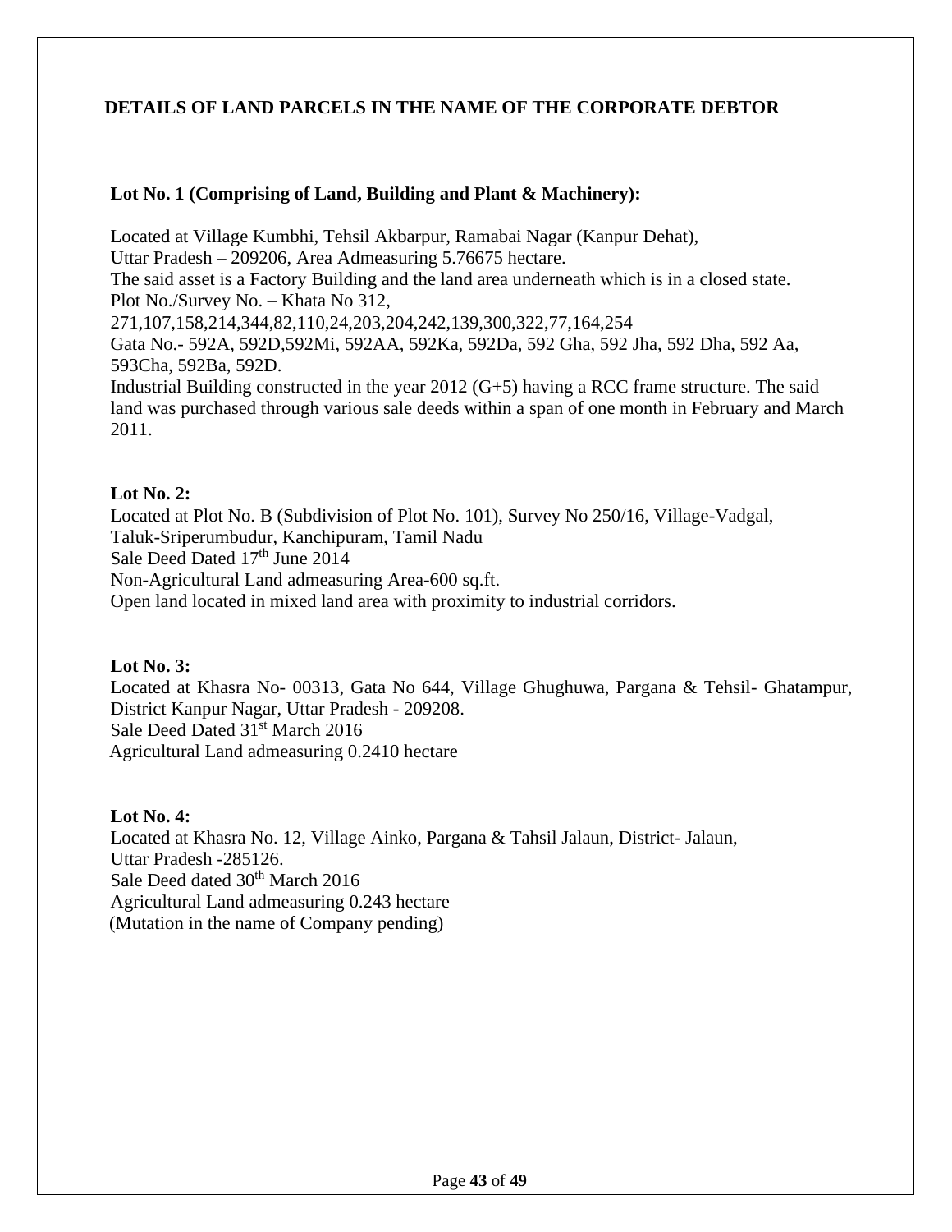## DETAILS OF LAND PARCELS IN THE NAME OF THE CORPORATE DEBTOR

**Lot No. 1 (Comprising of Land, Building and Plant & Machinery):**

Located at Village Kumbhi, Tehsil Akbarpur, Ramabai Nagar (Kanpur Dehat), Uttar Pradesh – 209206, Area Admeasuring 5.76675 hectare.
The said asset is a Factory Building and the land area underneath which is in a closed state.
Plot No./Survey No. – Khata No 312, 271,107,158,214,344,82,110,24,203,204,242,139,300,322,77,164,254
Gata No.- 592A, 592D,592Mi, 592AA, 592Ka, 592Da, 592 Gha, 592 Jha, 592 Dha, 592 Aa, 593Cha, 592Ba, 592D.
Industrial Building constructed in the year 2012 (G+5) having a RCC frame structure. The said land was purchased through various sale deeds within a span of one month in February and March 2011.

**Lot No. 2:**
Located at Plot No. B (Subdivision of Plot No. 101), Survey No 250/16, Village-Vadgal, Taluk-Sriperumbudur, Kanchipuram, Tamil Nadu
Sale Deed Dated 17th June 2014
Non-Agricultural Land admeasuring Area-600 sq.ft.
Open land located in mixed land area with proximity to industrial corridors.

**Lot No. 3:**
Located at Khasra No- 00313, Gata No 644, Village Ghughuwa, Pargana & Tehsil- Ghatampur, District Kanpur Nagar, Uttar Pradesh - 209208.
Sale Deed Dated 31st March 2016
Agricultural Land admeasuring 0.2410 hectare

**Lot No. 4:**
Located at Khasra No. 12, Village Ainko, Pargana & Tahsil Jalaun, District- Jalaun, Uttar Pradesh -285126.
Sale Deed dated 30th March 2016
Agricultural Land admeasuring 0.243 hectare
(Mutation in the name of Company pending)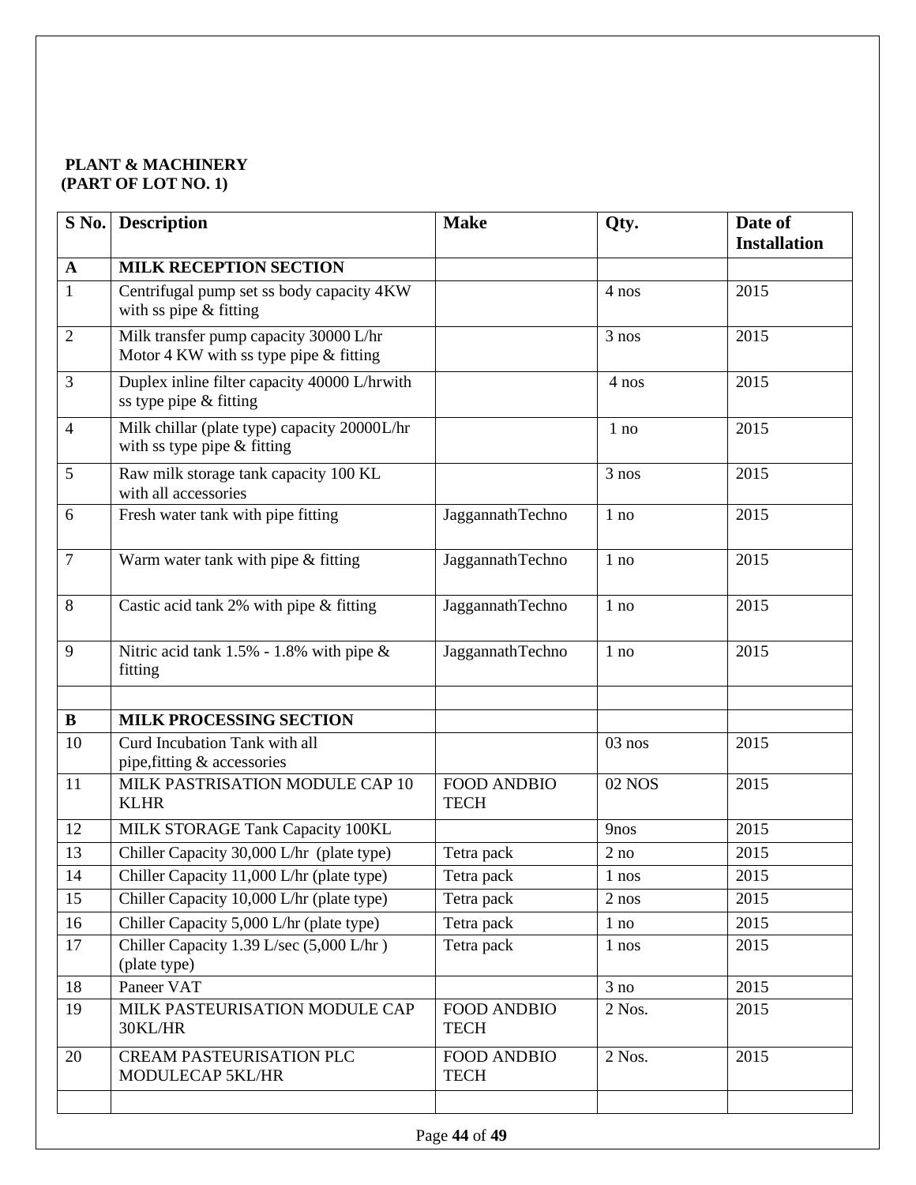**PLANT & MACHINERY**
**(PART OF LOT NO. 1)**

| S No. | Description | Make | Qty. | Date of Installation |
|---|---|---|---|---|
| **A** | **MILK RECEPTION SECTION** | | | |
| 1 | Centrifugal pump set ss body capacity 4KW with ss pipe & fitting | | 4 nos | 2015 |
| 2 | Milk transfer pump capacity 30000 L/hr Motor 4 KW with ss type pipe & fitting | | 3 nos | 2015 |
| 3 | Duplex inline filter capacity 40000 L/hrwith ss type pipe & fitting | | 4 nos | 2015 |
| 4 | Milk chillar (plate type) capacity 20000L/hr with ss type pipe & fitting | | 1 no | 2015 |
| 5 | Raw milk storage tank capacity 100 KL with all accessories | | 3 nos | 2015 |
| 6 | Fresh water tank with pipe fitting | JaggannathTechno | 1 no | 2015 |
| 7 | Warm water tank with pipe & fitting | JaggannathTechno | 1 no | 2015 |
| 8 | Castic acid tank 2% with pipe & fitting | JaggannathTechno | 1 no | 2015 |
| 9 | Nitric acid tank 1.5% - 1.8% with pipe & fitting | JaggannathTechno | 1 no | 2015 |
| | | | | |
| **B** | **MILK PROCESSING SECTION** | | | |
| 10 | Curd Incubation Tank with all pipe,fitting & accessories | | 03 nos | 2015 |
| 11 | MILK PASTRISATION MODULE CAP 10 KLHR | FOOD ANDBIO TECH | 02 NOS | 2015 |
| 12 | MILK STORAGE Tank Capacity 100KL | | 9nos | 2015 |
| 13 | Chiller Capacity 30,000 L/hr (plate type) | Tetra pack | 2 no | 2015 |
| 14 | Chiller Capacity 11,000 L/hr (plate type) | Tetra pack | 1 nos | 2015 |
| 15 | Chiller Capacity 10,000 L/hr (plate type) | Tetra pack | 2 nos | 2015 |
| 16 | Chiller Capacity 5,000 L/hr (plate type) | Tetra pack | 1 no | 2015 |
| 17 | Chiller Capacity 1.39 L/sec (5,000 L/hr ) (plate type) | Tetra pack | 1 nos | 2015 |
| 18 | Paneer VAT | | 3 no | 2015 |
| 19 | MILK PASTEURISATION MODULE CAP 30KL/HR | FOOD ANDBIO TECH | 2 Nos. | 2015 |
| 20 | CREAM PASTEURISATION PLC MODULECAP 5KL/HR | FOOD ANDBIO TECH | 2 Nos. | 2015 |
| | | | | |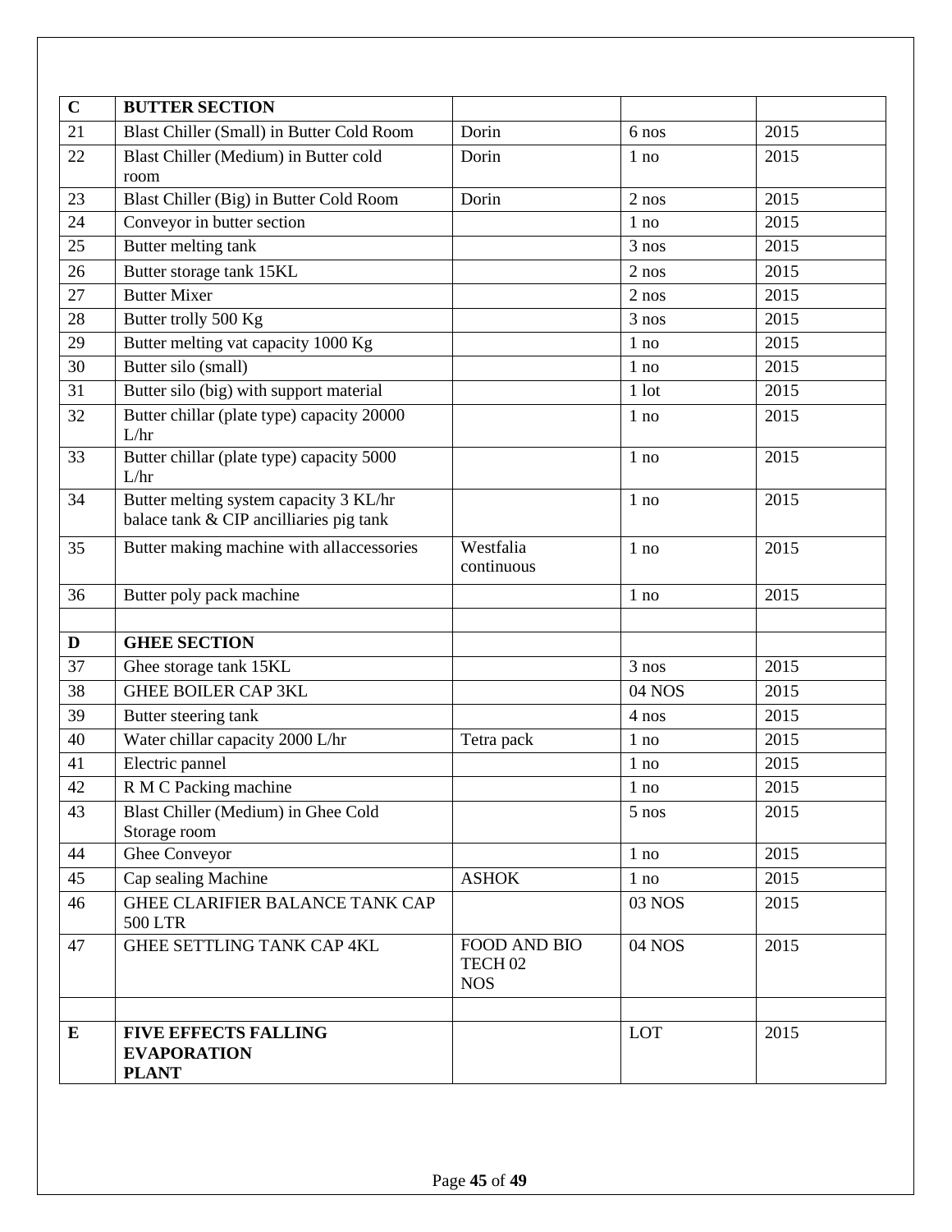| C | **BUTTER SECTION** | | | |
|---|---|---|---|---|
| 21 | Blast Chiller (Small) in Butter Cold Room | Dorin | 6 nos | 2015 |
| 22 | Blast Chiller (Medium) in Butter cold room | Dorin | 1 no | 2015 |
| 23 | Blast Chiller (Big) in Butter Cold Room | Dorin | 2 nos | 2015 |
| 24 | Conveyor in butter section | | 1 no | 2015 |
| 25 | Butter melting tank | | 3 nos | 2015 |
| 26 | Butter storage tank 15KL | | 2 nos | 2015 |
| 27 | Butter Mixer | | 2 nos | 2015 |
| 28 | Butter trolly 500 Kg | | 3 nos | 2015 |
| 29 | Butter melting vat capacity 1000 Kg | | 1 no | 2015 |
| 30 | Butter silo (small) | | 1 no | 2015 |
| 31 | Butter silo (big) with support material | | 1 lot | 2015 |
| 32 | Butter chillar (plate type) capacity 20000 L/hr | | 1 no | 2015 |
| 33 | Butter chillar (plate type) capacity 5000 L/hr | | 1 no | 2015 |
| 34 | Butter melting system capacity 3 KL/hr balace tank & CIP ancilliaries pig tank | | 1 no | 2015 |
| 35 | Butter making machine with allaccessories | Westfalia continuous | 1 no | 2015 |
| 36 | Butter poly pack machine | | 1 no | 2015 |
| | | | | |
| **D** | **GHEE SECTION** | | | |
| 37 | Ghee storage tank 15KL | | 3 nos | 2015 |
| 38 | GHEE BOILER CAP 3KL | | 04 NOS | 2015 |
| 39 | Butter steering tank | | 4 nos | 2015 |
| 40 | Water chillar capacity 2000 L/hr | Tetra pack | 1 no | 2015 |
| 41 | Electric pannel | | 1 no | 2015 |
| 42 | R M C Packing machine | | 1 no | 2015 |
| 43 | Blast Chiller (Medium) in Ghee Cold Storage room | | 5 nos | 2015 |
| 44 | Ghee Conveyor | | 1 no | 2015 |
| 45 | Cap sealing Machine | ASHOK | 1 no | 2015 |
| 46 | GHEE CLARIFIER BALANCE TANK CAP 500 LTR | | 03 NOS | 2015 |
| 47 | GHEE SETTLING TANK CAP 4KL | FOOD AND BIO TECH 02 NOS | 04 NOS | 2015 |
| | | | | |
| **E** | **FIVE EFFECTS FALLING EVAPORATION PLANT** | | LOT | 2015 |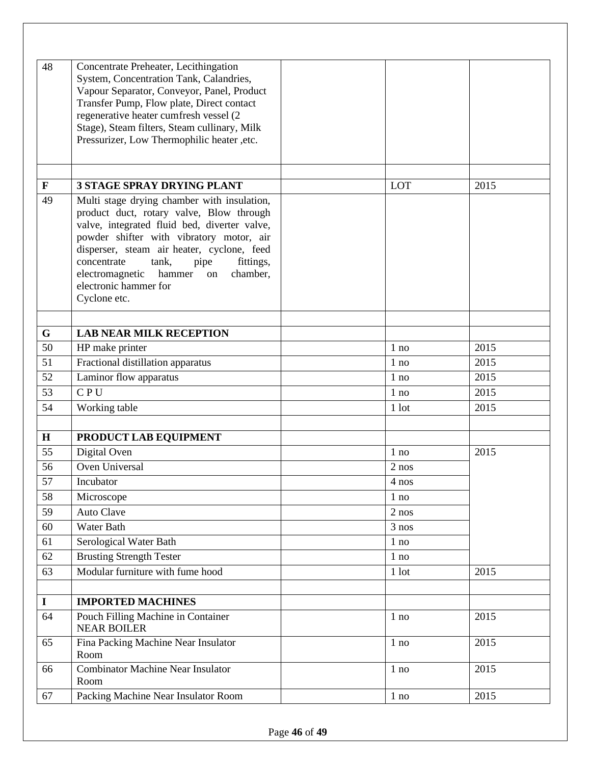| | | | | |
|---|---|---|---|---|
| 48 | Concentrate Preheater, Lecithingation System, Concentration Tank, Calandries, Vapour Separator, Conveyor, Panel, Product Transfer Pump, Flow plate, Direct contact regenerative heater cumfresh vessel (2 Stage), Steam filters, Steam cullinary, Milk Pressurizer, Low Thermophilic heater ,etc. | | | |
| | | | | |
| **F** | **3 STAGE SPRAY DRYING PLANT** | | LOT | 2015 |
| 49 | Multi stage drying chamber with insulation, product duct, rotary valve, Blow through valve, integrated fluid bed, diverter valve, powder shifter with vibratory motor, air disperser, steam air heater, cyclone, feed concentrate tank, pipe fittings, electromagnetic hammer on chamber, electronic hammer for Cyclone etc. | | | |
| | | | | |
| **G** | **LAB NEAR MILK RECEPTION** | | | |
| 50 | HP make printer | | 1 no | 2015 |
| 51 | Fractional distillation apparatus | | 1 no | 2015 |
| 52 | Laminor flow apparatus | | 1 no | 2015 |
| 53 | C P U | | 1 no | 2015 |
| 54 | Working table | | 1 lot | 2015 |
| | | | | |
| **H** | **PRODUCT LAB EQUIPMENT** | | | |
| 55 | Digital Oven | | 1 no | 2015 |
| 56 | Oven Universal | | 2 nos | |
| 57 | Incubator | | 4 nos | |
| 58 | Microscope | | 1 no | |
| 59 | Auto Clave | | 2 nos | |
| 60 | Water Bath | | 3 nos | |
| 61 | Serological Water Bath | | 1 no | |
| 62 | Brusting Strength Tester | | 1 no | |
| 63 | Modular furniture with fume hood | | 1 lot | 2015 |
| | | | | |
| **I** | **IMPORTED MACHINES** | | | |
| 64 | Pouch Filling Machine in Container NEAR BOILER | | 1 no | 2015 |
| 65 | Fina Packing Machine Near Insulator Room | | 1 no | 2015 |
| 66 | Combinator Machine Near Insulator Room | | 1 no | 2015 |
| 67 | Packing Machine Near Insulator Room | | 1 no | 2015 |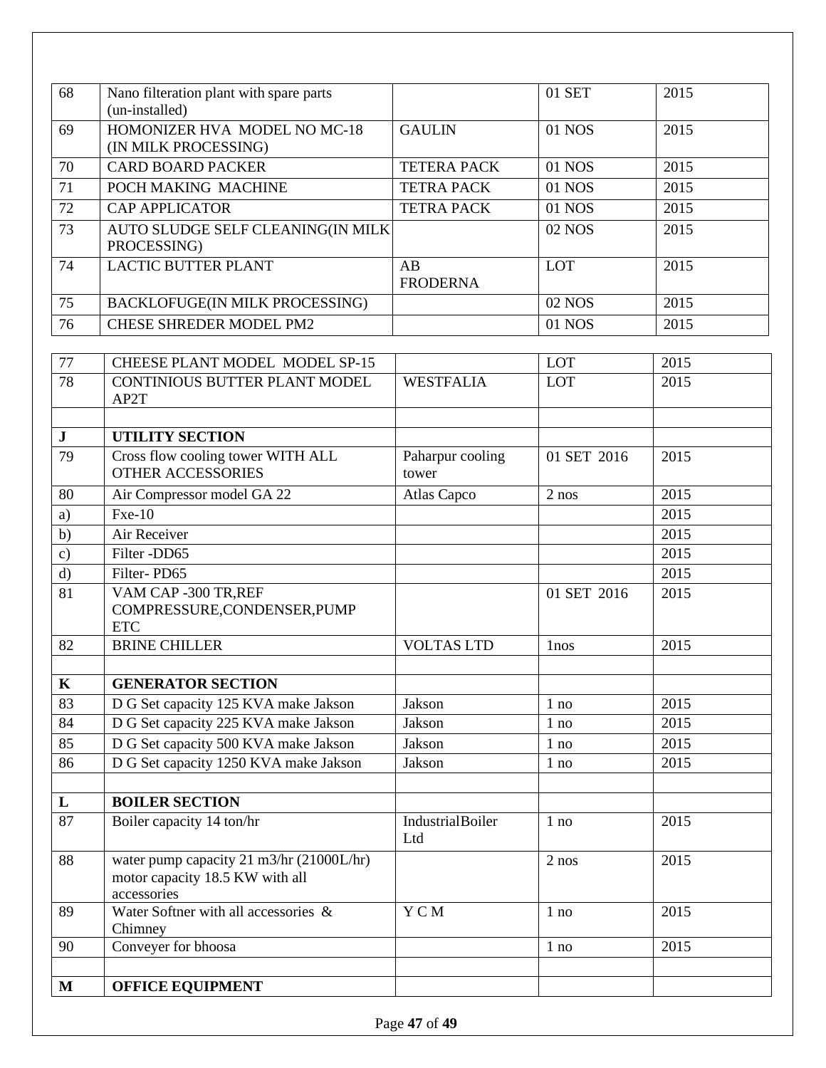| 68 | Nano filteration plant with spare parts (un-installed) | | 01 SET | 2015 |
|---|---|---|---|---|
| 69 | HOMONIZER HVA MODEL NO MC-18 (IN MILK PROCESSING) | GAULIN | 01 NOS | 2015 |
| 70 | CARD BOARD PACKER | TETERA PACK | 01 NOS | 2015 |
| 71 | POCH MAKING MACHINE | TETRA PACK | 01 NOS | 2015 |
| 72 | CAP APPLICATOR | TETRA PACK | 01 NOS | 2015 |
| 73 | AUTO SLUDGE SELF CLEANING(IN MILK PROCESSING) | | 02 NOS | 2015 |
| 74 | LACTIC BUTTER PLANT | AB FRODERNA | LOT | 2015 |
| 75 | BACKLOFUGE(IN MILK PROCESSING) | | 02 NOS | 2015 |
| 76 | CHESE SHREDER MODEL PM2 | | 01 NOS | 2015 |
| 77 | CHEESE PLANT MODEL MODEL SP-15 | | LOT | 2015 |
| 78 | CONTINIOUS BUTTER PLANT MODEL AP2T | WESTFALIA | LOT | 2015 |
| | | | | |
| **J** | **UTILITY SECTION** | | | |
| 79 | Cross flow cooling tower WITH ALL OTHER ACCESSORIES | Paharpur cooling tower | 01 SET 2016 | 2015 |
| 80 | Air Compressor model GA 22 | Atlas Capco | 2 nos | 2015 |
| a) | Fxe-10 | | | 2015 |
| b) | Air Receiver | | | 2015 |
| c) | Filter -DD65 | | | 2015 |
| d) | Filter- PD65 | | | 2015 |
| 81 | VAM CAP -300 TR,REF COMPRESSURE,CONDENSER,PUMP ETC | | 01 SET 2016 | 2015 |
| 82 | BRINE CHILLER | VOLTAS LTD | 1nos | 2015 |
| | | | | |
| **K** | **GENERATOR SECTION** | | | |
| 83 | D G Set capacity 125 KVA make Jakson | Jakson | 1 no | 2015 |
| 84 | D G Set capacity 225 KVA make Jakson | Jakson | 1 no | 2015 |
| 85 | D G Set capacity 500 KVA make Jakson | Jakson | 1 no | 2015 |
| 86 | D G Set capacity 1250 KVA make Jakson | Jakson | 1 no | 2015 |
| | | | | |
| **L** | **BOILER SECTION** | | | |
| 87 | Boiler capacity 14 ton/hr | IndustrialBoiler Ltd | 1 no | 2015 |
| 88 | water pump capacity 21 m3/hr (21000L/hr) motor capacity 18.5 KW with all accessories | | 2 nos | 2015 |
| 89 | Water Softner with all accessories & Chimney | Y C M | 1 no | 2015 |
| 90 | Conveyer for bhoosa | | 1 no | 2015 |
| | | | | |
| **M** | **OFFICE EQUIPMENT** | | | |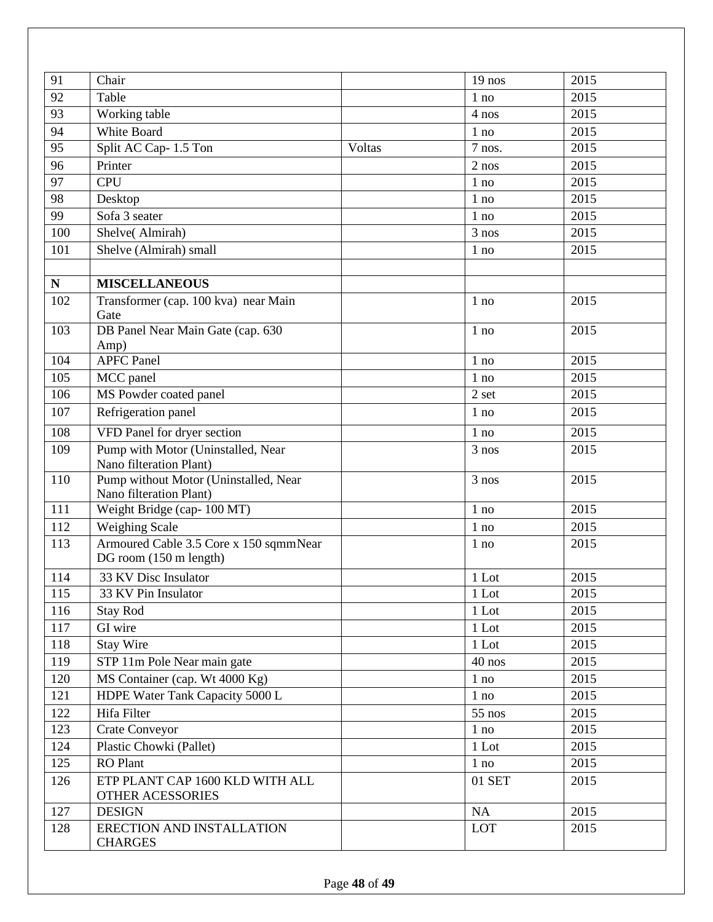| 91 | Chair | | 19 nos | 2015 |
|---|---|---|---|---|
| 92 | Table | | 1 no | 2015 |
| 93 | Working table | | 4 nos | 2015 |
| 94 | White Board | | 1 no | 2015 |
| 95 | Split AC Cap- 1.5 Ton | Voltas | 7 nos. | 2015 |
| 96 | Printer | | 2 nos | 2015 |
| 97 | CPU | | 1 no | 2015 |
| 98 | Desktop | | 1 no | 2015 |
| 99 | Sofa 3 seater | | 1 no | 2015 |
| 100 | Shelve( Almirah) | | 3 nos | 2015 |
| 101 | Shelve (Almirah) small | | 1 no | 2015 |
| | | | | |
| **N** | **MISCELLANEOUS** | | | |
| 102 | Transformer (cap. 100 kva) near Main Gate | | 1 no | 2015 |
| 103 | DB Panel Near Main Gate (cap. 630 Amp) | | 1 no | 2015 |
| 104 | APFC Panel | | 1 no | 2015 |
| 105 | MCC panel | | 1 no | 2015 |
| 106 | MS Powder coated panel | | 2 set | 2015 |
| 107 | Refrigeration panel | | 1 no | 2015 |
| 108 | VFD Panel for dryer section | | 1 no | 2015 |
| 109 | Pump with Motor (Uninstalled, Near Nano filteration Plant) | | 3 nos | 2015 |
| 110 | Pump without Motor (Uninstalled, Near Nano filteration Plant) | | 3 nos | 2015 |
| 111 | Weight Bridge (cap- 100 MT) | | 1 no | 2015 |
| 112 | Weighing Scale | | 1 no | 2015 |
| 113 | Armoured Cable 3.5 Core x 150 sqmmNear DG room (150 m length) | | 1 no | 2015 |
| 114 | 33 KV Disc Insulator | | 1 Lot | 2015 |
| 115 | 33 KV Pin Insulator | | 1 Lot | 2015 |
| 116 | Stay Rod | | 1 Lot | 2015 |
| 117 | GI wire | | 1 Lot | 2015 |
| 118 | Stay Wire | | 1 Lot | 2015 |
| 119 | STP 11m Pole Near main gate | | 40 nos | 2015 |
| 120 | MS Container (cap. Wt 4000 Kg) | | 1 no | 2015 |
| 121 | HDPE Water Tank Capacity 5000 L | | 1 no | 2015 |
| 122 | Hifa Filter | | 55 nos | 2015 |
| 123 | Crate Conveyor | | 1 no | 2015 |
| 124 | Plastic Chowki (Pallet) | | 1 Lot | 2015 |
| 125 | RO Plant | | 1 no | 2015 |
| 126 | ETP PLANT CAP 1600 KLD WITH ALL OTHER ACESSORIES | | 01 SET | 2015 |
| 127 | DESIGN | | NA | 2015 |
| 128 | ERECTION AND INSTALLATION CHARGES | | LOT | 2015 |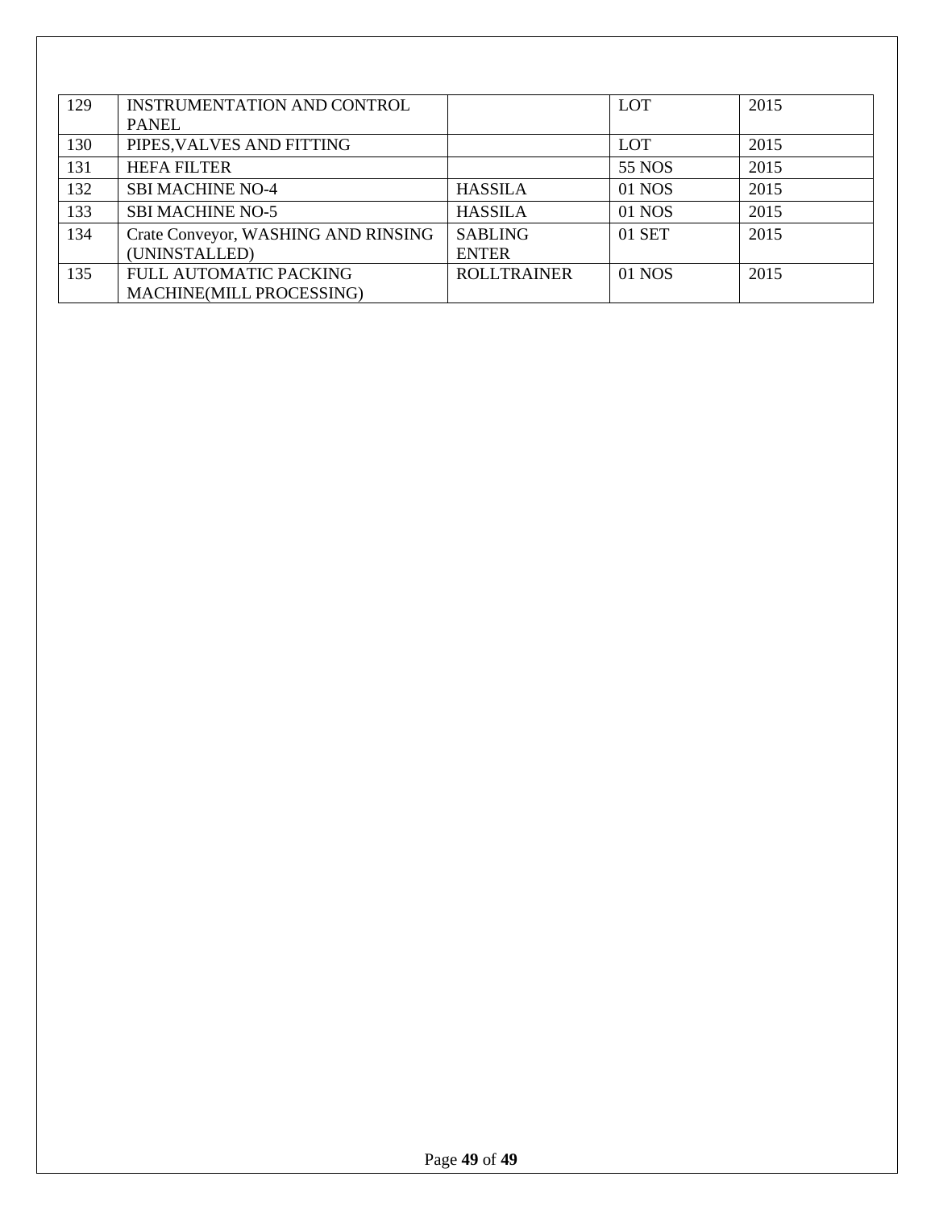| | | | | |
|---|---|---|---|---|
| 129 | INSTRUMENTATION AND CONTROL PANEL | | LOT | 2015 |
| 130 | PIPES,VALVES AND FITTING | | LOT | 2015 |
| 131 | HEFA FILTER | | 55 NOS | 2015 |
| 132 | SBI MACHINE NO-4 | HASSILA | 01 NOS | 2015 |
| 133 | SBI MACHINE NO-5 | HASSILA | 01 NOS | 2015 |
| 134 | Crate Conveyor, WASHING AND RINSING (UNINSTALLED) | SABLING ENTER | 01 SET | 2015 |
| 135 | FULL AUTOMATIC PACKING MACHINE(MILL PROCESSING) | ROLLTRAINER | 01 NOS | 2015 |